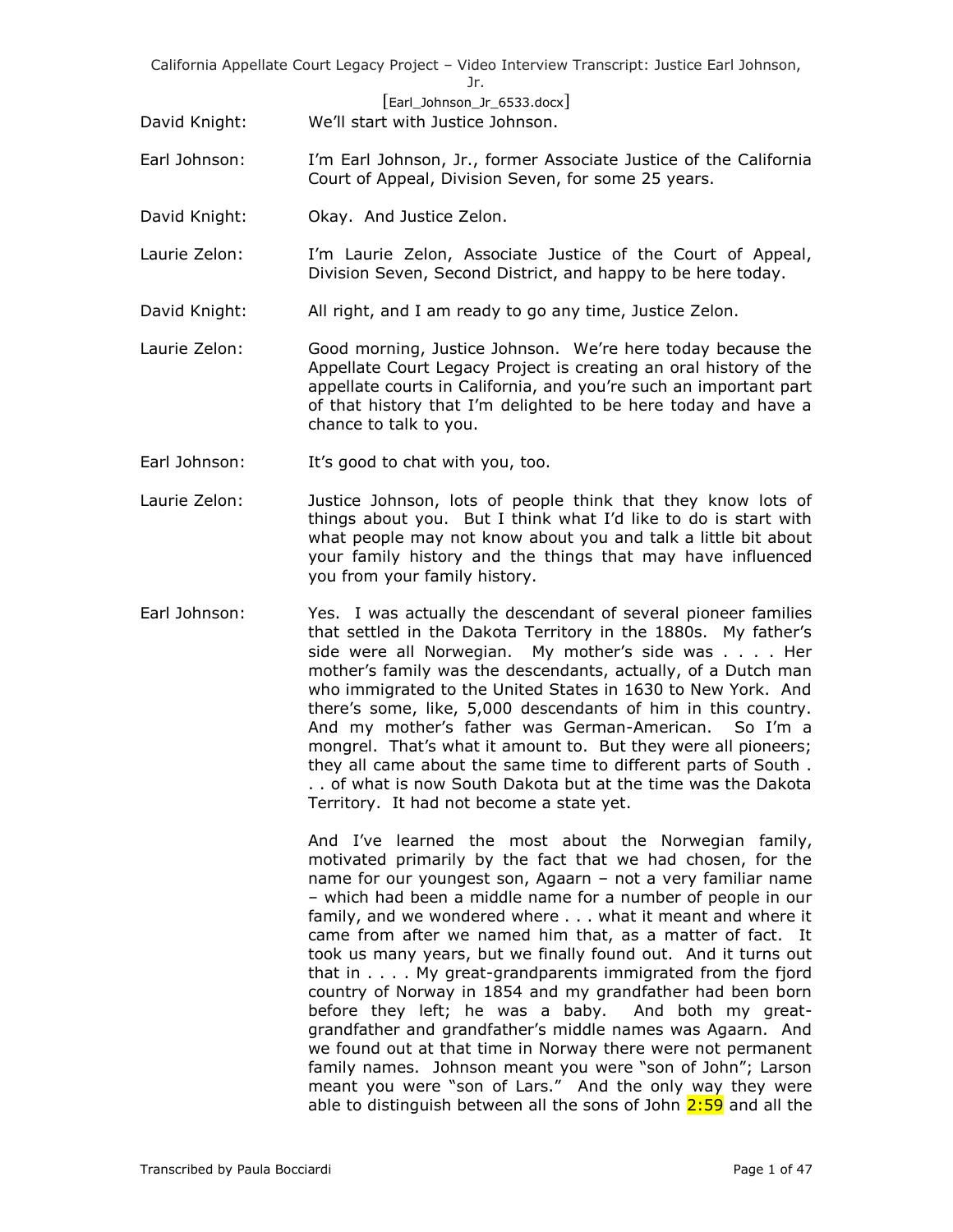David Knight: We'll start with Justice Johnson.

Earl Johnson: I'm Earl Johnson, Jr., former Associate Justice of the California Court of Appeal, Division Seven, for some 25 years.

David Knight: Okay. And Justice Zelon.

Laurie Zelon: I'm Laurie Zelon, Associate Justice of the Court of Appeal, Division Seven, Second District, and happy to be here today.

David Knight: All right, and I am ready to go any time, Justice Zelon.

Laurie Zelon: Good morning, Justice Johnson. We're here today because the Appellate Court Legacy Project is creating an oral history of the appellate courts in California, and you're such an important part of that history that I'm delighted to be here today and have a chance to talk to you.

Earl Johnson: It's good to chat with you, too.

Laurie Zelon: Justice Johnson, lots of people think that they know lots of things about you. But I think what I'd like to do is start with what people may not know about you and talk a little bit about your family history and the things that may have influenced you from your family history.

Earl Johnson: Yes. I was actually the descendant of several pioneer families that settled in the Dakota Territory in the 1880s. My father's side were all Norwegian. My mother's side was . . . . Her mother's family was the descendants, actually, of a Dutch man who immigrated to the United States in 1630 to New York. And there's some, like, 5,000 descendants of him in this country. And my mother's father was German-American. So I'm a mongrel. That's what it amount to. But they were all pioneers; they all came about the same time to different parts of South . . . of what is now South Dakota but at the time was the Dakota Territory. It had not become a state yet.

And I've learned the most about the Norwegian family, motivated primarily by the fact that we had chosen, for the name for our youngest son, Agaarn – not a very familiar name – which had been a middle name for a number of people in our family, and we wondered where . . . what it meant and where it came from after we named him that, as a matter of fact. It took us many years, but we finally found out. And it turns out that in . . . . My great-grandparents immigrated from the fjord country of Norway in 1854 and my grandfather had been born before they left; he was a baby. And both my great-grandfather and grandfather's middle names was Agaarn. And we found out at that time in Norway there were not permanent family names. Johnson meant you were "son of John"; Larson meant you were "son of Lars." And the only way they were able to distinguish between all the sons of John 2:59 and all the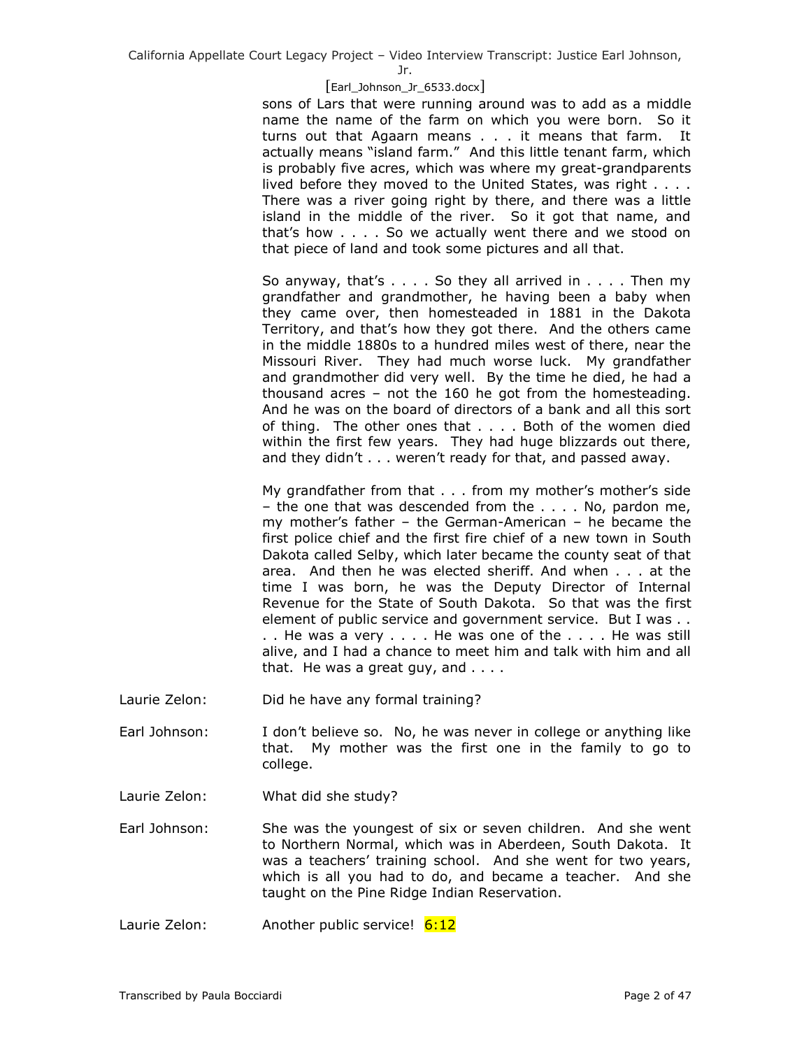sons of Lars that were running around was to add as a middle name the name of the farm on which you were born. So it turns out that Agaarn means . . . it means that farm. It actually means "island farm." And this little tenant farm, which is probably five acres, which was where my great-grandparents lived before they moved to the United States, was right . . . . There was a river going right by there, and there was a little island in the middle of the river. So it got that name, and that's how . . . . So we actually went there and we stood on that piece of land and took some pictures and all that.

So anyway, that's . . . . So they all arrived in . . . . Then my grandfather and grandmother, he having been a baby when they came over, then homesteaded in 1881 in the Dakota Territory, and that's how they got there. And the others came in the middle 1880s to a hundred miles west of there, near the Missouri River. They had much worse luck. My grandfather and grandmother did very well. By the time he died, he had a thousand acres – not the 160 he got from the homesteading. And he was on the board of directors of a bank and all this sort of thing. The other ones that . . . . Both of the women died within the first few years. They had huge blizzards out there, and they didn't . . . weren't ready for that, and passed away.

My grandfather from that . . . from my mother's mother's side – the one that was descended from the . . . . No, pardon me, my mother's father – the German-American – he became the first police chief and the first fire chief of a new town in South Dakota called Selby, which later became the county seat of that area. And then he was elected sheriff. And when . . . at the time I was born, he was the Deputy Director of Internal Revenue for the State of South Dakota. So that was the first element of public service and government service. But I was . . . . He was a very . . . . He was one of the . . . . He was still alive, and I had a chance to meet him and talk with him and all that. He was a great guy, and . . . .

Laurie Zelon: Did he have any formal training?

Earl Johnson: I don't believe so. No, he was never in college or anything like that. My mother was the first one in the family to go to college.

Laurie Zelon: What did she study?

Earl Johnson: She was the youngest of six or seven children. And she went to Northern Normal, which was in Aberdeen, South Dakota. It was a teachers' training school. And she went for two years, which is all you had to do, and became a teacher. And she taught on the Pine Ridge Indian Reservation.

Laurie Zelon: Another public service! 6:12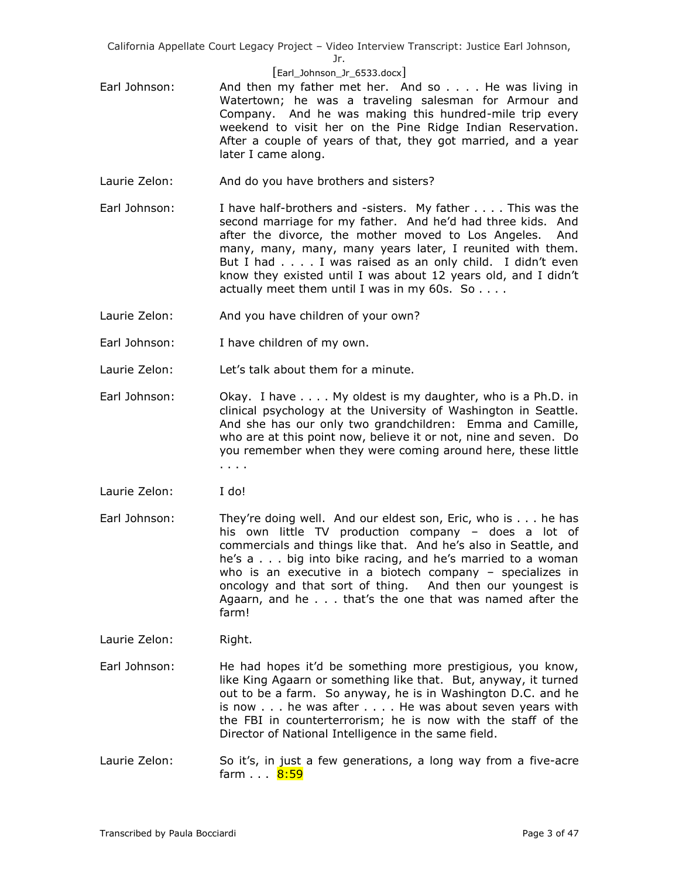Earl Johnson: And then my father met her. And so . . . . He was living in Watertown; he was a traveling salesman for Armour and Company. And he was making this hundred-mile trip every weekend to visit her on the Pine Ridge Indian Reservation. After a couple of years of that, they got married, and a year later I came along.

Laurie Zelon: And do you have brothers and sisters?

Earl Johnson: I have half-brothers and -sisters. My father . . . . This was the second marriage for my father. And he'd had three kids. And after the divorce, the mother moved to Los Angeles. And many, many, many, many years later, I reunited with them. But I had . . . . I was raised as an only child. I didn't even know they existed until I was about 12 years old, and I didn't actually meet them until I was in my 60s. So . . . .

Laurie Zelon: And you have children of your own?

Earl Johnson: I have children of my own.

Laurie Zelon: Let's talk about them for a minute.

Earl Johnson: Okay. I have . . . . My oldest is my daughter, who is a Ph.D. in clinical psychology at the University of Washington in Seattle. And she has our only two grandchildren: Emma and Camille, who are at this point now, believe it or not, nine and seven. Do you remember when they were coming around here, these little . . . .

Laurie Zelon: I do!

Earl Johnson: They're doing well. And our eldest son, Eric, who is . . . he has his own little TV production company – does a lot of commercials and things like that. And he's also in Seattle, and he's a . . . big into bike racing, and he's married to a woman who is an executive in a biotech company – specializes in oncology and that sort of thing. And then our youngest is Agaarn, and he . . . that's the one that was named after the farm!

Laurie Zelon: Right.

Earl Johnson: He had hopes it'd be something more prestigious, you know, like King Agaarn or something like that. But, anyway, it turned out to be a farm. So anyway, he is in Washington D.C. and he is now . . . he was after . . . . He was about seven years with the FBI in counterterrorism; he is now with the staff of the Director of National Intelligence in the same field.

Laurie Zelon: So it's, in just a few generations, a long way from a five-acre farm . . . 8:59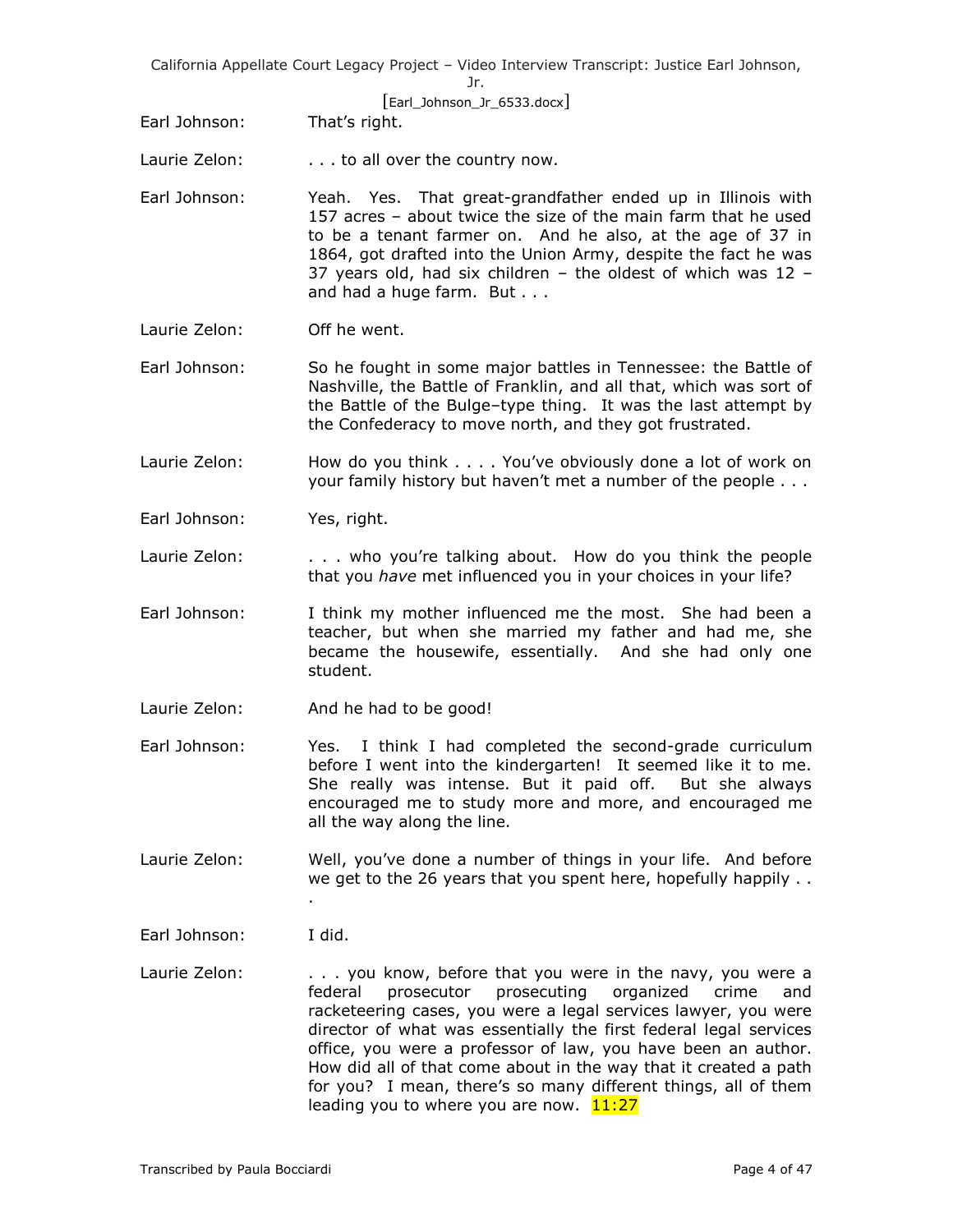Earl Johnson: That's right.

Laurie Zelon: . . . to all over the country now.

Earl Johnson: Yeah. Yes. That great-grandfather ended up in Illinois with 157 acres – about twice the size of the main farm that he used to be a tenant farmer on. And he also, at the age of 37 in 1864, got drafted into the Union Army, despite the fact he was 37 years old, had six children – the oldest of which was 12 – and had a huge farm. But . . .

Laurie Zelon: Off he went.

Earl Johnson: So he fought in some major battles in Tennessee: the Battle of Nashville, the Battle of Franklin, and all that, which was sort of the Battle of the Bulge–type thing. It was the last attempt by the Confederacy to move north, and they got frustrated.

Laurie Zelon: How do you think . . . . You've obviously done a lot of work on your family history but haven't met a number of the people . . .

Earl Johnson: Yes, right.

Laurie Zelon: . . . who you're talking about. How do you think the people that you *have* met influenced you in your choices in your life?

Earl Johnson: I think my mother influenced me the most. She had been a teacher, but when she married my father and had me, she became the housewife, essentially. And she had only one student.

Laurie Zelon: And he had to be good!

Earl Johnson: Yes. I think I had completed the second-grade curriculum before I went into the kindergarten! It seemed like it to me. She really was intense. But it paid off. But she always encouraged me to study more and more, and encouraged me all the way along the line.

Laurie Zelon: Well, you've done a number of things in your life. And before we get to the 26 years that you spent here, hopefully happily . . .

Earl Johnson: I did.

Laurie Zelon: . . . you know, before that you were in the navy, you were a federal prosecutor prosecuting organized crime and racketeering cases, you were a legal services lawyer, you were director of what was essentially the first federal legal services office, you were a professor of law, you have been an author. How did all of that come about in the way that it created a path for you? I mean, there's so many different things, all of them leading you to where you are now. 11:27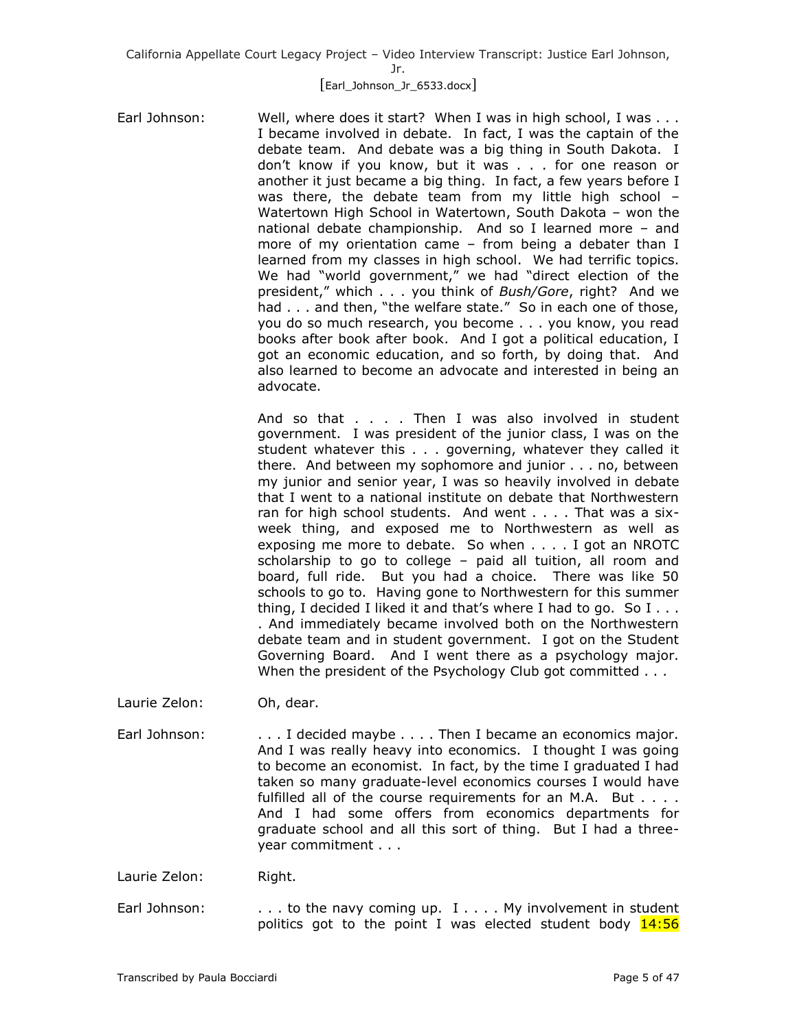Earl Johnson: Well, where does it start? When I was in high school, I was . . . I became involved in debate. In fact, I was the captain of the debate team. And debate was a big thing in South Dakota. I don't know if you know, but it was . . . for one reason or another it just became a big thing. In fact, a few years before I was there, the debate team from my little high school – Watertown High School in Watertown, South Dakota – won the national debate championship. And so I learned more – and more of my orientation came – from being a debater than I learned from my classes in high school. We had terrific topics. We had "world government," we had "direct election of the president," which . . . you think of *Bush/Gore*, right? And we had . . . and then, "the welfare state." So in each one of those, you do so much research, you become . . . you know, you read books after book after book. And I got a political education, I got an economic education, and so forth, by doing that. And also learned to become an advocate and interested in being an advocate.

And so that . . . . Then I was also involved in student government. I was president of the junior class, I was on the student whatever this . . . governing, whatever they called it there. And between my sophomore and junior . . . no, between my junior and senior year, I was so heavily involved in debate that I went to a national institute on debate that Northwestern ran for high school students. And went . . . . That was a six-week thing, and exposed me to Northwestern as well as exposing me more to debate. So when . . . . I got an NROTC scholarship to go to college – paid all tuition, all room and board, full ride. But you had a choice. There was like 50 schools to go to. Having gone to Northwestern for this summer thing, I decided I liked it and that's where I had to go. So I . . . . And immediately became involved both on the Northwestern debate team and in student government. I got on the Student Governing Board. And I went there as a psychology major. When the president of the Psychology Club got committed . . .

Laurie Zelon: Oh, dear.

Earl Johnson: . . . I decided maybe . . . . Then I became an economics major. And I was really heavy into economics. I thought I was going to become an economist. In fact, by the time I graduated I had taken so many graduate-level economics courses I would have fulfilled all of the course requirements for an M.A. But . . . . And I had some offers from economics departments for graduate school and all this sort of thing. But I had a three-year commitment . . .

Laurie Zelon: Right.

Earl Johnson: . . . to the navy coming up. I . . . . My involvement in student politics got to the point I was elected student body 14:56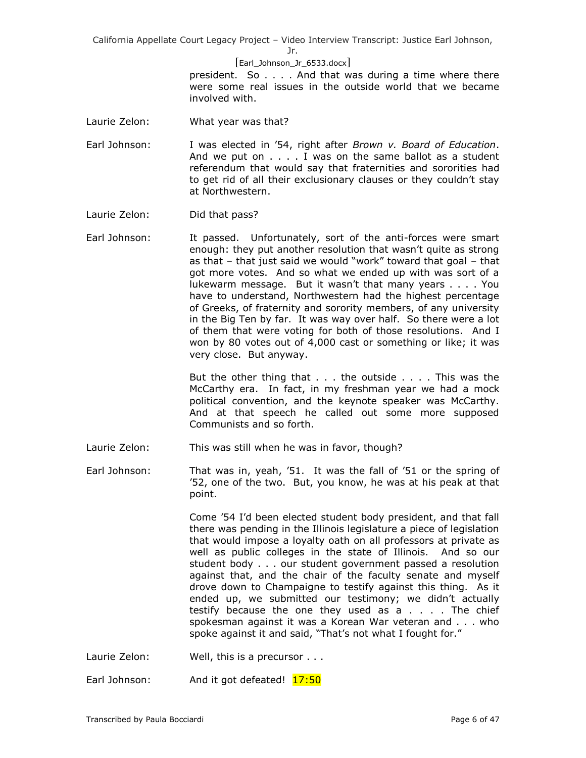president. So . . . . And that was during a time where there were some real issues in the outside world that we became involved with.

Laurie Zelon: What year was that?

Earl Johnson: I was elected in '54, right after *Brown v. Board of Education*. And we put on . . . . I was on the same ballot as a student referendum that would say that fraternities and sororities had to get rid of all their exclusionary clauses or they couldn't stay at Northwestern.

Laurie Zelon: Did that pass?

Earl Johnson: It passed. Unfortunately, sort of the anti-forces were smart enough: they put another resolution that wasn't quite as strong as that – that just said we would "work" toward that goal – that got more votes. And so what we ended up with was sort of a lukewarm message. But it wasn't that many years . . . . You have to understand, Northwestern had the highest percentage of Greeks, of fraternity and sorority members, of any university in the Big Ten by far. It was way over half. So there were a lot of them that were voting for both of those resolutions. And I won by 80 votes out of 4,000 cast or something or like; it was very close. But anyway.

But the other thing that . . . the outside . . . . This was the McCarthy era. In fact, in my freshman year we had a mock political convention, and the keynote speaker was McCarthy. And at that speech he called out some more supposed Communists and so forth.

Laurie Zelon: This was still when he was in favor, though?

Earl Johnson: That was in, yeah, '51. It was the fall of '51 or the spring of '52, one of the two. But, you know, he was at his peak at that point.

Come '54 I'd been elected student body president, and that fall there was pending in the Illinois legislature a piece of legislation that would impose a loyalty oath on all professors at private as well as public colleges in the state of Illinois. And so our student body . . . our student government passed a resolution against that, and the chair of the faculty senate and myself drove down to Champaigne to testify against this thing. As it ended up, we submitted our testimony; we didn't actually testify because the one they used as a . . . . The chief spokesman against it was a Korean War veteran and . . . who spoke against it and said, "That's not what I fought for."

Laurie Zelon: Well, this is a precursor . . .

Earl Johnson: And it got defeated! 17:50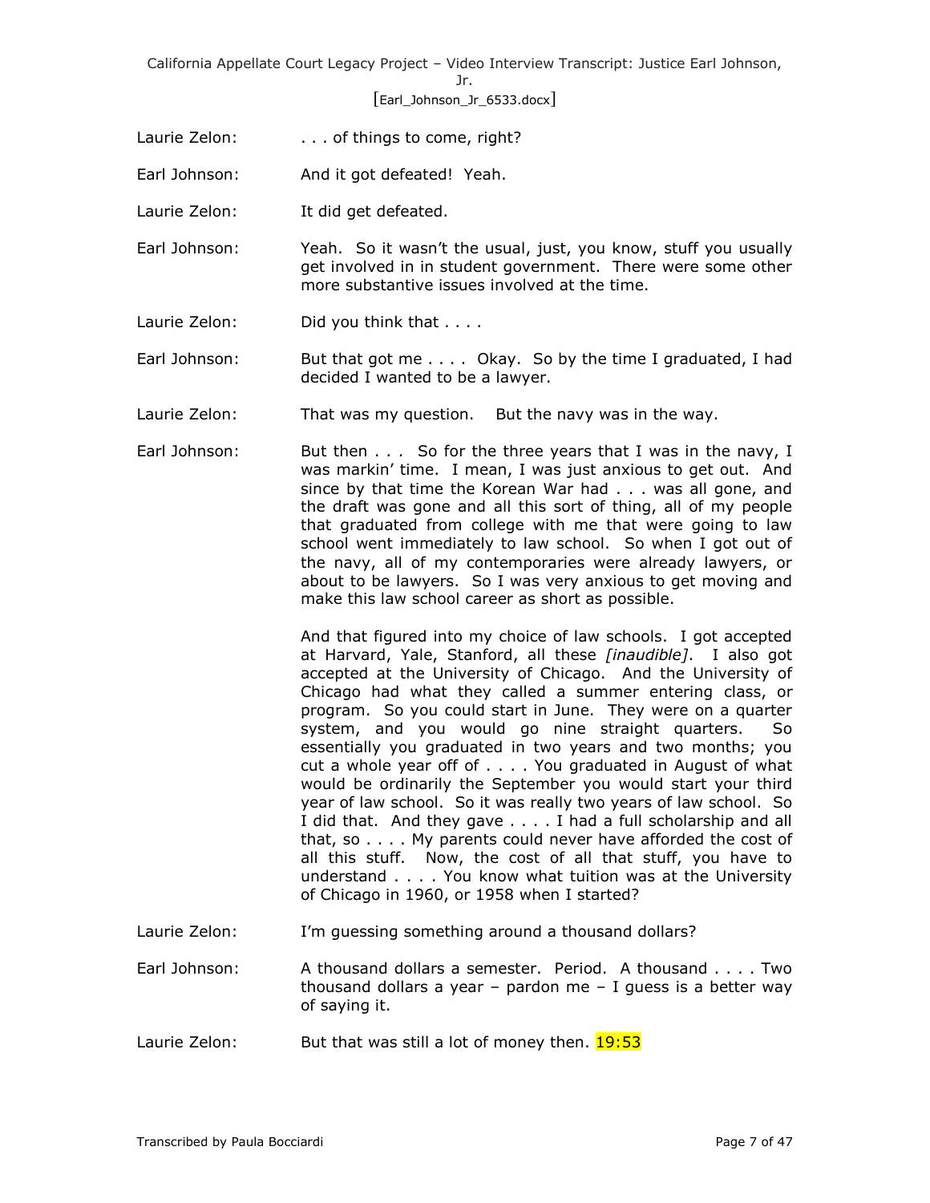Laurie Zelon: . . . of things to come, right?

Earl Johnson: And it got defeated! Yeah.

Laurie Zelon: It did get defeated.

Earl Johnson: Yeah. So it wasn't the usual, just, you know, stuff you usually get involved in in student government. There were some other more substantive issues involved at the time.

Laurie Zelon: Did you think that . . . .

Earl Johnson: But that got me . . . . Okay. So by the time I graduated, I had decided I wanted to be a lawyer.

Laurie Zelon: That was my question. But the navy was in the way.

Earl Johnson: But then . . . So for the three years that I was in the navy, I was markin' time. I mean, I was just anxious to get out. And since by that time the Korean War had . . . was all gone, and the draft was gone and all this sort of thing, all of my people that graduated from college with me that were going to law school went immediately to law school. So when I got out of the navy, all of my contemporaries were already lawyers, or about to be lawyers. So I was very anxious to get moving and make this law school career as short as possible.

And that figured into my choice of law schools. I got accepted at Harvard, Yale, Stanford, all these *[inaudible]*. I also got accepted at the University of Chicago. And the University of Chicago had what they called a summer entering class, or program. So you could start in June. They were on a quarter system, and you would go nine straight quarters. So essentially you graduated in two years and two months; you cut a whole year off of . . . . You graduated in August of what would be ordinarily the September you would start your third year of law school. So it was really two years of law school. So I did that. And they gave . . . . I had a full scholarship and all that, so . . . . My parents could never have afforded the cost of all this stuff. Now, the cost of all that stuff, you have to understand . . . . You know what tuition was at the University of Chicago in 1960, or 1958 when I started?

Laurie Zelon: I'm guessing something around a thousand dollars?

Earl Johnson: A thousand dollars a semester. Period. A thousand . . . . Two thousand dollars a year – pardon me – I guess is a better way of saying it.

Laurie Zelon: But that was still a lot of money then. 19:53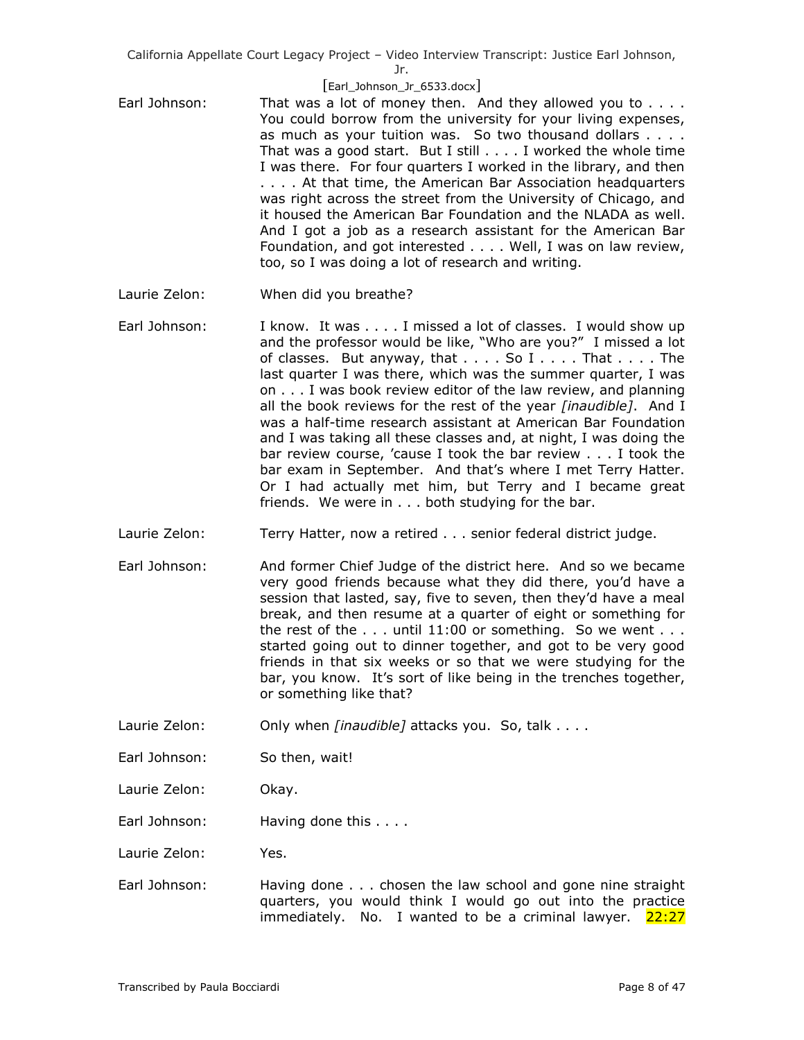Earl Johnson: That was a lot of money then. And they allowed you to . . . . You could borrow from the university for your living expenses, as much as your tuition was. So two thousand dollars . . . . That was a good start. But I still . . . . I worked the whole time I was there. For four quarters I worked in the library, and then . . . . At that time, the American Bar Association headquarters was right across the street from the University of Chicago, and it housed the American Bar Foundation and the NLADA as well. And I got a job as a research assistant for the American Bar Foundation, and got interested . . . . Well, I was on law review, too, so I was doing a lot of research and writing.

Laurie Zelon: When did you breathe?

Earl Johnson: I know. It was . . . . I missed a lot of classes. I would show up and the professor would be like, "Who are you?" I missed a lot of classes. But anyway, that . . . . So I . . . . That . . . . The last quarter I was there, which was the summer quarter, I was on . . . I was book review editor of the law review, and planning all the book reviews for the rest of the year *[inaudible]*. And I was a half-time research assistant at American Bar Foundation and I was taking all these classes and, at night, I was doing the bar review course, 'cause I took the bar review . . . I took the bar exam in September. And that's where I met Terry Hatter. Or I had actually met him, but Terry and I became great friends. We were in . . . both studying for the bar.

Laurie Zelon: Terry Hatter, now a retired . . . senior federal district judge.

Earl Johnson: And former Chief Judge of the district here. And so we became very good friends because what they did there, you'd have a session that lasted, say, five to seven, then they'd have a meal break, and then resume at a quarter of eight or something for the rest of the . . . until 11:00 or something. So we went . . . started going out to dinner together, and got to be very good friends in that six weeks or so that we were studying for the bar, you know. It's sort of like being in the trenches together, or something like that?

Laurie Zelon: Only when *[inaudible]* attacks you. So, talk . . . .

Earl Johnson: So then, wait!

Laurie Zelon: Okay.

Earl Johnson: Having done this . . . .

Laurie Zelon: Yes.

Earl Johnson: Having done . . . chosen the law school and gone nine straight quarters, you would think I would go out into the practice immediately. No. I wanted to be a criminal lawyer. 22:27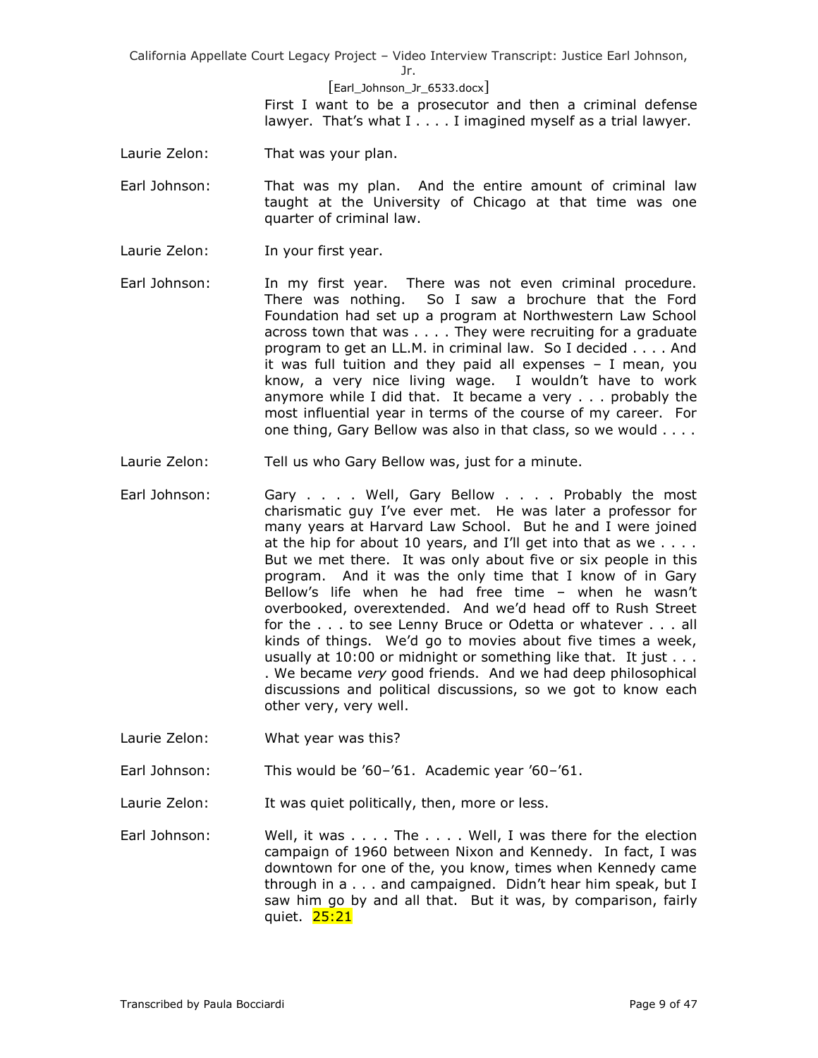First I want to be a prosecutor and then a criminal defense lawyer. That's what I . . . . I imagined myself as a trial lawyer.

Laurie Zelon: That was your plan.

Earl Johnson: That was my plan. And the entire amount of criminal law taught at the University of Chicago at that time was one quarter of criminal law.

Laurie Zelon: In your first year.

Earl Johnson: In my first year. There was not even criminal procedure. There was nothing. So I saw a brochure that the Ford Foundation had set up a program at Northwestern Law School across town that was . . . . They were recruiting for a graduate program to get an LL.M. in criminal law. So I decided . . . . And it was full tuition and they paid all expenses – I mean, you know, a very nice living wage. I wouldn't have to work anymore while I did that. It became a very . . . probably the most influential year in terms of the course of my career. For one thing, Gary Bellow was also in that class, so we would . . . .

Laurie Zelon: Tell us who Gary Bellow was, just for a minute.

Earl Johnson: Gary . . . . Well, Gary Bellow . . . . Probably the most charismatic guy I've ever met. He was later a professor for many years at Harvard Law School. But he and I were joined at the hip for about 10 years, and I'll get into that as we . . . . But we met there. It was only about five or six people in this program. And it was the only time that I know of in Gary Bellow's life when he had free time – when he wasn't overbooked, overextended. And we'd head off to Rush Street for the . . . to see Lenny Bruce or Odetta or whatever . . . all kinds of things. We'd go to movies about five times a week, usually at 10:00 or midnight or something like that. It just . . . . We became *very* good friends. And we had deep philosophical discussions and political discussions, so we got to know each other very, very well.

Laurie Zelon: What year was this?

Earl Johnson: This would be '60–'61. Academic year '60–'61.

Laurie Zelon: It was quiet politically, then, more or less.

Earl Johnson: Well, it was . . . . The . . . . Well, I was there for the election campaign of 1960 between Nixon and Kennedy. In fact, I was downtown for one of the, you know, times when Kennedy came through in a . . . and campaigned. Didn't hear him speak, but I saw him go by and all that. But it was, by comparison, fairly quiet. 25:21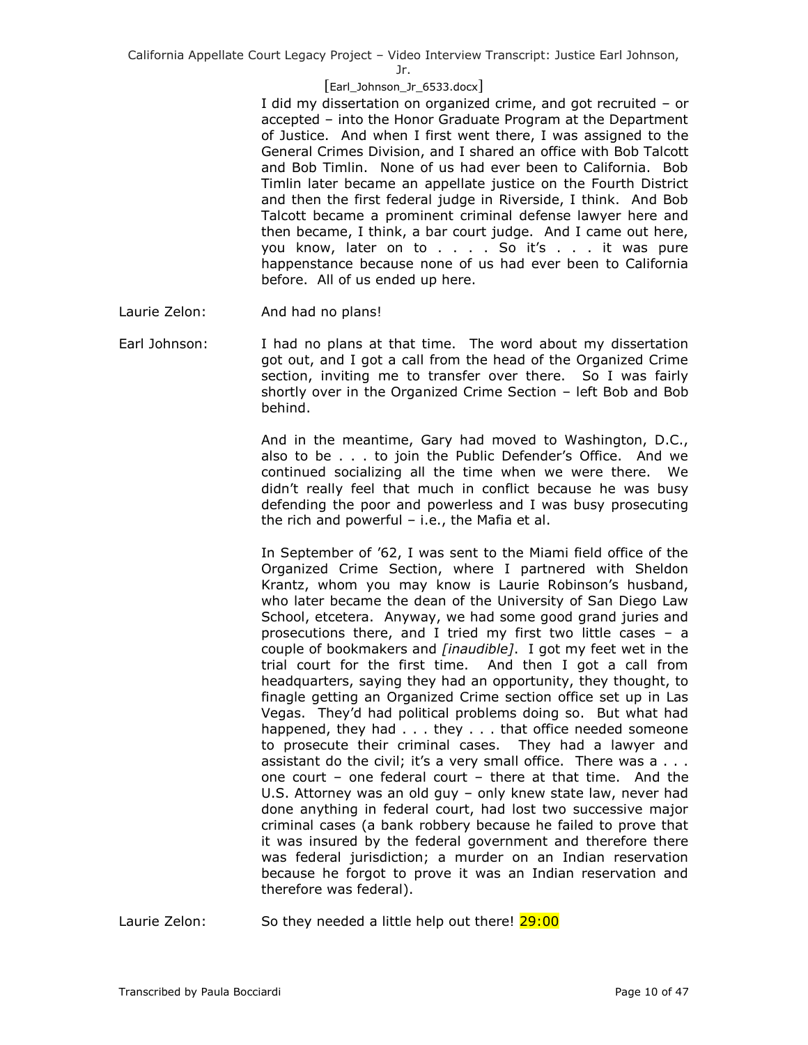I did my dissertation on organized crime, and got recruited – or accepted – into the Honor Graduate Program at the Department of Justice. And when I first went there, I was assigned to the General Crimes Division, and I shared an office with Bob Talcott and Bob Timlin. None of us had ever been to California. Bob Timlin later became an appellate justice on the Fourth District and then the first federal judge in Riverside, I think. And Bob Talcott became a prominent criminal defense lawyer here and then became, I think, a bar court judge. And I came out here, you know, later on to . . . . So it's . . . it was pure happenstance because none of us had ever been to California before. All of us ended up here.

Laurie Zelon: And had no plans!

Earl Johnson: I had no plans at that time. The word about my dissertation got out, and I got a call from the head of the Organized Crime section, inviting me to transfer over there. So I was fairly shortly over in the Organized Crime Section – left Bob and Bob behind.

And in the meantime, Gary had moved to Washington, D.C., also to be . . . to join the Public Defender's Office. And we continued socializing all the time when we were there. We didn't really feel that much in conflict because he was busy defending the poor and powerless and I was busy prosecuting the rich and powerful – i.e., the Mafia et al.

In September of '62, I was sent to the Miami field office of the Organized Crime Section, where I partnered with Sheldon Krantz, whom you may know is Laurie Robinson's husband, who later became the dean of the University of San Diego Law School, etcetera. Anyway, we had some good grand juries and prosecutions there, and I tried my first two little cases – a couple of bookmakers and *[inaudible]*. I got my feet wet in the trial court for the first time. And then I got a call from headquarters, saying they had an opportunity, they thought, to finagle getting an Organized Crime section office set up in Las Vegas. They'd had political problems doing so. But what had happened, they had . . . they . . . that office needed someone to prosecute their criminal cases. They had a lawyer and assistant do the civil; it's a very small office. There was a . . . one court – one federal court – there at that time. And the U.S. Attorney was an old guy – only knew state law, never had done anything in federal court, had lost two successive major criminal cases (a bank robbery because he failed to prove that it was insured by the federal government and therefore there was federal jurisdiction; a murder on an Indian reservation because he forgot to prove it was an Indian reservation and therefore was federal).

Laurie Zelon: So they needed a little help out there! 29:00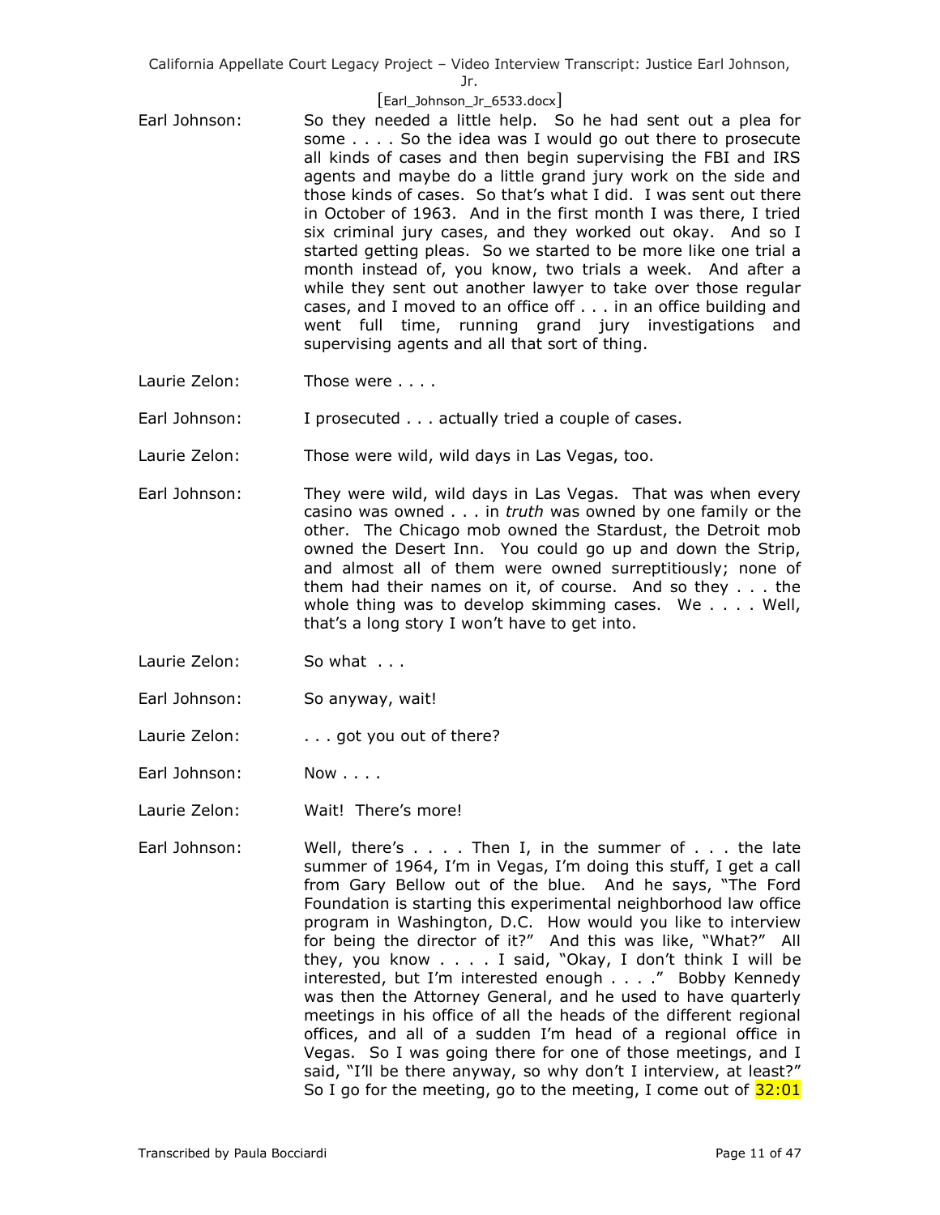Earl Johnson: So they needed a little help. So he had sent out a plea for some . . . . So the idea was I would go out there to prosecute all kinds of cases and then begin supervising the FBI and IRS agents and maybe do a little grand jury work on the side and those kinds of cases. So that's what I did. I was sent out there in October of 1963. And in the first month I was there, I tried six criminal jury cases, and they worked out okay. And so I started getting pleas. So we started to be more like one trial a month instead of, you know, two trials a week. And after a while they sent out another lawyer to take over those regular cases, and I moved to an office off . . . in an office building and went full time, running grand jury investigations and supervising agents and all that sort of thing.

Laurie Zelon: Those were . . . .

Earl Johnson: I prosecuted . . . actually tried a couple of cases.

Laurie Zelon: Those were wild, wild days in Las Vegas, too.

Earl Johnson: They were wild, wild days in Las Vegas. That was when every casino was owned . . . in *truth* was owned by one family or the other. The Chicago mob owned the Stardust, the Detroit mob owned the Desert Inn. You could go up and down the Strip, and almost all of them were owned surreptitiously; none of them had their names on it, of course. And so they . . . the whole thing was to develop skimming cases. We . . . . Well, that's a long story I won't have to get into.

Laurie Zelon: So what . . .

Earl Johnson: So anyway, wait!

Laurie Zelon: . . . got you out of there?

Earl Johnson: Now . . . .

Laurie Zelon: Wait! There's more!

Earl Johnson: Well, there's . . . . Then I, in the summer of . . . the late summer of 1964, I'm in Vegas, I'm doing this stuff, I get a call from Gary Bellow out of the blue. And he says, "The Ford Foundation is starting this experimental neighborhood law office program in Washington, D.C. How would you like to interview for being the director of it?" And this was like, "What?" All they, you know . . . . I said, "Okay, I don't think I will be interested, but I'm interested enough . . . ." Bobby Kennedy was then the Attorney General, and he used to have quarterly meetings in his office of all the heads of the different regional offices, and all of a sudden I'm head of a regional office in Vegas. So I was going there for one of those meetings, and I said, "I'll be there anyway, so why don't I interview, at least?" So I go for the meeting, go to the meeting, I come out of 32:01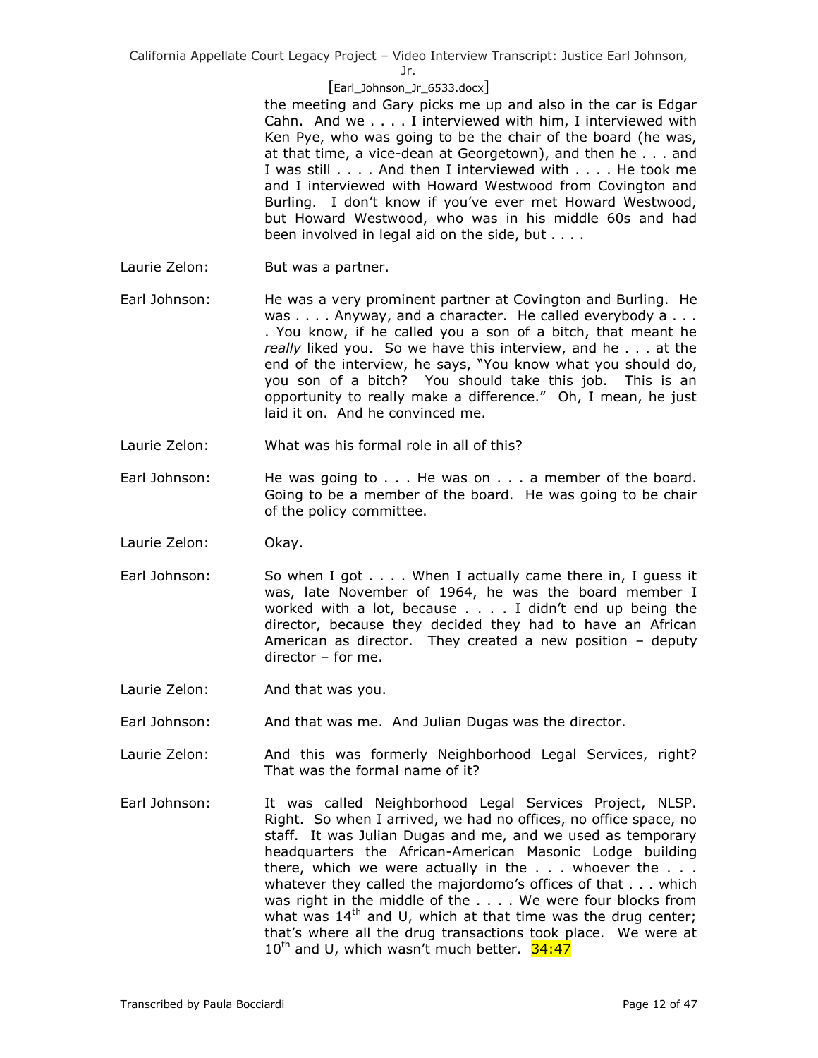the meeting and Gary picks me up and also in the car is Edgar Cahn. And we . . . . I interviewed with him, I interviewed with Ken Pye, who was going to be the chair of the board (he was, at that time, a vice-dean at Georgetown), and then he . . . and I was still . . . . And then I interviewed with . . . . He took me and I interviewed with Howard Westwood from Covington and Burling. I don't know if you've ever met Howard Westwood, but Howard Westwood, who was in his middle 60s and had been involved in legal aid on the side, but . . . .

Laurie Zelon: But was a partner.

Earl Johnson: He was a very prominent partner at Covington and Burling. He was . . . . Anyway, and a character. He called everybody a . . . . You know, if he called you a son of a bitch, that meant he *really* liked you. So we have this interview, and he . . . at the end of the interview, he says, "You know what you should do, you son of a bitch? You should take this job. This is an opportunity to really make a difference." Oh, I mean, he just laid it on. And he convinced me.

Laurie Zelon: What was his formal role in all of this?

Earl Johnson: He was going to . . . He was on . . . a member of the board. Going to be a member of the board. He was going to be chair of the policy committee.

Laurie Zelon: Okay.

Earl Johnson: So when I got . . . . When I actually came there in, I guess it was, late November of 1964, he was the board member I worked with a lot, because . . . . I didn't end up being the director, because they decided they had to have an African American as director. They created a new position – deputy director – for me.

Laurie Zelon: And that was you.

Earl Johnson: And that was me. And Julian Dugas was the director.

Laurie Zelon: And this was formerly Neighborhood Legal Services, right? That was the formal name of it?

Earl Johnson: It was called Neighborhood Legal Services Project, NLSP. Right. So when I arrived, we had no offices, no office space, no staff. It was Julian Dugas and me, and we used as temporary headquarters the African-American Masonic Lodge building there, which we were actually in the . . . whoever the . . . whatever they called the majordomo's offices of that . . . which was right in the middle of the . . . . We were four blocks from what was 14th and U, which at that time was the drug center; that's where all the drug transactions took place. We were at 10th and U, which wasn't much better. 34:47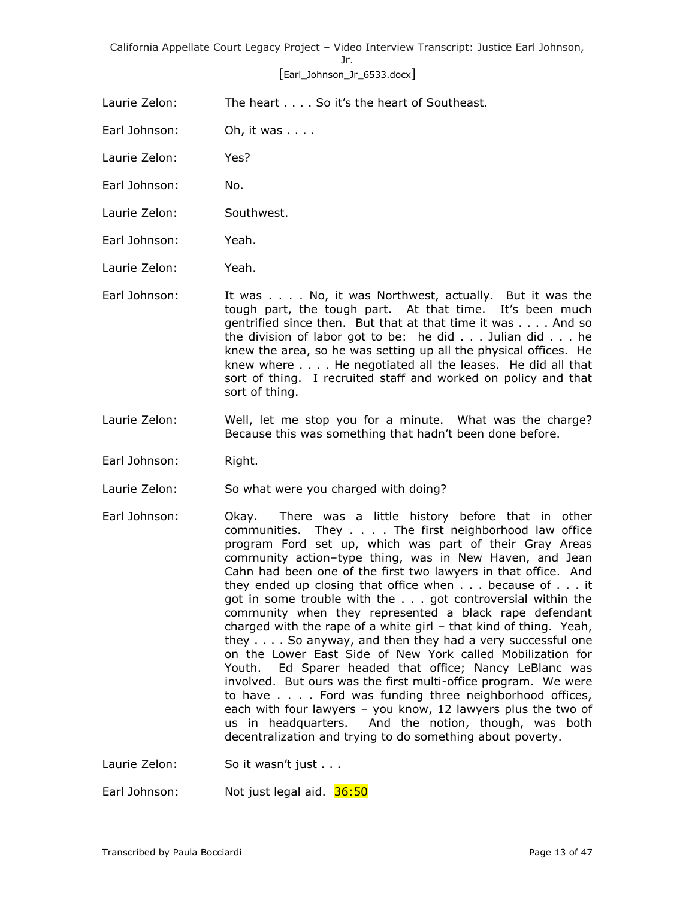Laurie Zelon: The heart . . . . So it's the heart of Southeast.

Earl Johnson: Oh, it was . . . .

Laurie Zelon: Yes?

Earl Johnson: No.

Laurie Zelon: Southwest.

Earl Johnson: Yeah.

Laurie Zelon: Yeah.

Earl Johnson: It was . . . . No, it was Northwest, actually. But it was the tough part, the tough part. At that time. It's been much gentrified since then. But that at that time it was . . . . And so the division of labor got to be: he did . . . Julian did . . . he knew the area, so he was setting up all the physical offices. He knew where . . . . He negotiated all the leases. He did all that sort of thing. I recruited staff and worked on policy and that sort of thing.

Laurie Zelon: Well, let me stop you for a minute. What was the charge? Because this was something that hadn't been done before.

Earl Johnson: Right.

Laurie Zelon: So what were you charged with doing?

Earl Johnson: Okay. There was a little history before that in other communities. They . . . . The first neighborhood law office program Ford set up, which was part of their Gray Areas community action–type thing, was in New Haven, and Jean Cahn had been one of the first two lawyers in that office. And they ended up closing that office when . . . because of . . . it got in some trouble with the . . . got controversial within the community when they represented a black rape defendant charged with the rape of a white girl – that kind of thing. Yeah, they . . . . So anyway, and then they had a very successful one on the Lower East Side of New York called Mobilization for Youth. Ed Sparer headed that office; Nancy LeBlanc was involved. But ours was the first multi-office program. We were to have . . . . Ford was funding three neighborhood offices, each with four lawyers – you know, 12 lawyers plus the two of us in headquarters. And the notion, though, was both decentralization and trying to do something about poverty.

Laurie Zelon: So it wasn't just . . .

Earl Johnson: Not just legal aid. 36:50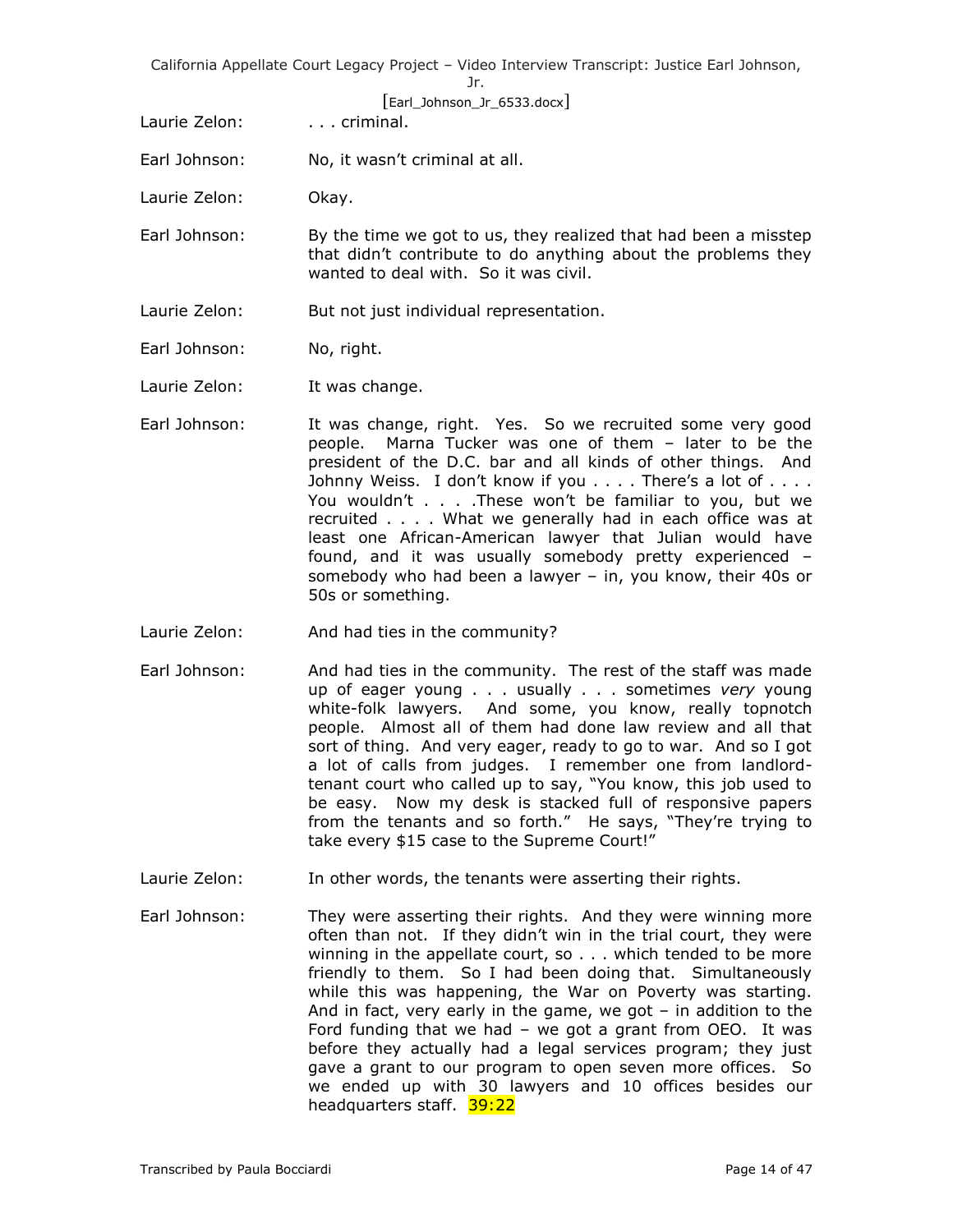Laurie Zelon: . . . criminal.

Earl Johnson: No, it wasn't criminal at all.

Laurie Zelon: Okay.

Earl Johnson: By the time we got to us, they realized that had been a misstep that didn't contribute to do anything about the problems they wanted to deal with. So it was civil.

Laurie Zelon: But not just individual representation.

Earl Johnson: No, right.

Laurie Zelon: It was change.

Earl Johnson: It was change, right. Yes. So we recruited some very good people. Marna Tucker was one of them – later to be the president of the D.C. bar and all kinds of other things. And Johnny Weiss. I don't know if you . . . . There's a lot of . . . . You wouldn't . . . .These won't be familiar to you, but we recruited . . . . What we generally had in each office was at least one African-American lawyer that Julian would have found, and it was usually somebody pretty experienced – somebody who had been a lawyer – in, you know, their 40s or 50s or something.

Laurie Zelon: And had ties in the community?

Earl Johnson: And had ties in the community. The rest of the staff was made up of eager young . . . usually . . . sometimes *very* young white-folk lawyers. And some, you know, really topnotch people. Almost all of them had done law review and all that sort of thing. And very eager, ready to go to war. And so I got a lot of calls from judges. I remember one from landlord-tenant court who called up to say, "You know, this job used to be easy. Now my desk is stacked full of responsive papers from the tenants and so forth." He says, "They're trying to take every $15 case to the Supreme Court!"

Laurie Zelon: In other words, the tenants were asserting their rights.

Earl Johnson: They were asserting their rights. And they were winning more often than not. If they didn't win in the trial court, they were winning in the appellate court, so . . . which tended to be more friendly to them. So I had been doing that. Simultaneously while this was happening, the War on Poverty was starting. And in fact, very early in the game, we got – in addition to the Ford funding that we had – we got a grant from OEO. It was before they actually had a legal services program; they just gave a grant to our program to open seven more offices. So we ended up with 30 lawyers and 10 offices besides our headquarters staff. 39:22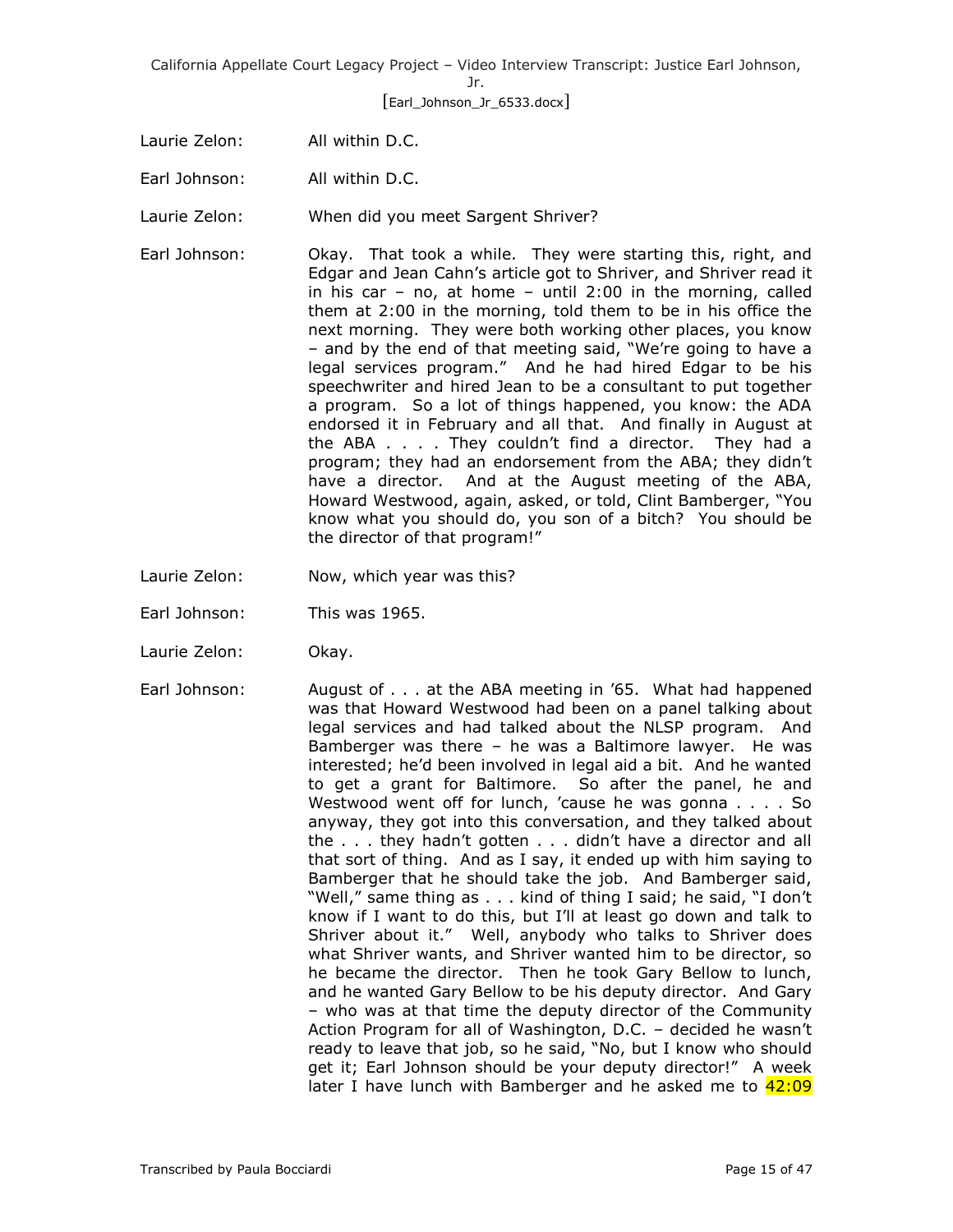Laurie Zelon: All within D.C.

Earl Johnson: All within D.C.

Laurie Zelon: When did you meet Sargent Shriver?

Earl Johnson: Okay. That took a while. They were starting this, right, and Edgar and Jean Cahn's article got to Shriver, and Shriver read it in his car – no, at home – until 2:00 in the morning, called them at 2:00 in the morning, told them to be in his office the next morning. They were both working other places, you know – and by the end of that meeting said, "We're going to have a legal services program." And he had hired Edgar to be his speechwriter and hired Jean to be a consultant to put together a program. So a lot of things happened, you know: the ADA endorsed it in February and all that. And finally in August at the ABA . . . . They couldn't find a director. They had a program; they had an endorsement from the ABA; they didn't have a director. And at the August meeting of the ABA, Howard Westwood, again, asked, or told, Clint Bamberger, "You know what you should do, you son of a bitch? You should be the director of that program!"

Laurie Zelon: Now, which year was this?

Earl Johnson: This was 1965.

Laurie Zelon: Okay.

Earl Johnson: August of . . . at the ABA meeting in '65. What had happened was that Howard Westwood had been on a panel talking about legal services and had talked about the NLSP program. And Bamberger was there – he was a Baltimore lawyer. He was interested; he'd been involved in legal aid a bit. And he wanted to get a grant for Baltimore. So after the panel, he and Westwood went off for lunch, 'cause he was gonna . . . . So anyway, they got into this conversation, and they talked about the . . . they hadn't gotten . . . didn't have a director and all that sort of thing. And as I say, it ended up with him saying to Bamberger that he should take the job. And Bamberger said, "Well," same thing as . . . kind of thing I said; he said, "I don't know if I want to do this, but I'll at least go down and talk to Shriver about it." Well, anybody who talks to Shriver does what Shriver wants, and Shriver wanted him to be director, so he became the director. Then he took Gary Bellow to lunch, and he wanted Gary Bellow to be his deputy director. And Gary – who was at that time the deputy director of the Community Action Program for all of Washington, D.C. – decided he wasn't ready to leave that job, so he said, "No, but I know who should get it; Earl Johnson should be your deputy director!" A week later I have lunch with Bamberger and he asked me to 42:09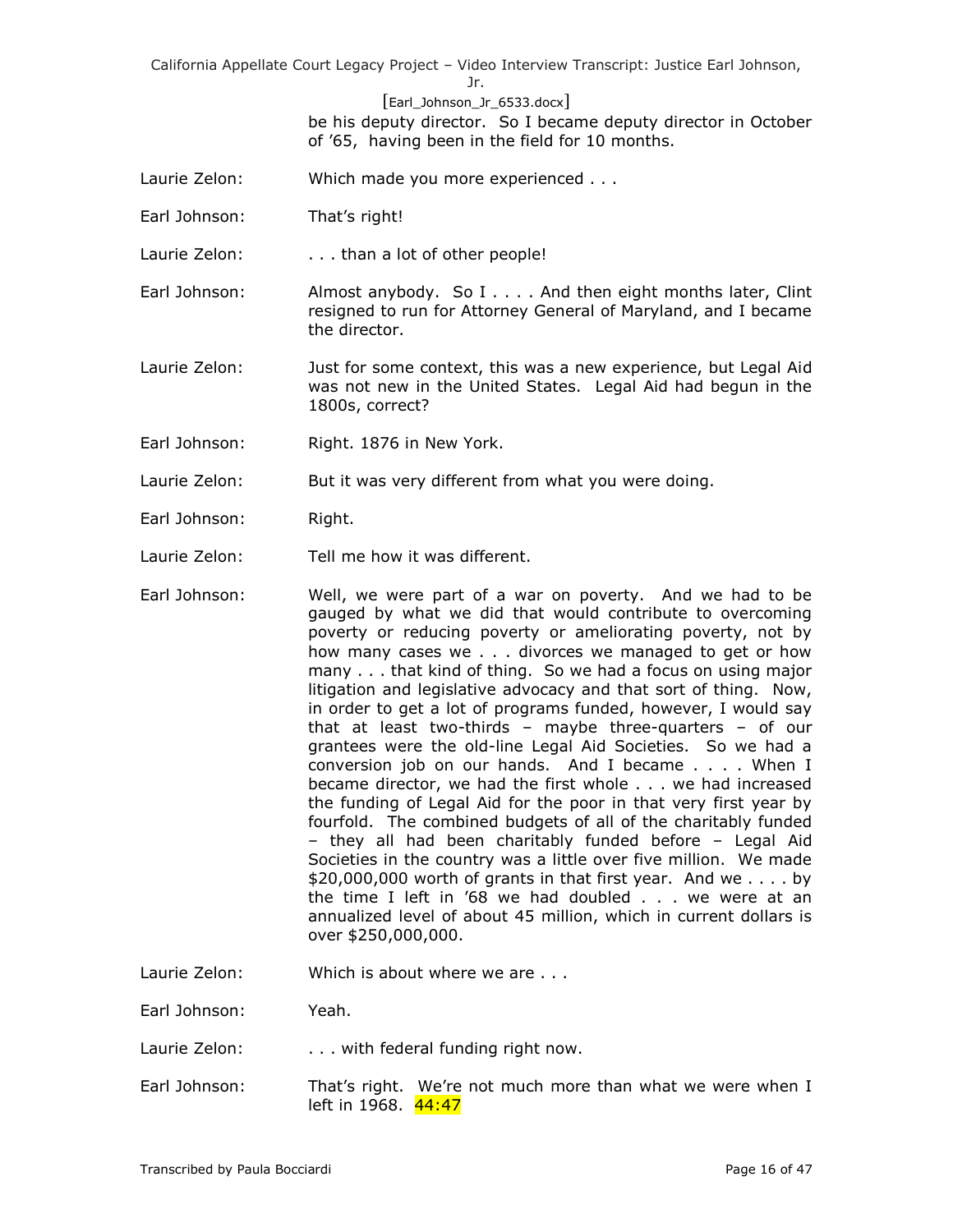be his deputy director. So I became deputy director in October of '65, having been in the field for 10 months.

Laurie Zelon: Which made you more experienced . . .

Earl Johnson: That's right!

Laurie Zelon: . . . than a lot of other people!

Earl Johnson: Almost anybody. So I . . . . And then eight months later, Clint resigned to run for Attorney General of Maryland, and I became the director.

Laurie Zelon: Just for some context, this was a new experience, but Legal Aid was not new in the United States. Legal Aid had begun in the 1800s, correct?

Earl Johnson: Right. 1876 in New York.

Laurie Zelon: But it was very different from what you were doing.

Earl Johnson: Right.

Laurie Zelon: Tell me how it was different.

Earl Johnson: Well, we were part of a war on poverty. And we had to be gauged by what we did that would contribute to overcoming poverty or reducing poverty or ameliorating poverty, not by how many cases we . . . divorces we managed to get or how many . . . that kind of thing. So we had a focus on using major litigation and legislative advocacy and that sort of thing. Now, in order to get a lot of programs funded, however, I would say that at least two-thirds – maybe three-quarters – of our grantees were the old-line Legal Aid Societies. So we had a conversion job on our hands. And I became . . . . When I became director, we had the first whole . . . we had increased the funding of Legal Aid for the poor in that very first year by fourfold. The combined budgets of all of the charitably funded – they all had been charitably funded before – Legal Aid Societies in the country was a little over five million. We made $20,000,000 worth of grants in that first year. And we . . . . by the time I left in '68 we had doubled . . . we were at an annualized level of about 45 million, which in current dollars is over $250,000,000.

Laurie Zelon: Which is about where we are . . .

Earl Johnson: Yeah.

Laurie Zelon: . . . with federal funding right now.

Earl Johnson: That's right. We're not much more than what we were when I left in 1968. 44:47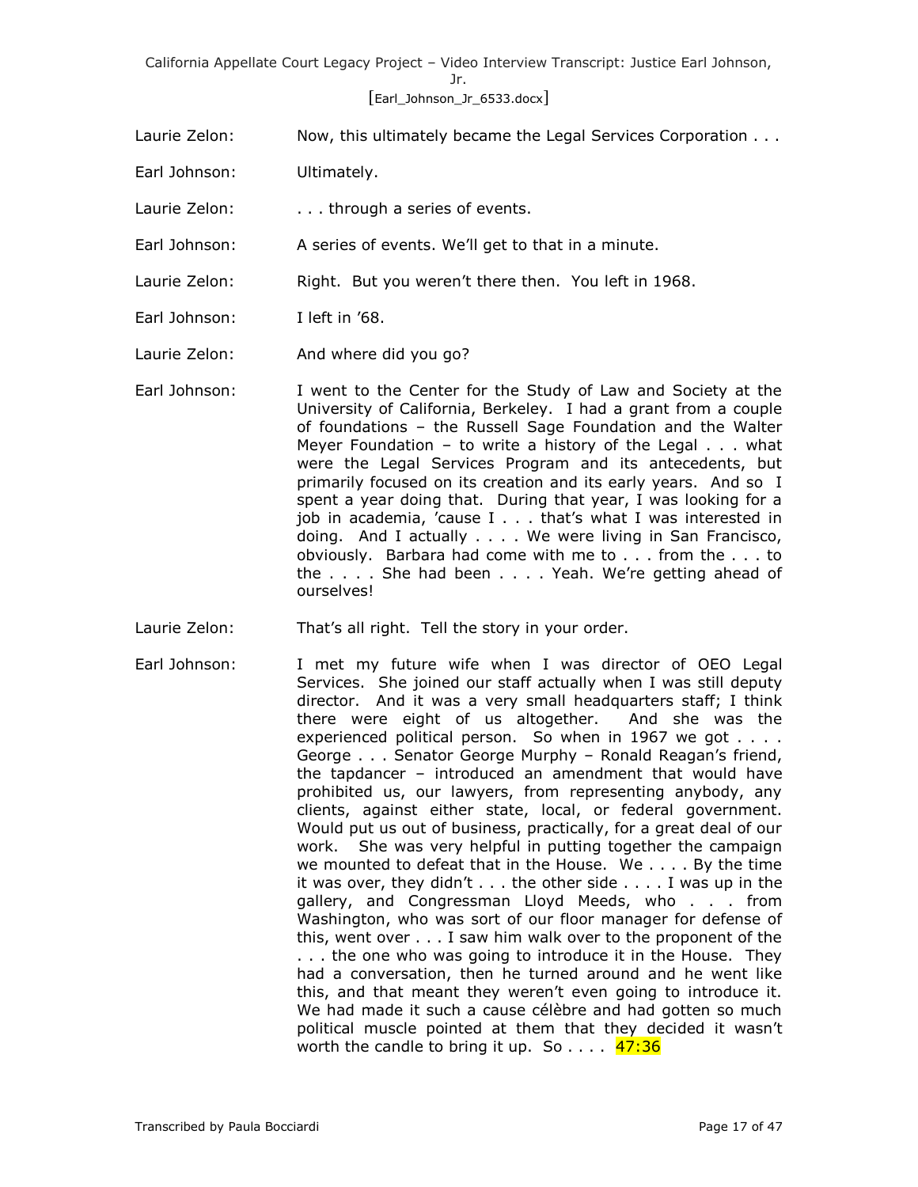Laurie Zelon: Now, this ultimately became the Legal Services Corporation . . .

Earl Johnson: Ultimately.

Laurie Zelon: . . . through a series of events.

Earl Johnson: A series of events. We'll get to that in a minute.

Laurie Zelon: Right. But you weren't there then. You left in 1968.

Earl Johnson: I left in '68.

Laurie Zelon: And where did you go?

Earl Johnson: I went to the Center for the Study of Law and Society at the University of California, Berkeley. I had a grant from a couple of foundations – the Russell Sage Foundation and the Walter Meyer Foundation – to write a history of the Legal . . . what were the Legal Services Program and its antecedents, but primarily focused on its creation and its early years. And so I spent a year doing that. During that year, I was looking for a job in academia, 'cause I . . . that's what I was interested in doing. And I actually . . . . We were living in San Francisco, obviously. Barbara had come with me to . . . from the . . . to the . . . . She had been . . . . Yeah. We're getting ahead of ourselves!

Laurie Zelon: That's all right. Tell the story in your order.

Earl Johnson: I met my future wife when I was director of OEO Legal Services. She joined our staff actually when I was still deputy director. And it was a very small headquarters staff; I think there were eight of us altogether. And she was the experienced political person. So when in 1967 we got . . . . George . . . Senator George Murphy – Ronald Reagan's friend, the tapdancer – introduced an amendment that would have prohibited us, our lawyers, from representing anybody, any clients, against either state, local, or federal government. Would put us out of business, practically, for a great deal of our work. She was very helpful in putting together the campaign we mounted to defeat that in the House. We . . . . By the time it was over, they didn't . . . the other side . . . . I was up in the gallery, and Congressman Lloyd Meeds, who . . . from Washington, who was sort of our floor manager for defense of this, went over . . . I saw him walk over to the proponent of the . . . the one who was going to introduce it in the House. They had a conversation, then he turned around and he went like this, and that meant they weren't even going to introduce it. We had made it such a cause célèbre and had gotten so much political muscle pointed at them that they decided it wasn't worth the candle to bring it up. So . . . . 47:36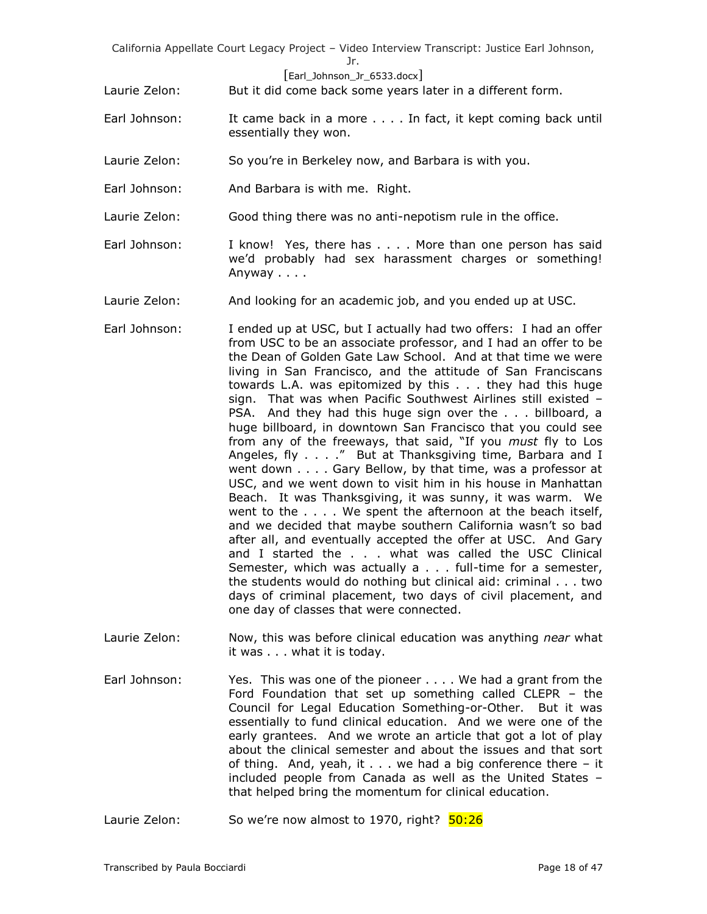Laurie Zelon: But it did come back some years later in a different form.

Earl Johnson: It came back in a more . . . . In fact, it kept coming back until essentially they won.

Laurie Zelon: So you're in Berkeley now, and Barbara is with you.

Earl Johnson: And Barbara is with me. Right.

Laurie Zelon: Good thing there was no anti-nepotism rule in the office.

Earl Johnson: I know! Yes, there has . . . . More than one person has said we'd probably had sex harassment charges or something! Anyway . . . .

Laurie Zelon: And looking for an academic job, and you ended up at USC.

Earl Johnson: I ended up at USC, but I actually had two offers: I had an offer from USC to be an associate professor, and I had an offer to be the Dean of Golden Gate Law School. And at that time we were living in San Francisco, and the attitude of San Franciscans towards L.A. was epitomized by this . . . they had this huge sign. That was when Pacific Southwest Airlines still existed – PSA. And they had this huge sign over the . . . billboard, a huge billboard, in downtown San Francisco that you could see from any of the freeways, that said, "If you *must* fly to Los Angeles, fly . . . ." But at Thanksgiving time, Barbara and I went down . . . . Gary Bellow, by that time, was a professor at USC, and we went down to visit him in his house in Manhattan Beach. It was Thanksgiving, it was sunny, it was warm. We went to the . . . . We spent the afternoon at the beach itself, and we decided that maybe southern California wasn't so bad after all, and eventually accepted the offer at USC. And Gary and I started the . . . what was called the USC Clinical Semester, which was actually a . . . full-time for a semester, the students would do nothing but clinical aid: criminal . . . two days of criminal placement, two days of civil placement, and one day of classes that were connected.

Laurie Zelon: Now, this was before clinical education was anything *near* what it was . . . what it is today.

Earl Johnson: Yes. This was one of the pioneer . . . . We had a grant from the Ford Foundation that set up something called CLEPR – the Council for Legal Education Something-or-Other. But it was essentially to fund clinical education. And we were one of the early grantees. And we wrote an article that got a lot of play about the clinical semester and about the issues and that sort of thing. And, yeah, it . . . we had a big conference there – it included people from Canada as well as the United States – that helped bring the momentum for clinical education.

Laurie Zelon: So we're now almost to 1970, right? 50:26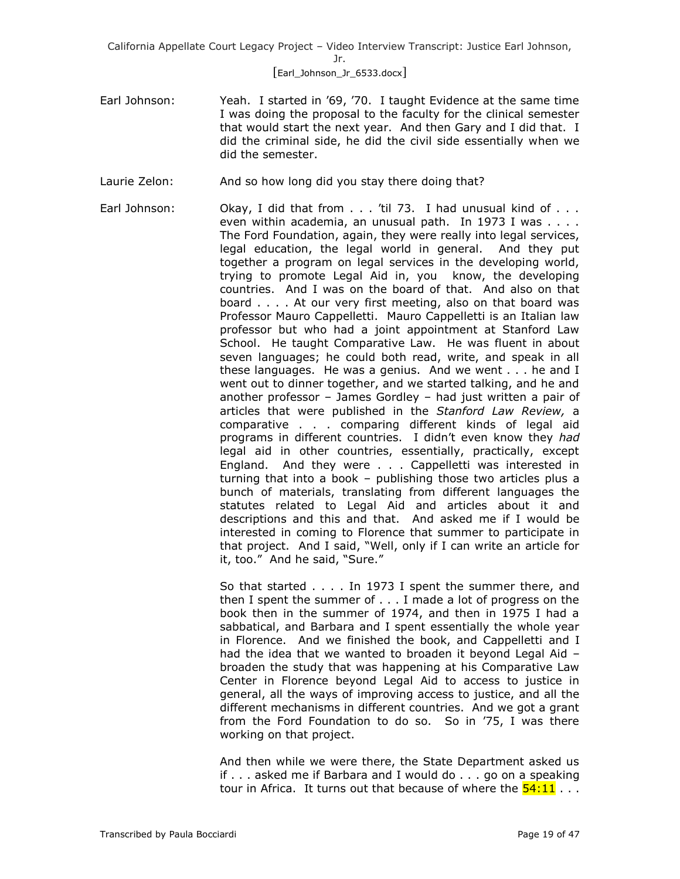Earl Johnson: Yeah. I started in '69, '70. I taught Evidence at the same time I was doing the proposal to the faculty for the clinical semester that would start the next year. And then Gary and I did that. I did the criminal side, he did the civil side essentially when we did the semester.

Laurie Zelon: And so how long did you stay there doing that?

Earl Johnson: Okay, I did that from . . . 'til 73. I had unusual kind of . . . even within academia, an unusual path. In 1973 I was . . . . The Ford Foundation, again, they were really into legal services, legal education, the legal world in general. And they put together a program on legal services in the developing world, trying to promote Legal Aid in, you know, the developing countries. And I was on the board of that. And also on that board . . . . At our very first meeting, also on that board was Professor Mauro Cappelletti. Mauro Cappelletti is an Italian law professor but who had a joint appointment at Stanford Law School. He taught Comparative Law. He was fluent in about seven languages; he could both read, write, and speak in all these languages. He was a genius. And we went . . . he and I went out to dinner together, and we started talking, and he and another professor – James Gordley – had just written a pair of articles that were published in the *Stanford Law Review,* a comparative . . . comparing different kinds of legal aid programs in different countries. I didn't even know they *had* legal aid in other countries, essentially, practically, except England. And they were . . . Cappelletti was interested in turning that into a book – publishing those two articles plus a bunch of materials, translating from different languages the statutes related to Legal Aid and articles about it and descriptions and this and that. And asked me if I would be interested in coming to Florence that summer to participate in that project. And I said, "Well, only if I can write an article for it, too." And he said, "Sure."

So that started . . . . In 1973 I spent the summer there, and then I spent the summer of . . . I made a lot of progress on the book then in the summer of 1974, and then in 1975 I had a sabbatical, and Barbara and I spent essentially the whole year in Florence. And we finished the book, and Cappelletti and I had the idea that we wanted to broaden it beyond Legal Aid – broaden the study that was happening at his Comparative Law Center in Florence beyond Legal Aid to access to justice in general, all the ways of improving access to justice, and all the different mechanisms in different countries. And we got a grant from the Ford Foundation to do so. So in '75, I was there working on that project.

And then while we were there, the State Department asked us if . . . asked me if Barbara and I would do . . . go on a speaking tour in Africa. It turns out that because of where the 54:11 . . .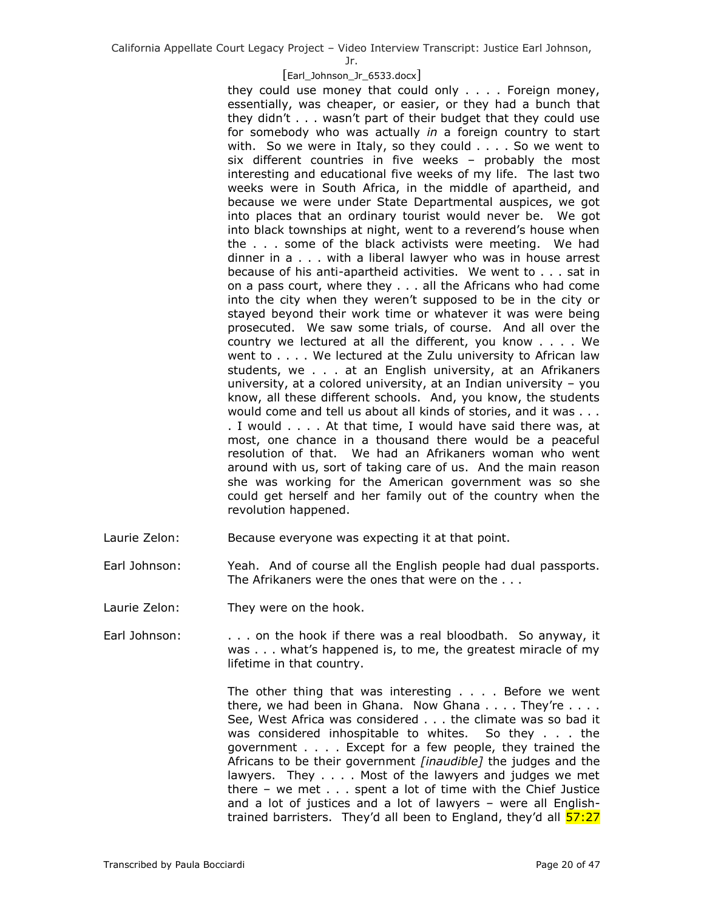they could use money that could only . . . . Foreign money, essentially, was cheaper, or easier, or they had a bunch that they didn't . . . wasn't part of their budget that they could use for somebody who was actually *in* a foreign country to start with. So we were in Italy, so they could . . . . So we went to six different countries in five weeks – probably the most interesting and educational five weeks of my life. The last two weeks were in South Africa, in the middle of apartheid, and because we were under State Departmental auspices, we got into places that an ordinary tourist would never be. We got into black townships at night, went to a reverend's house when the . . . some of the black activists were meeting. We had dinner in a . . . with a liberal lawyer who was in house arrest because of his anti-apartheid activities. We went to . . . sat in on a pass court, where they . . . all the Africans who had come into the city when they weren't supposed to be in the city or stayed beyond their work time or whatever it was were being prosecuted. We saw some trials, of course. And all over the country we lectured at all the different, you know . . . . We went to . . . . We lectured at the Zulu university to African law students, we . . . at an English university, at an Afrikaners university, at a colored university, at an Indian university – you know, all these different schools. And, you know, the students would come and tell us about all kinds of stories, and it was . . . . I would . . . . At that time, I would have said there was, at most, one chance in a thousand there would be a peaceful resolution of that. We had an Afrikaners woman who went around with us, sort of taking care of us. And the main reason she was working for the American government was so she could get herself and her family out of the country when the revolution happened.

Laurie Zelon: Because everyone was expecting it at that point.

Earl Johnson: Yeah. And of course all the English people had dual passports. The Afrikaners were the ones that were on the . . .

Laurie Zelon: They were on the hook.

Earl Johnson: . . . on the hook if there was a real bloodbath. So anyway, it was . . . what's happened is, to me, the greatest miracle of my lifetime in that country.

The other thing that was interesting . . . . Before we went there, we had been in Ghana. Now Ghana . . . . They're . . . . See, West Africa was considered . . . the climate was so bad it was considered inhospitable to whites. So they . . . the government . . . . Except for a few people, they trained the Africans to be their government *[inaudible]* the judges and the lawyers. They . . . . Most of the lawyers and judges we met there – we met . . . spent a lot of time with the Chief Justice and a lot of justices and a lot of lawyers – were all English-trained barristers. They'd all been to England, they'd all 57:27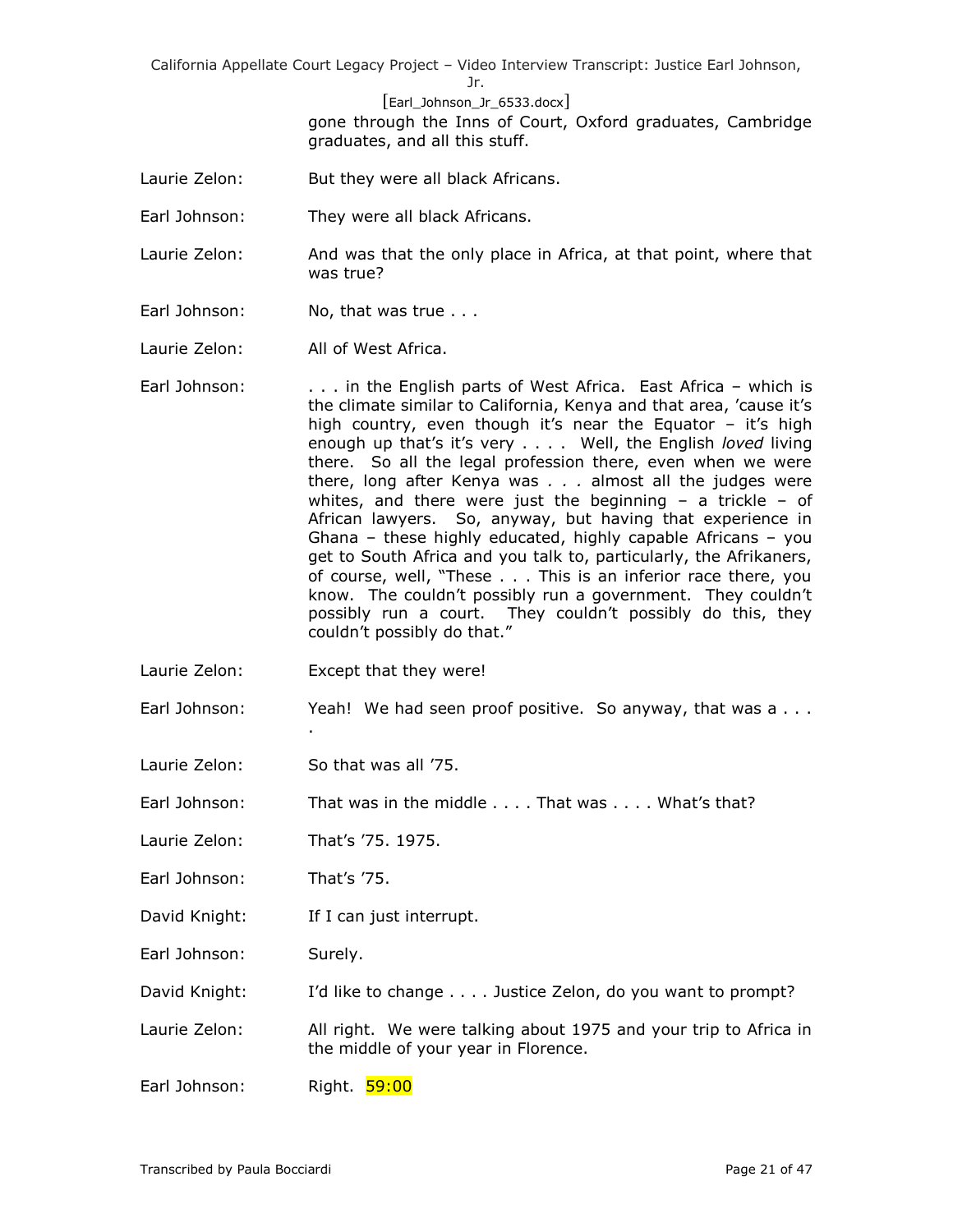gone through the Inns of Court, Oxford graduates, Cambridge graduates, and all this stuff.

Laurie Zelon: But they were all black Africans.

Earl Johnson: They were all black Africans.

Laurie Zelon: And was that the only place in Africa, at that point, where that was true?

Earl Johnson: No, that was true . . .

Laurie Zelon: All of West Africa.

Earl Johnson: . . . in the English parts of West Africa. East Africa – which is the climate similar to California, Kenya and that area, 'cause it's high country, even though it's near the Equator – it's high enough up that's it's very . . . . Well, the English *loved* living there. So all the legal profession there, even when we were there, long after Kenya was . . . almost all the judges were whites, and there were just the beginning – a trickle – of African lawyers. So, anyway, but having that experience in Ghana – these highly educated, highly capable Africans – you get to South Africa and you talk to, particularly, the Afrikaners, of course, well, "These . . . This is an inferior race there, you know. The couldn't possibly run a government. They couldn't possibly run a court. They couldn't possibly do this, they couldn't possibly do that."

Laurie Zelon: Except that they were!

Earl Johnson: Yeah! We had seen proof positive. So anyway, that was a . . . .

Laurie Zelon: So that was all '75.

Earl Johnson: That was in the middle . . . . That was . . . . What's that?

Laurie Zelon: That's '75. 1975.

Earl Johnson: That's '75.

David Knight: If I can just interrupt.

Earl Johnson: Surely.

David Knight: I'd like to change . . . . Justice Zelon, do you want to prompt?

Laurie Zelon: All right. We were talking about 1975 and your trip to Africa in the middle of your year in Florence.

Earl Johnson: Right. 59:00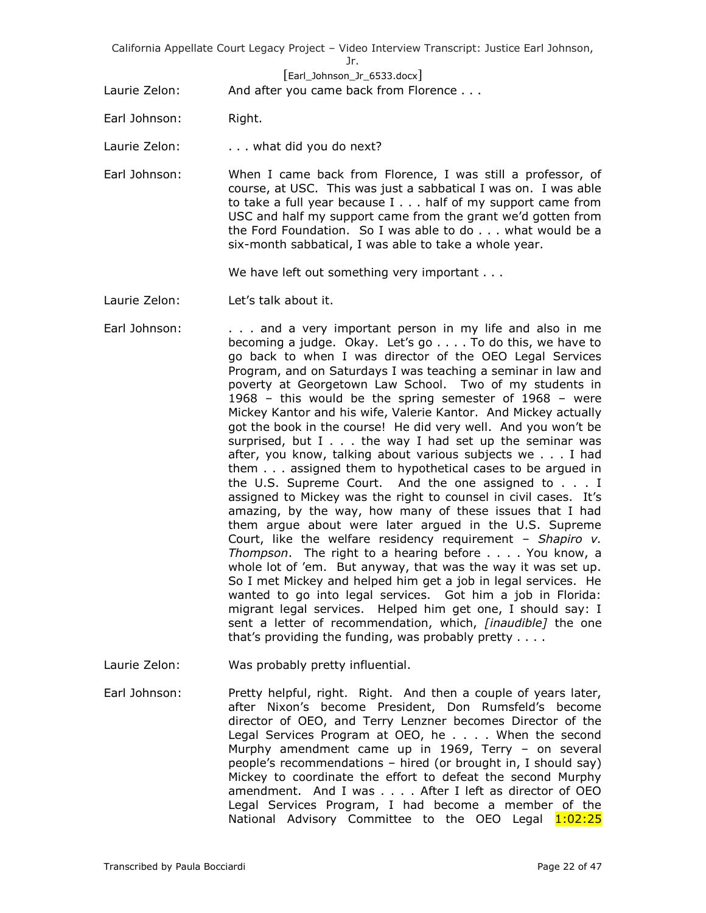Laurie Zelon: And after you came back from Florence . . .

Earl Johnson: Right.

Laurie Zelon: . . . what did you do next?

Earl Johnson: When I came back from Florence, I was still a professor, of course, at USC. This was just a sabbatical I was on. I was able to take a full year because I . . . half of my support came from USC and half my support came from the grant we'd gotten from the Ford Foundation. So I was able to do . . . what would be a six-month sabbatical, I was able to take a whole year.

We have left out something very important . . .

Laurie Zelon: Let's talk about it.

Earl Johnson: . . . and a very important person in my life and also in me becoming a judge. Okay. Let's go . . . . To do this, we have to go back to when I was director of the OEO Legal Services Program, and on Saturdays I was teaching a seminar in law and poverty at Georgetown Law School. Two of my students in 1968 – this would be the spring semester of 1968 – were Mickey Kantor and his wife, Valerie Kantor. And Mickey actually got the book in the course! He did very well. And you won't be surprised, but I . . . the way I had set up the seminar was after, you know, talking about various subjects we . . . I had them . . . assigned them to hypothetical cases to be argued in the U.S. Supreme Court. And the one assigned to . . . I assigned to Mickey was the right to counsel in civil cases. It's amazing, by the way, how many of these issues that I had them argue about were later argued in the U.S. Supreme Court, like the welfare residency requirement – *Shapiro v. Thompson*. The right to a hearing before . . . . You know, a whole lot of 'em. But anyway, that was the way it was set up. So I met Mickey and helped him get a job in legal services. He wanted to go into legal services. Got him a job in Florida: migrant legal services. Helped him get one, I should say: I sent a letter of recommendation, which, *[inaudible]* the one that's providing the funding, was probably pretty . . . .

Laurie Zelon: Was probably pretty influential.

Earl Johnson: Pretty helpful, right. Right. And then a couple of years later, after Nixon's become President, Don Rumsfeld's become director of OEO, and Terry Lenzner becomes Director of the Legal Services Program at OEO, he . . . . When the second Murphy amendment came up in 1969, Terry – on several people's recommendations – hired (or brought in, I should say) Mickey to coordinate the effort to defeat the second Murphy amendment. And I was . . . . After I left as director of OEO Legal Services Program, I had become a member of the National Advisory Committee to the OEO Legal 1:02:25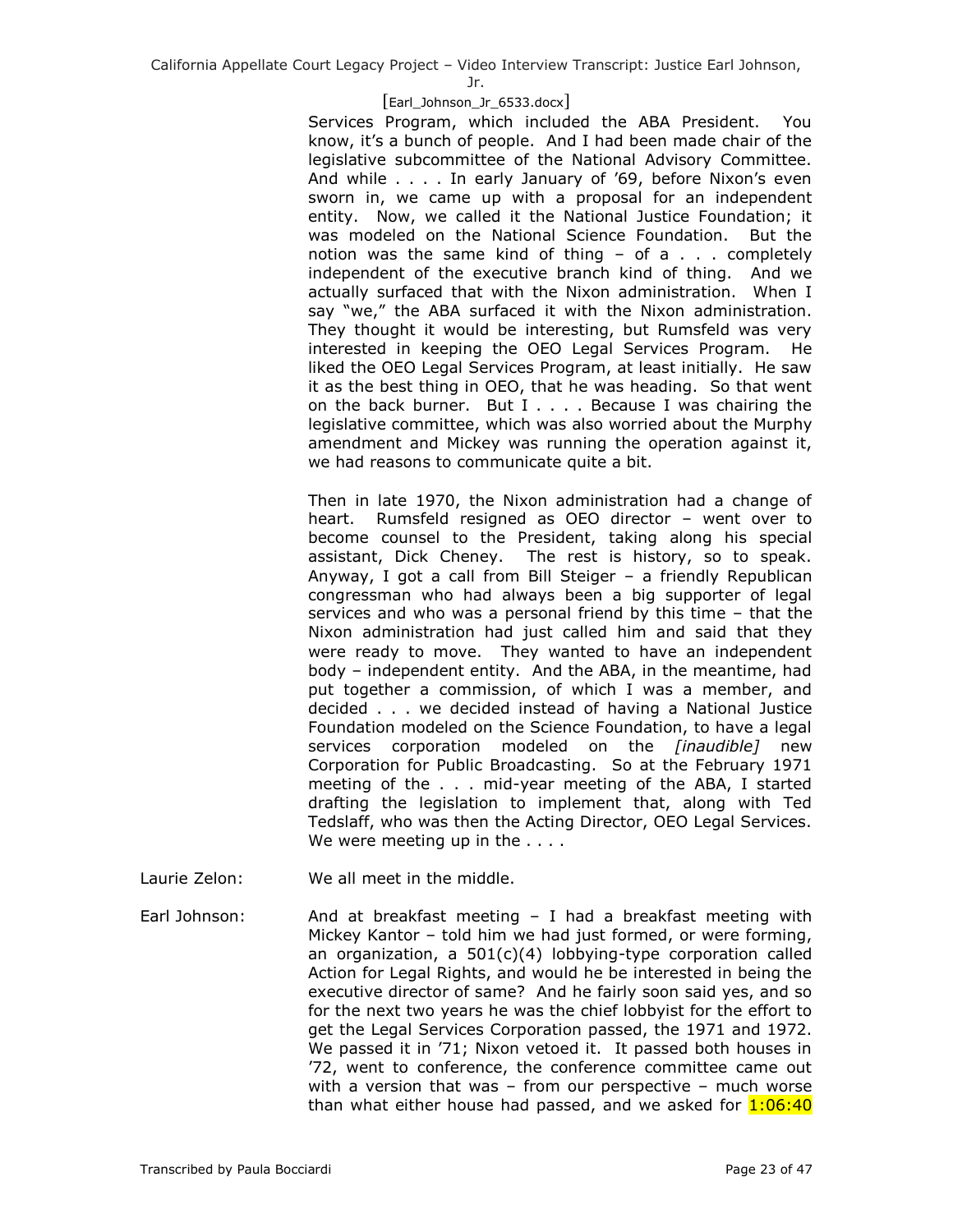Services Program, which included the ABA President. You know, it's a bunch of people. And I had been made chair of the legislative subcommittee of the National Advisory Committee. And while . . . . In early January of '69, before Nixon's even sworn in, we came up with a proposal for an independent entity. Now, we called it the National Justice Foundation; it was modeled on the National Science Foundation. But the notion was the same kind of thing – of a . . . completely independent of the executive branch kind of thing. And we actually surfaced that with the Nixon administration. When I say "we," the ABA surfaced it with the Nixon administration. They thought it would be interesting, but Rumsfeld was very interested in keeping the OEO Legal Services Program. He liked the OEO Legal Services Program, at least initially. He saw it as the best thing in OEO, that he was heading. So that went on the back burner. But I . . . . Because I was chairing the legislative committee, which was also worried about the Murphy amendment and Mickey was running the operation against it, we had reasons to communicate quite a bit.

Then in late 1970, the Nixon administration had a change of heart. Rumsfeld resigned as OEO director – went over to become counsel to the President, taking along his special assistant, Dick Cheney. The rest is history, so to speak. Anyway, I got a call from Bill Steiger – a friendly Republican congressman who had always been a big supporter of legal services and who was a personal friend by this time – that the Nixon administration had just called him and said that they were ready to move. They wanted to have an independent body – independent entity. And the ABA, in the meantime, had put together a commission, of which I was a member, and decided . . . we decided instead of having a National Justice Foundation modeled on the Science Foundation, to have a legal services corporation modeled on the *[inaudible]* new Corporation for Public Broadcasting. So at the February 1971 meeting of the . . . mid-year meeting of the ABA, I started drafting the legislation to implement that, along with Ted Tedslaff, who was then the Acting Director, OEO Legal Services. We were meeting up in the . . . .

Laurie Zelon: We all meet in the middle.

Earl Johnson: And at breakfast meeting – I had a breakfast meeting with Mickey Kantor – told him we had just formed, or were forming, an organization, a 501(c)(4) lobbying-type corporation called Action for Legal Rights, and would he be interested in being the executive director of same? And he fairly soon said yes, and so for the next two years he was the chief lobbyist for the effort to get the Legal Services Corporation passed, the 1971 and 1972. We passed it in '71; Nixon vetoed it. It passed both houses in '72, went to conference, the conference committee came out with a version that was – from our perspective – much worse than what either house had passed, and we asked for 1:06:40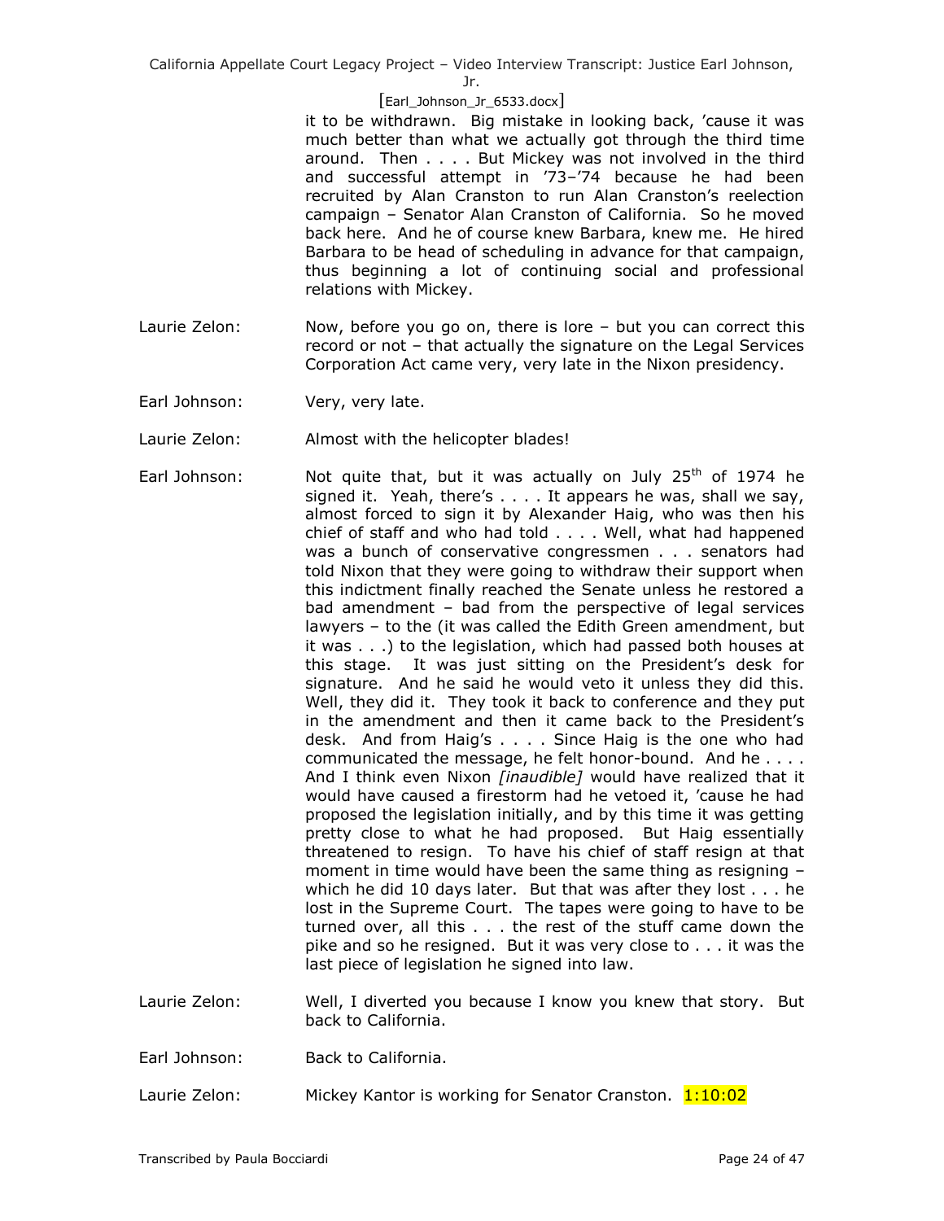it to be withdrawn. Big mistake in looking back, 'cause it was much better than what we actually got through the third time around. Then . . . . But Mickey was not involved in the third and successful attempt in '73–'74 because he had been recruited by Alan Cranston to run Alan Cranston's reelection campaign – Senator Alan Cranston of California. So he moved back here. And he of course knew Barbara, knew me. He hired Barbara to be head of scheduling in advance for that campaign, thus beginning a lot of continuing social and professional relations with Mickey.

Laurie Zelon: Now, before you go on, there is lore – but you can correct this record or not – that actually the signature on the Legal Services Corporation Act came very, very late in the Nixon presidency.

Earl Johnson: Very, very late.

Laurie Zelon: Almost with the helicopter blades!

Earl Johnson: Not quite that, but it was actually on July 25th of 1974 he signed it. Yeah, there's . . . . It appears he was, shall we say, almost forced to sign it by Alexander Haig, who was then his chief of staff and who had told . . . . Well, what had happened was a bunch of conservative congressmen . . . senators had told Nixon that they were going to withdraw their support when this indictment finally reached the Senate unless he restored a bad amendment – bad from the perspective of legal services lawyers – to the (it was called the Edith Green amendment, but it was . . .) to the legislation, which had passed both houses at this stage. It was just sitting on the President's desk for signature. And he said he would veto it unless they did this. Well, they did it. They took it back to conference and they put in the amendment and then it came back to the President's desk. And from Haig's . . . . Since Haig is the one who had communicated the message, he felt honor-bound. And he . . . . And I think even Nixon *[inaudible]* would have realized that it would have caused a firestorm had he vetoed it, 'cause he had proposed the legislation initially, and by this time it was getting pretty close to what he had proposed. But Haig essentially threatened to resign. To have his chief of staff resign at that moment in time would have been the same thing as resigning – which he did 10 days later. But that was after they lost . . . he lost in the Supreme Court. The tapes were going to have to be turned over, all this . . . the rest of the stuff came down the pike and so he resigned. But it was very close to . . . it was the last piece of legislation he signed into law.

Laurie Zelon: Well, I diverted you because I know you knew that story. But back to California.

Earl Johnson: Back to California.

Laurie Zelon: Mickey Kantor is working for Senator Cranston. 1:10:02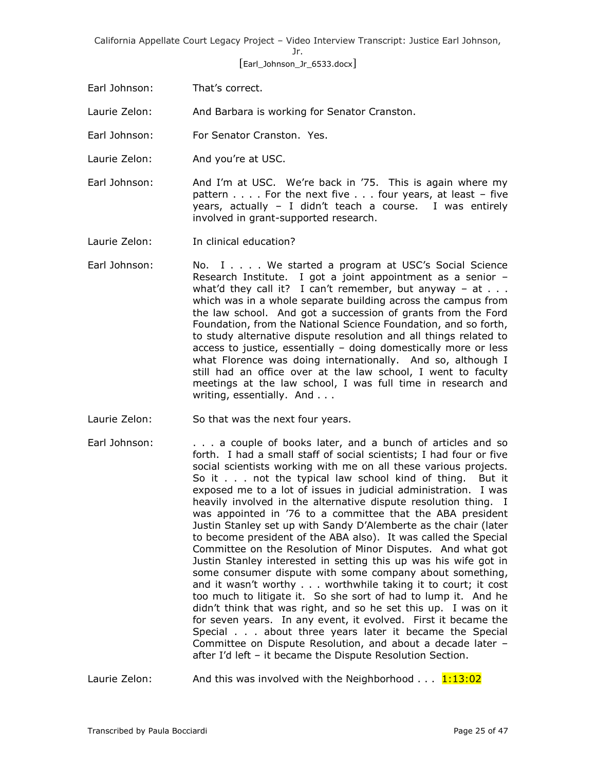Earl Johnson: That's correct.

Laurie Zelon: And Barbara is working for Senator Cranston.

Earl Johnson: For Senator Cranston. Yes.

Laurie Zelon: And you're at USC.

Earl Johnson: And I'm at USC. We're back in '75. This is again where my pattern . . . . For the next five . . . four years, at least – five years, actually – I didn't teach a course. I was entirely involved in grant-supported research.

Laurie Zelon: In clinical education?

Earl Johnson: No. I . . . . We started a program at USC's Social Science Research Institute. I got a joint appointment as a senior – what'd they call it? I can't remember, but anyway – at . . . which was in a whole separate building across the campus from the law school. And got a succession of grants from the Ford Foundation, from the National Science Foundation, and so forth, to study alternative dispute resolution and all things related to access to justice, essentially – doing domestically more or less what Florence was doing internationally. And so, although I still had an office over at the law school, I went to faculty meetings at the law school, I was full time in research and writing, essentially. And . . .

Laurie Zelon: So that was the next four years.

Earl Johnson: . . . a couple of books later, and a bunch of articles and so forth. I had a small staff of social scientists; I had four or five social scientists working with me on all these various projects. So it . . . not the typical law school kind of thing. But it exposed me to a lot of issues in judicial administration. I was heavily involved in the alternative dispute resolution thing. I was appointed in '76 to a committee that the ABA president Justin Stanley set up with Sandy D'Alemberte as the chair (later to become president of the ABA also). It was called the Special Committee on the Resolution of Minor Disputes. And what got Justin Stanley interested in setting this up was his wife got in some consumer dispute with some company about something, and it wasn't worthy . . . worthwhile taking it to court; it cost too much to litigate it. So she sort of had to lump it. And he didn't think that was right, and so he set this up. I was on it for seven years. In any event, it evolved. First it became the Special . . . about three years later it became the Special Committee on Dispute Resolution, and about a decade later – after I'd left – it became the Dispute Resolution Section.

Laurie Zelon: And this was involved with the Neighborhood . . . 1:13:02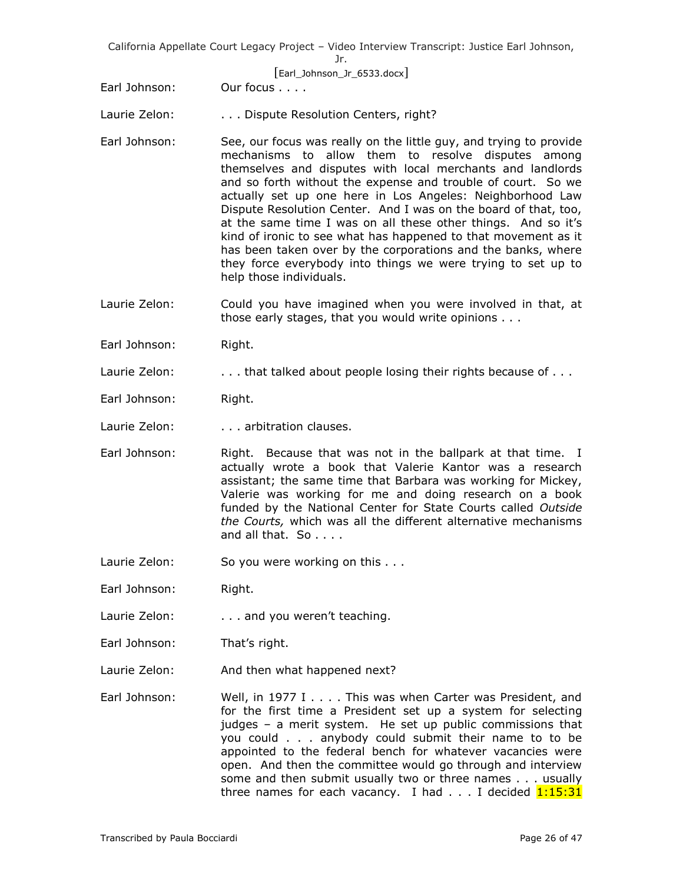Earl Johnson: Our focus . . . .

Laurie Zelon: . . . Dispute Resolution Centers, right?

Earl Johnson: See, our focus was really on the little guy, and trying to provide mechanisms to allow them to resolve disputes among themselves and disputes with local merchants and landlords and so forth without the expense and trouble of court. So we actually set up one here in Los Angeles: Neighborhood Law Dispute Resolution Center. And I was on the board of that, too, at the same time I was on all these other things. And so it's kind of ironic to see what has happened to that movement as it has been taken over by the corporations and the banks, where they force everybody into things we were trying to set up to help those individuals.

Laurie Zelon: Could you have imagined when you were involved in that, at those early stages, that you would write opinions . . .

Earl Johnson: Right.

Laurie Zelon: . . . that talked about people losing their rights because of . . .

Earl Johnson: Right.

Laurie Zelon: . . . arbitration clauses.

Earl Johnson: Right. Because that was not in the ballpark at that time. I actually wrote a book that Valerie Kantor was a research assistant; the same time that Barbara was working for Mickey, Valerie was working for me and doing research on a book funded by the National Center for State Courts called *Outside the Courts,* which was all the different alternative mechanisms and all that. So . . . .

Laurie Zelon: So you were working on this . . .

Earl Johnson: Right.

Laurie Zelon: . . . and you weren't teaching.

Earl Johnson: That's right.

Laurie Zelon: And then what happened next?

Earl Johnson: Well, in 1977 I . . . . This was when Carter was President, and for the first time a President set up a system for selecting judges – a merit system. He set up public commissions that you could . . . anybody could submit their name to to be appointed to the federal bench for whatever vacancies were open. And then the committee would go through and interview some and then submit usually two or three names . . . usually three names for each vacancy. I had . . . I decided 1:15:31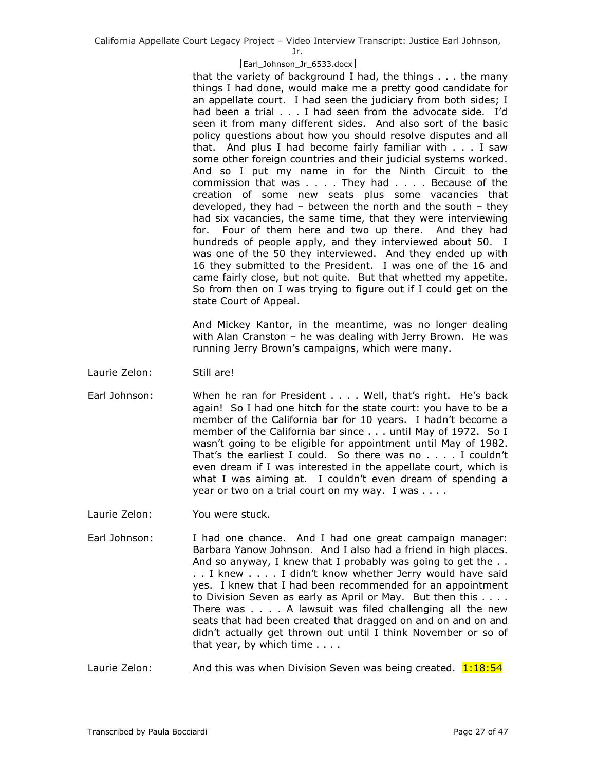that the variety of background I had, the things . . . the many things I had done, would make me a pretty good candidate for an appellate court. I had seen the judiciary from both sides; I had been a trial . . . I had seen from the advocate side. I'd seen it from many different sides. And also sort of the basic policy questions about how you should resolve disputes and all that. And plus I had become fairly familiar with . . . I saw some other foreign countries and their judicial systems worked. And so I put my name in for the Ninth Circuit to the commission that was . . . . They had . . . . Because of the creation of some new seats plus some vacancies that developed, they had – between the north and the south – they had six vacancies, the same time, that they were interviewing for. Four of them here and two up there. And they had hundreds of people apply, and they interviewed about 50. I was one of the 50 they interviewed. And they ended up with 16 they submitted to the President. I was one of the 16 and came fairly close, but not quite. But that whetted my appetite. So from then on I was trying to figure out if I could get on the state Court of Appeal.

And Mickey Kantor, in the meantime, was no longer dealing with Alan Cranston – he was dealing with Jerry Brown. He was running Jerry Brown's campaigns, which were many.

Laurie Zelon: Still are!

Earl Johnson: When he ran for President . . . . Well, that's right. He's back again! So I had one hitch for the state court: you have to be a member of the California bar for 10 years. I hadn't become a member of the California bar since . . . until May of 1972. So I wasn't going to be eligible for appointment until May of 1982. That's the earliest I could. So there was no . . . . I couldn't even dream if I was interested in the appellate court, which is what I was aiming at. I couldn't even dream of spending a year or two on a trial court on my way. I was . . . .

Laurie Zelon: You were stuck.

Earl Johnson: I had one chance. And I had one great campaign manager: Barbara Yanow Johnson. And I also had a friend in high places. And so anyway, I knew that I probably was going to get the . . . . I knew . . . . I didn't know whether Jerry would have said yes. I knew that I had been recommended for an appointment to Division Seven as early as April or May. But then this . . . . There was . . . . A lawsuit was filed challenging all the new seats that had been created that dragged on and on and on and didn't actually get thrown out until I think November or so of that year, by which time . . . .

Laurie Zelon: And this was when Division Seven was being created. 1:18:54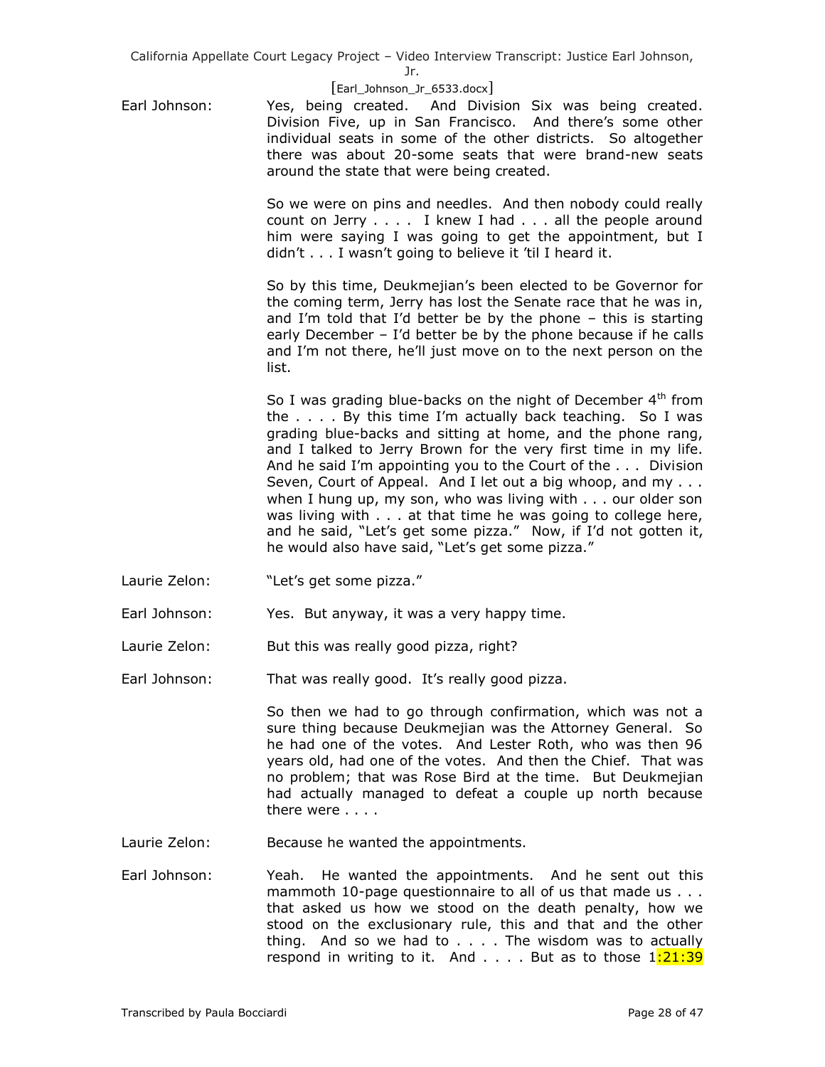Earl Johnson: Yes, being created. And Division Six was being created. Division Five, up in San Francisco. And there's some other individual seats in some of the other districts. So altogether there was about 20-some seats that were brand-new seats around the state that were being created.

So we were on pins and needles. And then nobody could really count on Jerry . . . . I knew I had . . . all the people around him were saying I was going to get the appointment, but I didn't . . . I wasn't going to believe it 'til I heard it.

So by this time, Deukmejian's been elected to be Governor for the coming term, Jerry has lost the Senate race that he was in, and I'm told that I'd better be by the phone – this is starting early December – I'd better be by the phone because if he calls and I'm not there, he'll just move on to the next person on the list.

So I was grading blue-backs on the night of December 4th from the . . . . By this time I'm actually back teaching. So I was grading blue-backs and sitting at home, and the phone rang, and I talked to Jerry Brown for the very first time in my life. And he said I'm appointing you to the Court of the . . . Division Seven, Court of Appeal. And I let out a big whoop, and my . . . when I hung up, my son, who was living with . . . our older son was living with . . . at that time he was going to college here, and he said, "Let's get some pizza." Now, if I'd not gotten it, he would also have said, "Let's get some pizza."

Laurie Zelon: "Let's get some pizza."

Earl Johnson: Yes. But anyway, it was a very happy time.

Laurie Zelon: But this was really good pizza, right?

Earl Johnson: That was really good. It's really good pizza.

So then we had to go through confirmation, which was not a sure thing because Deukmejian was the Attorney General. So he had one of the votes. And Lester Roth, who was then 96 years old, had one of the votes. And then the Chief. That was no problem; that was Rose Bird at the time. But Deukmejian had actually managed to defeat a couple up north because there were . . . .

Laurie Zelon: Because he wanted the appointments.

Earl Johnson: Yeah. He wanted the appointments. And he sent out this mammoth 10-page questionnaire to all of us that made us . . . that asked us how we stood on the death penalty, how we stood on the exclusionary rule, this and that and the other thing. And so we had to . . . . The wisdom was to actually respond in writing to it. And . . . . But as to those 1:21:39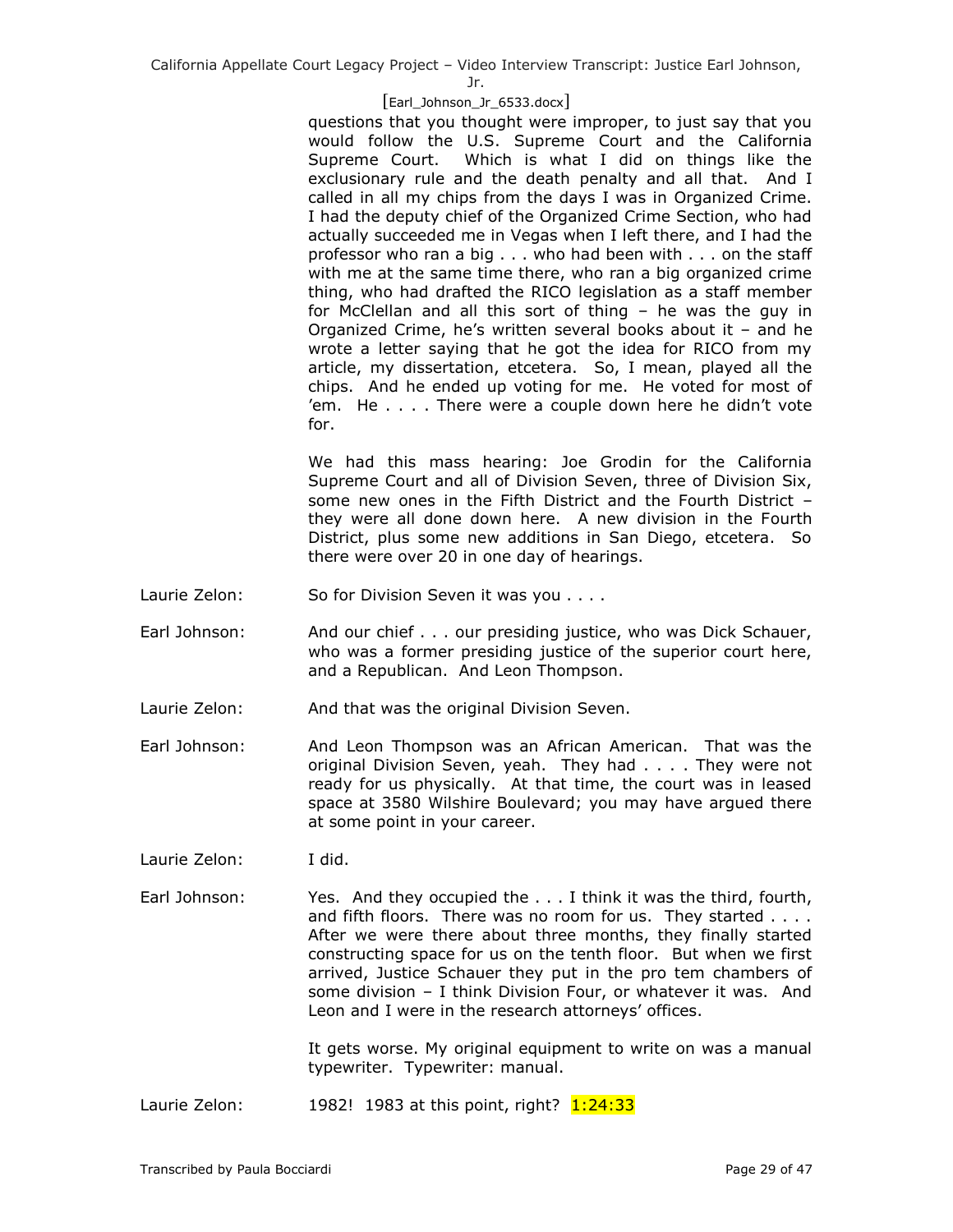questions that you thought were improper, to just say that you would follow the U.S. Supreme Court and the California Supreme Court. Which is what I did on things like the exclusionary rule and the death penalty and all that. And I called in all my chips from the days I was in Organized Crime. I had the deputy chief of the Organized Crime Section, who had actually succeeded me in Vegas when I left there, and I had the professor who ran a big . . . who had been with . . . on the staff with me at the same time there, who ran a big organized crime thing, who had drafted the RICO legislation as a staff member for McClellan and all this sort of thing – he was the guy in Organized Crime, he's written several books about it – and he wrote a letter saying that he got the idea for RICO from my article, my dissertation, etcetera. So, I mean, played all the chips. And he ended up voting for me. He voted for most of 'em. He . . . . There were a couple down here he didn't vote for.

We had this mass hearing: Joe Grodin for the California Supreme Court and all of Division Seven, three of Division Six, some new ones in the Fifth District and the Fourth District – they were all done down here. A new division in the Fourth District, plus some new additions in San Diego, etcetera. So there were over 20 in one day of hearings.

Laurie Zelon: So for Division Seven it was you . . . .

Earl Johnson: And our chief . . . our presiding justice, who was Dick Schauer, who was a former presiding justice of the superior court here, and a Republican. And Leon Thompson.

Laurie Zelon: And that was the original Division Seven.

Earl Johnson: And Leon Thompson was an African American. That was the original Division Seven, yeah. They had . . . . They were not ready for us physically. At that time, the court was in leased space at 3580 Wilshire Boulevard; you may have argued there at some point in your career.

Laurie Zelon: I did.

Earl Johnson: Yes. And they occupied the . . . I think it was the third, fourth, and fifth floors. There was no room for us. They started . . . . After we were there about three months, they finally started constructing space for us on the tenth floor. But when we first arrived, Justice Schauer they put in the pro tem chambers of some division – I think Division Four, or whatever it was. And Leon and I were in the research attorneys' offices.

It gets worse. My original equipment to write on was a manual typewriter. Typewriter: manual.

Laurie Zelon: 1982! 1983 at this point, right? 1:24:33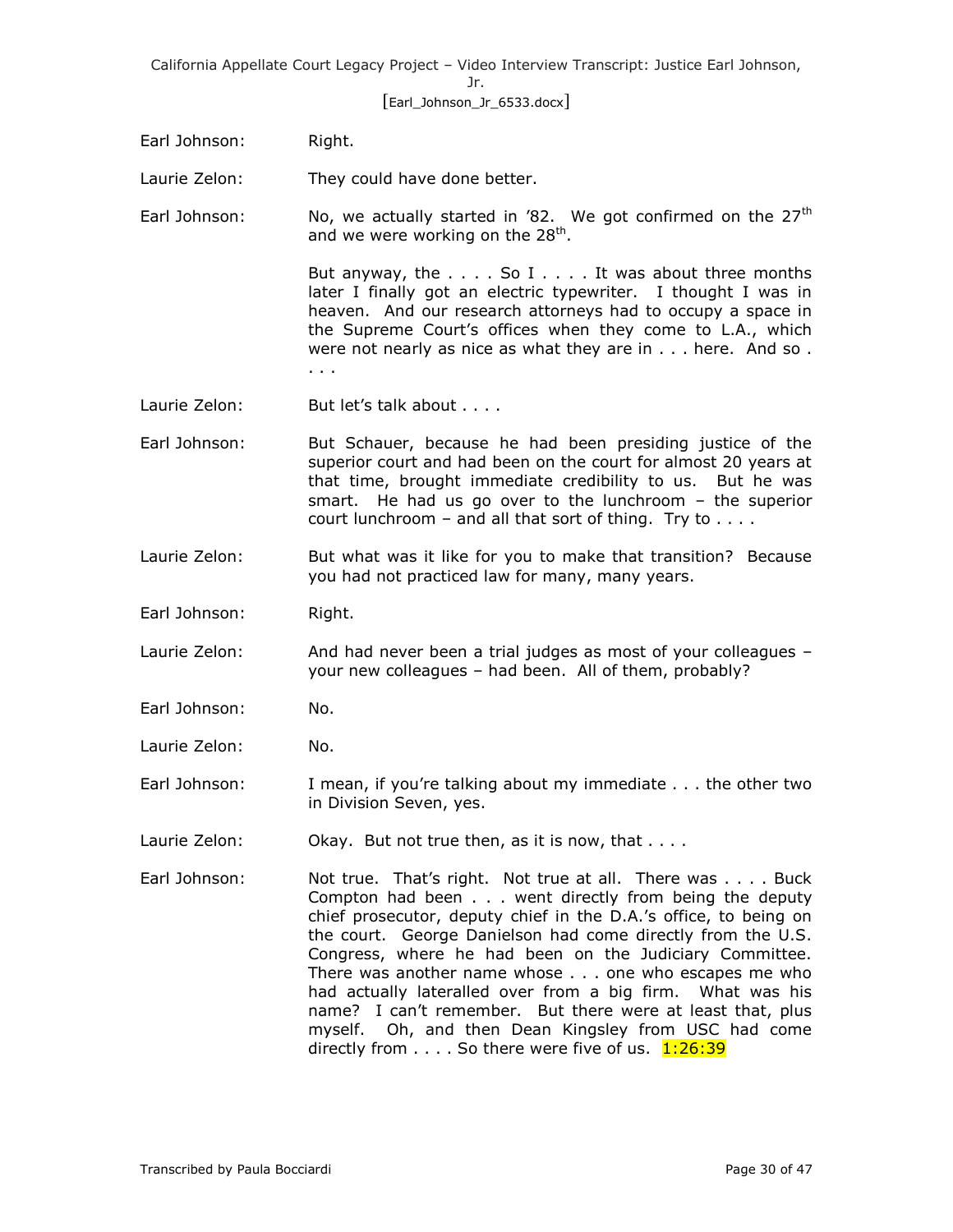Earl Johnson: Right.

Laurie Zelon: They could have done better.

Earl Johnson: No, we actually started in '82. We got confirmed on the 27th and we were working on the 28th.

But anyway, the . . . . So I . . . . It was about three months later I finally got an electric typewriter. I thought I was in heaven. And our research attorneys had to occupy a space in the Supreme Court's offices when they come to L.A., which were not nearly as nice as what they are in . . . here. And so . . . .

Laurie Zelon: But let's talk about . . . .

Earl Johnson: But Schauer, because he had been presiding justice of the superior court and had been on the court for almost 20 years at that time, brought immediate credibility to us. But he was smart. He had us go over to the lunchroom – the superior court lunchroom – and all that sort of thing. Try to . . . .

Laurie Zelon: But what was it like for you to make that transition? Because you had not practiced law for many, many years.

Earl Johnson: Right.

Laurie Zelon: And had never been a trial judges as most of your colleagues – your new colleagues – had been. All of them, probably?

Earl Johnson: No.

Laurie Zelon: No.

Earl Johnson: I mean, if you're talking about my immediate . . . the other two in Division Seven, yes.

Laurie Zelon: Okay. But not true then, as it is now, that . . . .

Earl Johnson: Not true. That's right. Not true at all. There was . . . . Buck Compton had been . . . went directly from being the deputy chief prosecutor, deputy chief in the D.A.'s office, to being on the court. George Danielson had come directly from the U.S. Congress, where he had been on the Judiciary Committee. There was another name whose . . . one who escapes me who had actually lateralled over from a big firm. What was his name? I can't remember. But there were at least that, plus myself. Oh, and then Dean Kingsley from USC had come directly from . . . . So there were five of us. 1:26:39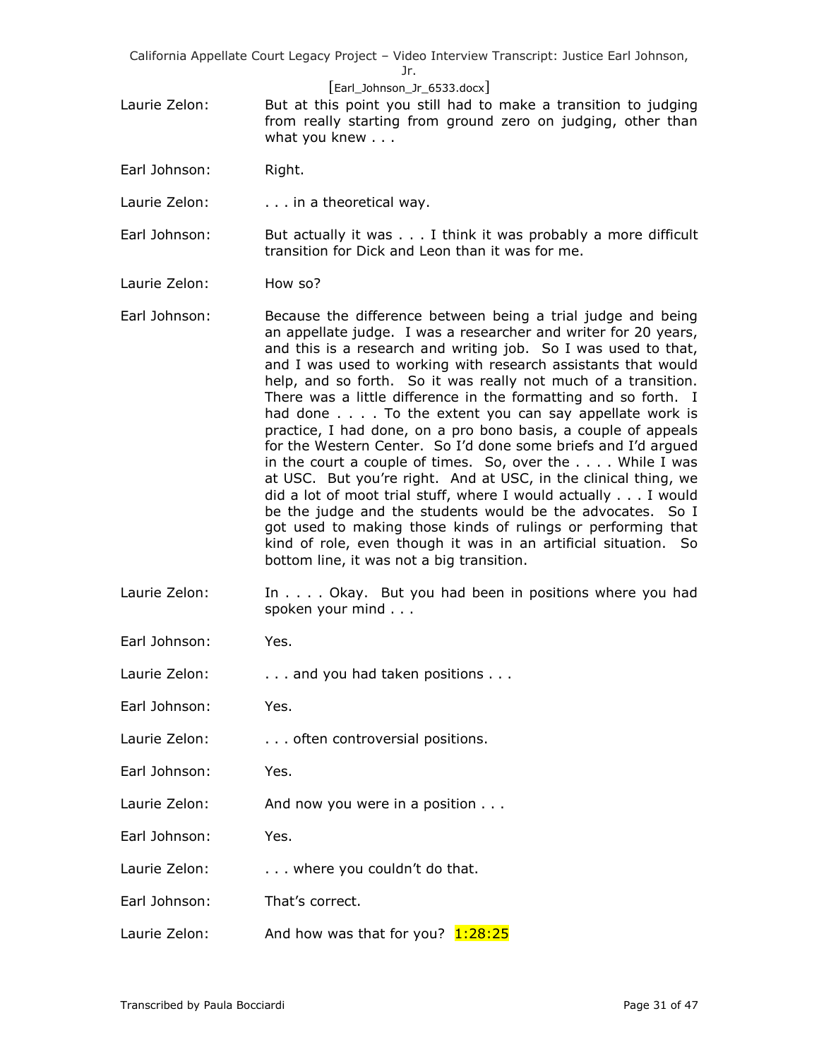Laurie Zelon: But at this point you still had to make a transition to judging from really starting from ground zero on judging, other than what you knew . . .

Earl Johnson: Right.

Laurie Zelon: . . . in a theoretical way.

Earl Johnson: But actually it was . . . I think it was probably a more difficult transition for Dick and Leon than it was for me.

Laurie Zelon: How so?

Earl Johnson: Because the difference between being a trial judge and being an appellate judge. I was a researcher and writer for 20 years, and this is a research and writing job. So I was used to that, and I was used to working with research assistants that would help, and so forth. So it was really not much of a transition. There was a little difference in the formatting and so forth. I had done . . . . To the extent you can say appellate work is practice, I had done, on a pro bono basis, a couple of appeals for the Western Center. So I'd done some briefs and I'd argued in the court a couple of times. So, over the . . . . While I was at USC. But you're right. And at USC, in the clinical thing, we did a lot of moot trial stuff, where I would actually . . . I would be the judge and the students would be the advocates. So I got used to making those kinds of rulings or performing that kind of role, even though it was in an artificial situation. So bottom line, it was not a big transition.

Laurie Zelon: In . . . . Okay. But you had been in positions where you had spoken your mind . . .

Earl Johnson: Yes.

Laurie Zelon: . . . and you had taken positions . . .

Earl Johnson: Yes.

Laurie Zelon: . . . often controversial positions.

Earl Johnson: Yes.

Laurie Zelon: And now you were in a position . . .

Earl Johnson: Yes.

Laurie Zelon: . . . where you couldn't do that.

Earl Johnson: That's correct.

Laurie Zelon: And how was that for you? 1:28:25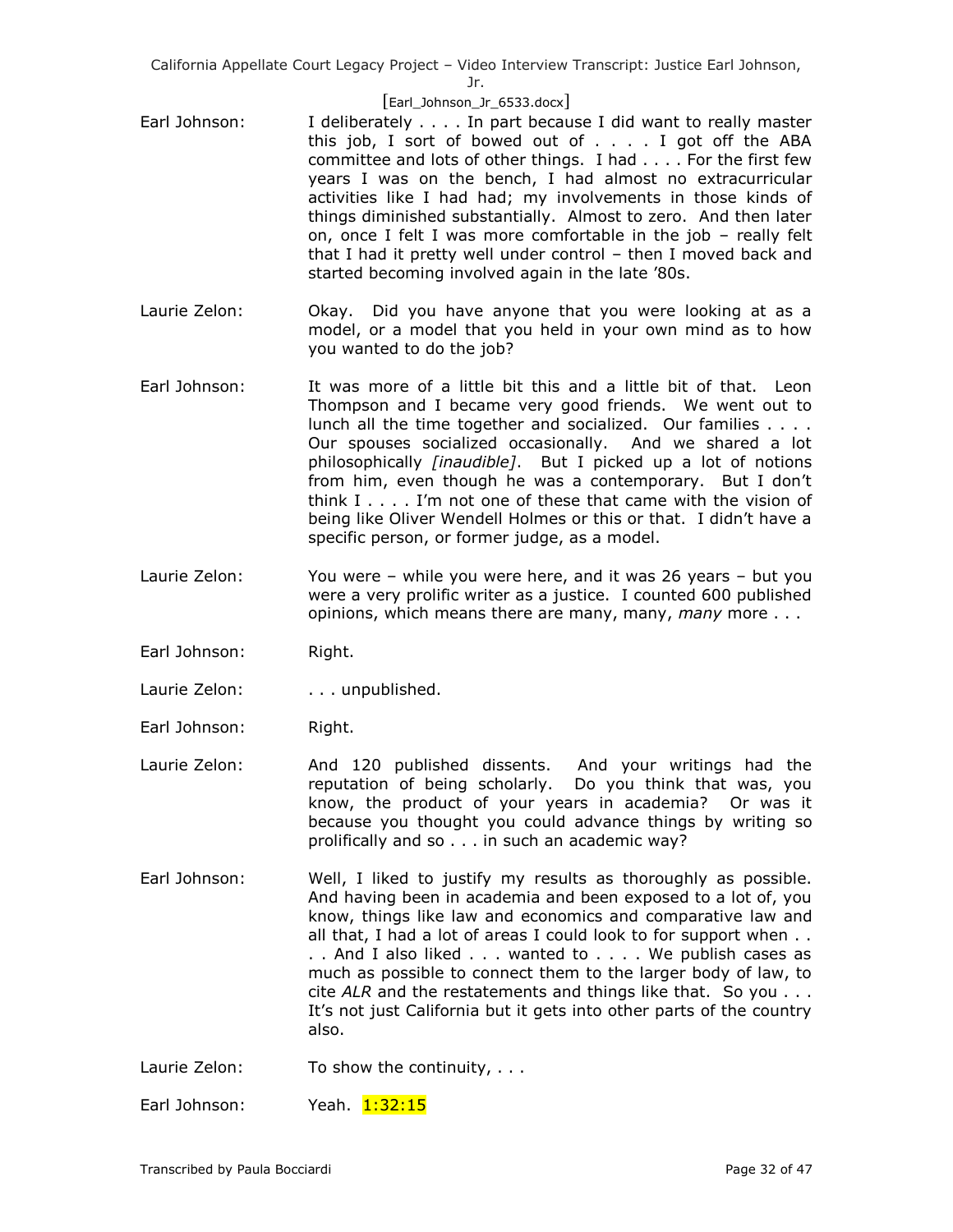Earl Johnson: I deliberately . . . . In part because I did want to really master this job, I sort of bowed out of . . . . I got off the ABA committee and lots of other things. I had . . . . For the first few years I was on the bench, I had almost no extracurricular activities like I had had; my involvements in those kinds of things diminished substantially. Almost to zero. And then later on, once I felt I was more comfortable in the job – really felt that I had it pretty well under control – then I moved back and started becoming involved again in the late '80s.

Laurie Zelon: Okay. Did you have anyone that you were looking at as a model, or a model that you held in your own mind as to how you wanted to do the job?

Earl Johnson: It was more of a little bit this and a little bit of that. Leon Thompson and I became very good friends. We went out to lunch all the time together and socialized. Our families . . . . Our spouses socialized occasionally. And we shared a lot philosophically *[inaudible]*. But I picked up a lot of notions from him, even though he was a contemporary. But I don't think I . . . . I'm not one of these that came with the vision of being like Oliver Wendell Holmes or this or that. I didn't have a specific person, or former judge, as a model.

Laurie Zelon: You were – while you were here, and it was 26 years – but you were a very prolific writer as a justice. I counted 600 published opinions, which means there are many, many, *many* more . . .

Earl Johnson: Right.

Laurie Zelon: . . . unpublished.

Earl Johnson: Right.

Laurie Zelon: And 120 published dissents. And your writings had the reputation of being scholarly. Do you think that was, you know, the product of your years in academia? Or was it because you thought you could advance things by writing so prolifically and so . . . in such an academic way?

Earl Johnson: Well, I liked to justify my results as thoroughly as possible. And having been in academia and been exposed to a lot of, you know, things like law and economics and comparative law and all that, I had a lot of areas I could look to for support when . . . . And I also liked . . . wanted to . . . . We publish cases as much as possible to connect them to the larger body of law, to cite *ALR* and the restatements and things like that. So you . . . It's not just California but it gets into other parts of the country also.

Laurie Zelon: To show the continuity, . . .

Earl Johnson: Yeah. 1:32:15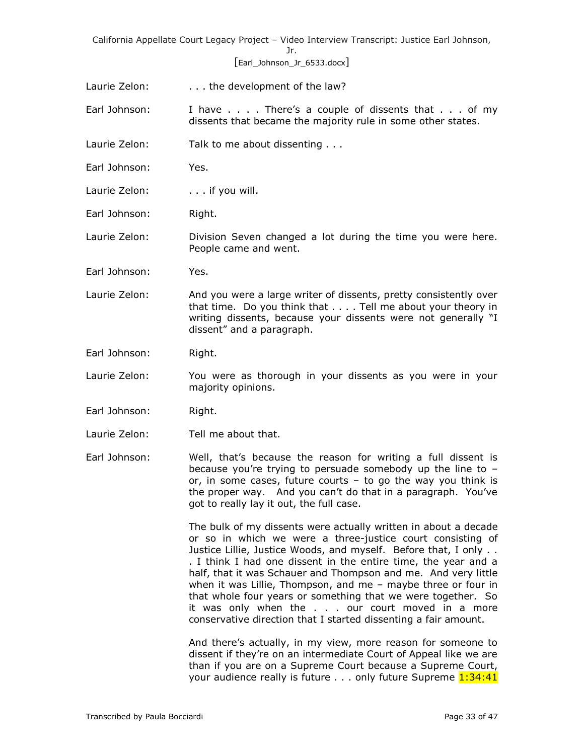Laurie Zelon: . . . the development of the law?

Earl Johnson: I have . . . . There's a couple of dissents that . . . of my dissents that became the majority rule in some other states.

Laurie Zelon: Talk to me about dissenting . . .

Earl Johnson: Yes.

Laurie Zelon: . . . if you will.

Earl Johnson: Right.

Laurie Zelon: Division Seven changed a lot during the time you were here. People came and went.

Earl Johnson: Yes.

Laurie Zelon: And you were a large writer of dissents, pretty consistently over that time. Do you think that . . . . Tell me about your theory in writing dissents, because your dissents were not generally "I dissent" and a paragraph.

Earl Johnson: Right.

Laurie Zelon: You were as thorough in your dissents as you were in your majority opinions.

Earl Johnson: Right.

Laurie Zelon: Tell me about that.

Earl Johnson: Well, that's because the reason for writing a full dissent is because you're trying to persuade somebody up the line to – or, in some cases, future courts – to go the way you think is the proper way. And you can't do that in a paragraph. You've got to really lay it out, the full case.

The bulk of my dissents were actually written in about a decade or so in which we were a three-justice court consisting of Justice Lillie, Justice Woods, and myself. Before that, I only . . . I think I had one dissent in the entire time, the year and a half, that it was Schauer and Thompson and me. And very little when it was Lillie, Thompson, and me – maybe three or four in that whole four years or something that we were together. So it was only when the . . . our court moved in a more conservative direction that I started dissenting a fair amount.

And there's actually, in my view, more reason for someone to dissent if they're on an intermediate Court of Appeal like we are than if you are on a Supreme Court because a Supreme Court, your audience really is future . . . only future Supreme 1:34:41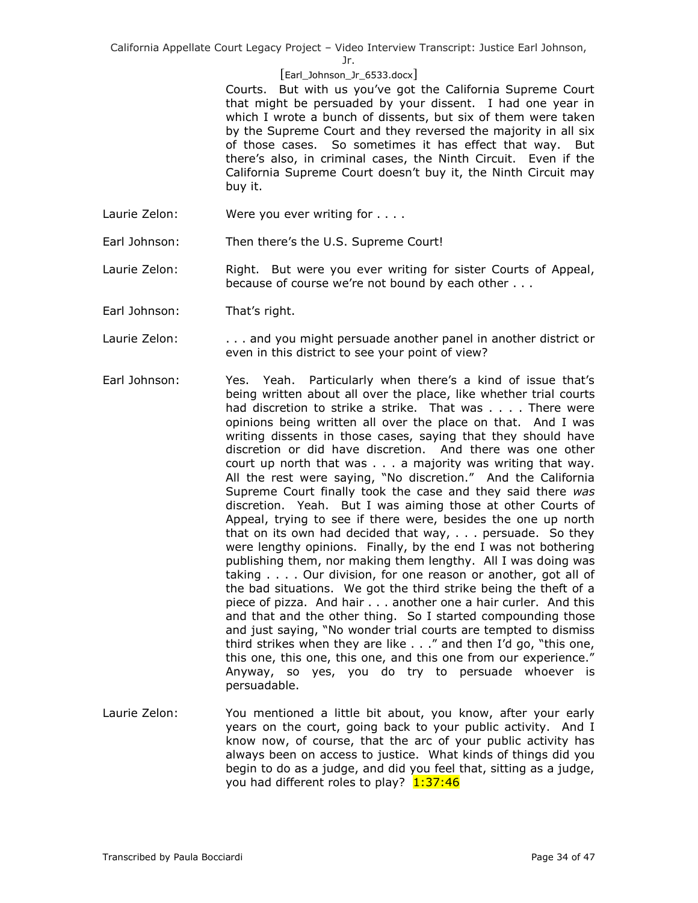Courts. But with us you've got the California Supreme Court that might be persuaded by your dissent. I had one year in which I wrote a bunch of dissents, but six of them were taken by the Supreme Court and they reversed the majority in all six of those cases. So sometimes it has effect that way. But there's also, in criminal cases, the Ninth Circuit. Even if the California Supreme Court doesn't buy it, the Ninth Circuit may buy it.

Laurie Zelon: Were you ever writing for . . . .

Earl Johnson: Then there's the U.S. Supreme Court!

Laurie Zelon: Right. But were you ever writing for sister Courts of Appeal, because of course we're not bound by each other . . .

Earl Johnson: That's right.

Laurie Zelon: . . . and you might persuade another panel in another district or even in this district to see your point of view?

Earl Johnson: Yes. Yeah. Particularly when there's a kind of issue that's being written about all over the place, like whether trial courts had discretion to strike a strike. That was . . . . There were opinions being written all over the place on that. And I was writing dissents in those cases, saying that they should have discretion or did have discretion. And there was one other court up north that was . . . a majority was writing that way. All the rest were saying, "No discretion." And the California Supreme Court finally took the case and they said there *was* discretion. Yeah. But I was aiming those at other Courts of Appeal, trying to see if there were, besides the one up north that on its own had decided that way, . . . persuade. So they were lengthy opinions. Finally, by the end I was not bothering publishing them, nor making them lengthy. All I was doing was taking . . . . Our division, for one reason or another, got all of the bad situations. We got the third strike being the theft of a piece of pizza. And hair . . . another one a hair curler. And this and that and the other thing. So I started compounding those and just saying, "No wonder trial courts are tempted to dismiss third strikes when they are like . . ." and then I'd go, "this one, this one, this one, this one, and this one from our experience." Anyway, so yes, you do try to persuade whoever is persuadable.

Laurie Zelon: You mentioned a little bit about, you know, after your early years on the court, going back to your public activity. And I know now, of course, that the arc of your public activity has always been on access to justice. What kinds of things did you begin to do as a judge, and did you feel that, sitting as a judge, you had different roles to play? 1:37:46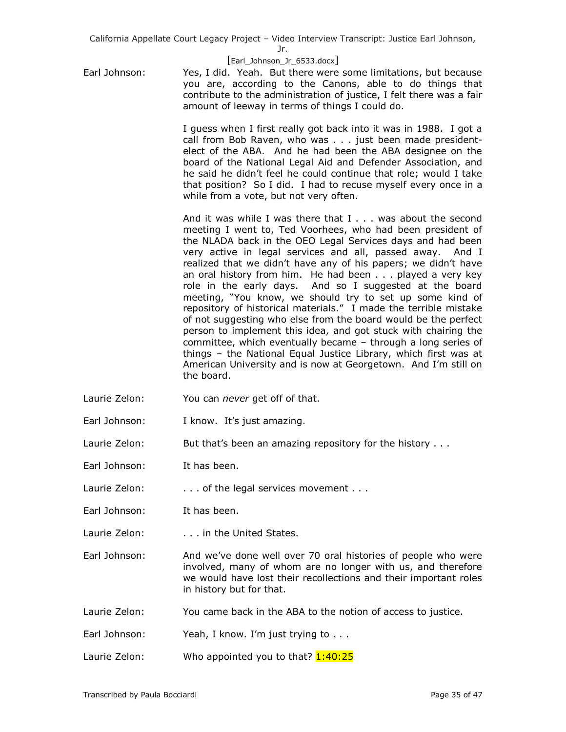Earl Johnson: Yes, I did. Yeah. But there were some limitations, but because you are, according to the Canons, able to do things that contribute to the administration of justice, I felt there was a fair amount of leeway in terms of things I could do.

I guess when I first really got back into it was in 1988. I got a call from Bob Raven, who was . . . just been made president-elect of the ABA. And he had been the ABA designee on the board of the National Legal Aid and Defender Association, and he said he didn't feel he could continue that role; would I take that position? So I did. I had to recuse myself every once in a while from a vote, but not very often.

And it was while I was there that I . . . was about the second meeting I went to, Ted Voorhees, who had been president of the NLADA back in the OEO Legal Services days and had been very active in legal services and all, passed away. And I realized that we didn't have any of his papers; we didn't have an oral history from him. He had been . . . played a very key role in the early days. And so I suggested at the board meeting, "You know, we should try to set up some kind of repository of historical materials." I made the terrible mistake of not suggesting who else from the board would be the perfect person to implement this idea, and got stuck with chairing the committee, which eventually became – through a long series of things – the National Equal Justice Library, which first was at American University and is now at Georgetown. And I'm still on the board.

Laurie Zelon: You can *never* get off of that.

Earl Johnson: I know. It's just amazing.

Laurie Zelon: But that's been an amazing repository for the history . . .

Earl Johnson: It has been.

Laurie Zelon: . . . of the legal services movement . . .

Earl Johnson: It has been.

Laurie Zelon: . . . in the United States.

Earl Johnson: And we've done well over 70 oral histories of people who were involved, many of whom are no longer with us, and therefore we would have lost their recollections and their important roles in history but for that.

Laurie Zelon: You came back in the ABA to the notion of access to justice.

Earl Johnson: Yeah, I know. I'm just trying to . . .

Laurie Zelon: Who appointed you to that? 1:40:25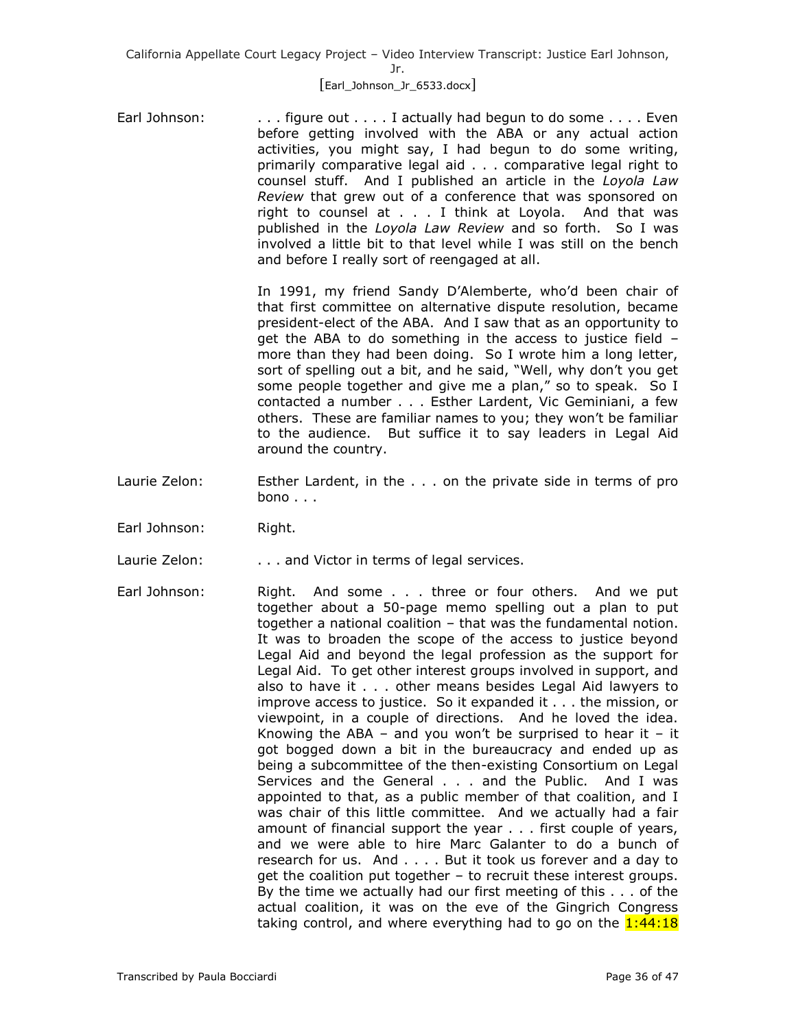Earl Johnson: . . . figure out . . . . I actually had begun to do some . . . . Even before getting involved with the ABA or any actual action activities, you might say, I had begun to do some writing, primarily comparative legal aid . . . comparative legal right to counsel stuff. And I published an article in the *Loyola Law Review* that grew out of a conference that was sponsored on right to counsel at . . . I think at Loyola. And that was published in the *Loyola Law Review* and so forth. So I was involved a little bit to that level while I was still on the bench and before I really sort of reengaged at all.

In 1991, my friend Sandy D'Alemberte, who'd been chair of that first committee on alternative dispute resolution, became president-elect of the ABA. And I saw that as an opportunity to get the ABA to do something in the access to justice field – more than they had been doing. So I wrote him a long letter, sort of spelling out a bit, and he said, "Well, why don't you get some people together and give me a plan," so to speak. So I contacted a number . . . Esther Lardent, Vic Geminiani, a few others. These are familiar names to you; they won't be familiar to the audience. But suffice it to say leaders in Legal Aid around the country.

Laurie Zelon: Esther Lardent, in the . . . on the private side in terms of pro bono . . .

Earl Johnson: Right.

Laurie Zelon: . . . and Victor in terms of legal services.

Earl Johnson: Right. And some . . . three or four others. And we put together about a 50-page memo spelling out a plan to put together a national coalition – that was the fundamental notion. It was to broaden the scope of the access to justice beyond Legal Aid and beyond the legal profession as the support for Legal Aid. To get other interest groups involved in support, and also to have it . . . other means besides Legal Aid lawyers to improve access to justice. So it expanded it . . . the mission, or viewpoint, in a couple of directions. And he loved the idea. Knowing the ABA – and you won't be surprised to hear it – it got bogged down a bit in the bureaucracy and ended up as being a subcommittee of the then-existing Consortium on Legal Services and the General . . . and the Public. And I was appointed to that, as a public member of that coalition, and I was chair of this little committee. And we actually had a fair amount of financial support the year . . . first couple of years, and we were able to hire Marc Galanter to do a bunch of research for us. And . . . . But it took us forever and a day to get the coalition put together – to recruit these interest groups. By the time we actually had our first meeting of this . . . of the actual coalition, it was on the eve of the Gingrich Congress taking control, and where everything had to go on the 1:44:18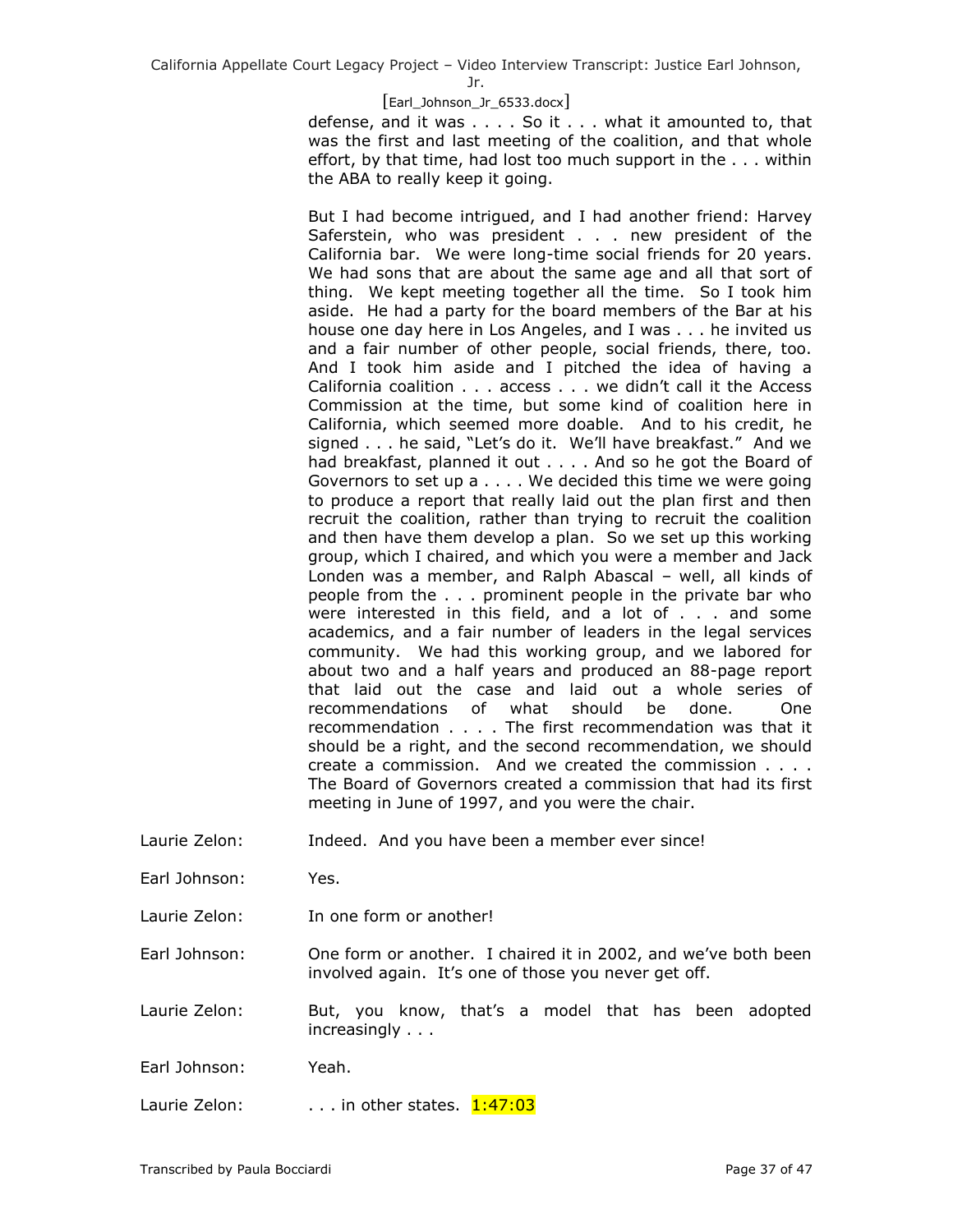defense, and it was . . . . So it . . . what it amounted to, that was the first and last meeting of the coalition, and that whole effort, by that time, had lost too much support in the . . . within the ABA to really keep it going.

But I had become intrigued, and I had another friend: Harvey Saferstein, who was president . . . new president of the California bar. We were long-time social friends for 20 years. We had sons that are about the same age and all that sort of thing. We kept meeting together all the time. So I took him aside. He had a party for the board members of the Bar at his house one day here in Los Angeles, and I was . . . he invited us and a fair number of other people, social friends, there, too. And I took him aside and I pitched the idea of having a California coalition . . . access . . . we didn't call it the Access Commission at the time, but some kind of coalition here in California, which seemed more doable. And to his credit, he signed . . . he said, "Let's do it. We'll have breakfast." And we had breakfast, planned it out . . . . And so he got the Board of Governors to set up a . . . . We decided this time we were going to produce a report that really laid out the plan first and then recruit the coalition, rather than trying to recruit the coalition and then have them develop a plan. So we set up this working group, which I chaired, and which you were a member and Jack Londen was a member, and Ralph Abascal – well, all kinds of people from the . . . prominent people in the private bar who were interested in this field, and a lot of . . . and some academics, and a fair number of leaders in the legal services community. We had this working group, and we labored for about two and a half years and produced an 88-page report that laid out the case and laid out a whole series of recommendations of what should be done. One recommendation . . . . The first recommendation was that it should be a right, and the second recommendation, we should create a commission. And we created the commission . . . . The Board of Governors created a commission that had its first meeting in June of 1997, and you were the chair.

Laurie Zelon: Indeed. And you have been a member ever since!

Earl Johnson: Yes.

Laurie Zelon: In one form or another!

Earl Johnson: One form or another. I chaired it in 2002, and we've both been involved again. It's one of those you never get off.

Laurie Zelon: But, you know, that's a model that has been adopted increasingly . . .

Earl Johnson: Yeah.

Laurie Zelon: . . . in other states. 1:47:03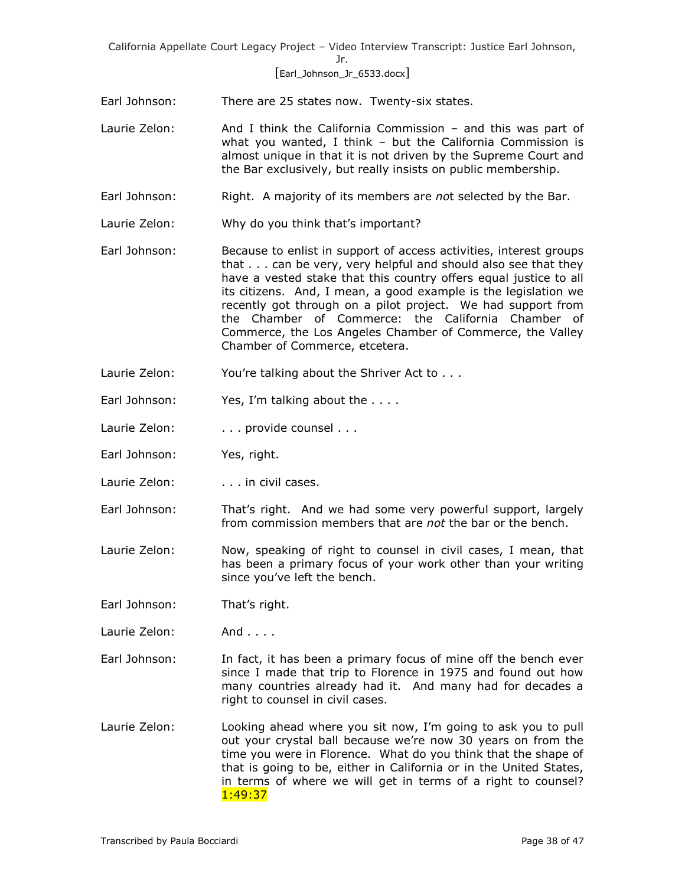Earl Johnson: There are 25 states now. Twenty-six states.

Laurie Zelon: And I think the California Commission – and this was part of what you wanted, I think – but the California Commission is almost unique in that it is not driven by the Supreme Court and the Bar exclusively, but really insists on public membership.

Earl Johnson: Right. A majority of its members are *no*t selected by the Bar.

Laurie Zelon: Why do you think that's important?

Earl Johnson: Because to enlist in support of access activities, interest groups that . . . can be very, very helpful and should also see that they have a vested stake that this country offers equal justice to all its citizens. And, I mean, a good example is the legislation we recently got through on a pilot project. We had support from the Chamber of Commerce: the California Chamber of Commerce, the Los Angeles Chamber of Commerce, the Valley Chamber of Commerce, etcetera.

Laurie Zelon: You're talking about the Shriver Act to . . .

Earl Johnson: Yes, I'm talking about the . . . .

Laurie Zelon: . . . provide counsel . . .

Earl Johnson: Yes, right.

Laurie Zelon: . . . in civil cases.

Earl Johnson: That's right. And we had some very powerful support, largely from commission members that are *not* the bar or the bench.

Laurie Zelon: Now, speaking of right to counsel in civil cases, I mean, that has been a primary focus of your work other than your writing since you've left the bench.

Earl Johnson: That's right.

Laurie Zelon: And . . . .

Earl Johnson: In fact, it has been a primary focus of mine off the bench ever since I made that trip to Florence in 1975 and found out how many countries already had it. And many had for decades a right to counsel in civil cases.

Laurie Zelon: Looking ahead where you sit now, I'm going to ask you to pull out your crystal ball because we're now 30 years on from the time you were in Florence. What do you think that the shape of that is going to be, either in California or in the United States, in terms of where we will get in terms of a right to counsel? 1:49:37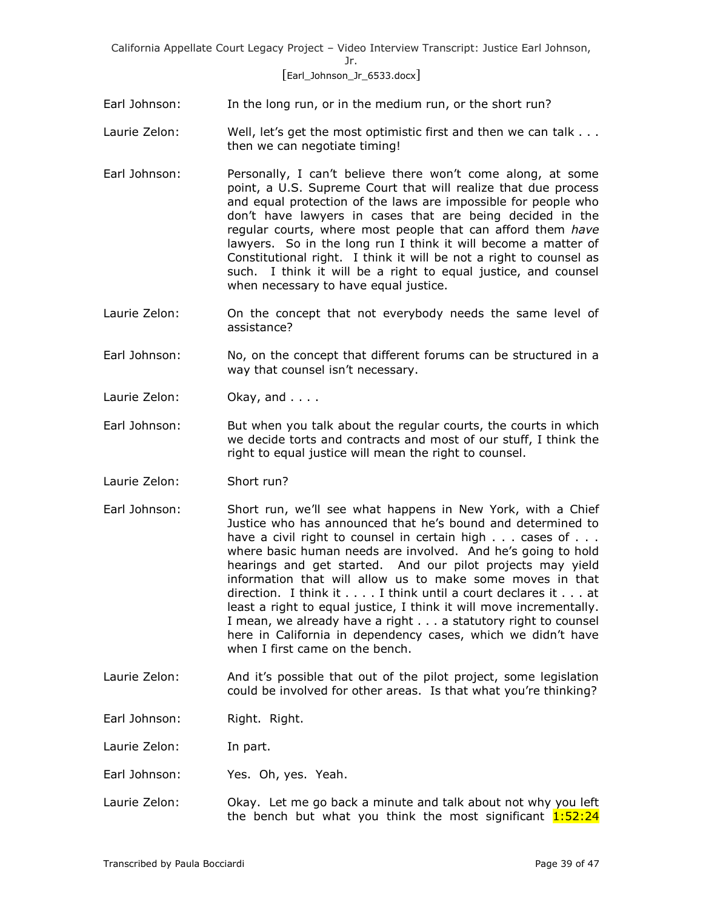Earl Johnson: In the long run, or in the medium run, or the short run?

Laurie Zelon: Well, let's get the most optimistic first and then we can talk . . . then we can negotiate timing!

Earl Johnson: Personally, I can't believe there won't come along, at some point, a U.S. Supreme Court that will realize that due process and equal protection of the laws are impossible for people who don't have lawyers in cases that are being decided in the regular courts, where most people that can afford them *have* lawyers. So in the long run I think it will become a matter of Constitutional right. I think it will be not a right to counsel as such. I think it will be a right to equal justice, and counsel when necessary to have equal justice.

Laurie Zelon: On the concept that not everybody needs the same level of assistance?

Earl Johnson: No, on the concept that different forums can be structured in a way that counsel isn't necessary.

Laurie Zelon: Okay, and . . . .

Earl Johnson: But when you talk about the regular courts, the courts in which we decide torts and contracts and most of our stuff, I think the right to equal justice will mean the right to counsel.

Laurie Zelon: Short run?

Earl Johnson: Short run, we'll see what happens in New York, with a Chief Justice who has announced that he's bound and determined to have a civil right to counsel in certain high . . . cases of . . . where basic human needs are involved. And he's going to hold hearings and get started. And our pilot projects may yield information that will allow us to make some moves in that direction. I think it . . . . I think until a court declares it . . . at least a right to equal justice, I think it will move incrementally. I mean, we already have a right . . . a statutory right to counsel here in California in dependency cases, which we didn't have when I first came on the bench.

Laurie Zelon: And it's possible that out of the pilot project, some legislation could be involved for other areas. Is that what you're thinking?

Earl Johnson: Right. Right.

Laurie Zelon: In part.

Earl Johnson: Yes. Oh, yes. Yeah.

Laurie Zelon: Okay. Let me go back a minute and talk about not why you left the bench but what you think the most significant 1:52:24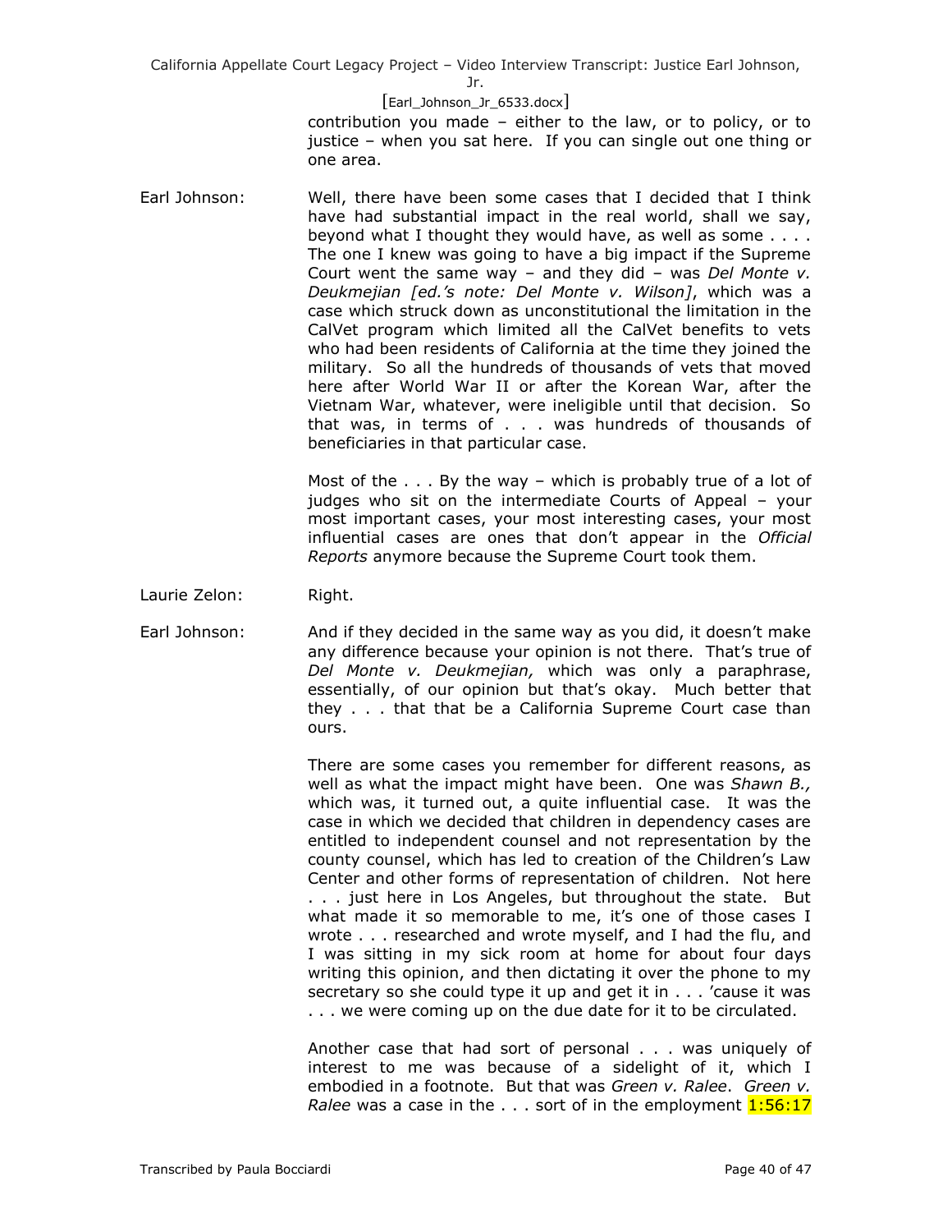contribution you made – either to the law, or to policy, or to justice – when you sat here. If you can single out one thing or one area.

Earl Johnson: Well, there have been some cases that I decided that I think have had substantial impact in the real world, shall we say, beyond what I thought they would have, as well as some . . . . The one I knew was going to have a big impact if the Supreme Court went the same way – and they did – was *Del Monte v. Deukmejian [ed.'s note: Del Monte v. Wilson]*, which was a case which struck down as unconstitutional the limitation in the CalVet program which limited all the CalVet benefits to vets who had been residents of California at the time they joined the military. So all the hundreds of thousands of vets that moved here after World War II or after the Korean War, after the Vietnam War, whatever, were ineligible until that decision. So that was, in terms of . . . was hundreds of thousands of beneficiaries in that particular case.

Most of the . . . By the way – which is probably true of a lot of judges who sit on the intermediate Courts of Appeal – your most important cases, your most interesting cases, your most influential cases are ones that don't appear in the *Official Reports* anymore because the Supreme Court took them.

Laurie Zelon: Right.

Earl Johnson: And if they decided in the same way as you did, it doesn't make any difference because your opinion is not there. That's true of *Del Monte v. Deukmejian,* which was only a paraphrase, essentially, of our opinion but that's okay. Much better that they . . . that that be a California Supreme Court case than ours.

There are some cases you remember for different reasons, as well as what the impact might have been. One was *Shawn B.,* which was, it turned out, a quite influential case. It was the case in which we decided that children in dependency cases are entitled to independent counsel and not representation by the county counsel, which has led to creation of the Children's Law Center and other forms of representation of children. Not here . . . just here in Los Angeles, but throughout the state. But what made it so memorable to me, it's one of those cases I wrote . . . researched and wrote myself, and I had the flu, and I was sitting in my sick room at home for about four days writing this opinion, and then dictating it over the phone to my secretary so she could type it up and get it in . . . 'cause it was . . . we were coming up on the due date for it to be circulated.

Another case that had sort of personal . . . was uniquely of interest to me was because of a sidelight of it, which I embodied in a footnote. But that was *Green v. Ralee*. *Green v. Ralee* was a case in the . . . sort of in the employment 1:56:17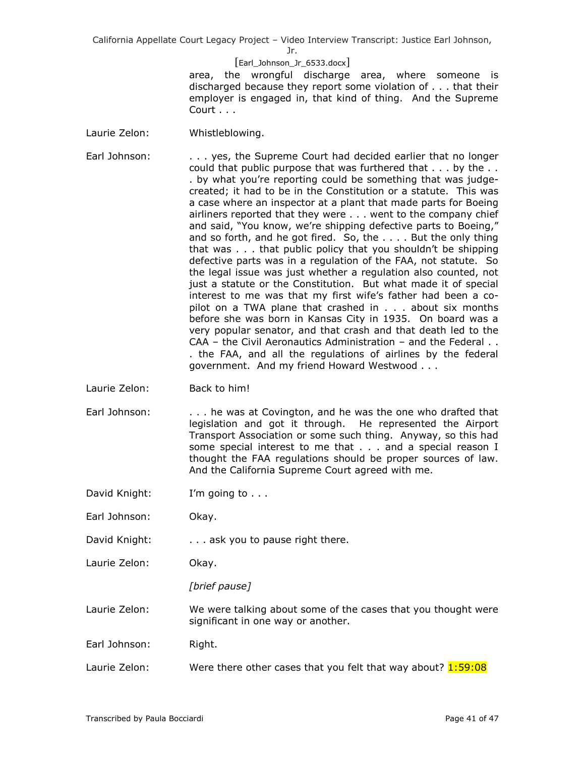area, the wrongful discharge area, where someone is discharged because they report some violation of . . . that their employer is engaged in, that kind of thing. And the Supreme Court . . .

Laurie Zelon: Whistleblowing.

Earl Johnson: . . . yes, the Supreme Court had decided earlier that no longer could that public purpose that was furthered that . . . by the . . . by what you're reporting could be something that was judge-created; it had to be in the Constitution or a statute. This was a case where an inspector at a plant that made parts for Boeing airliners reported that they were . . . went to the company chief and said, "You know, we're shipping defective parts to Boeing," and so forth, and he got fired. So, the . . . . But the only thing that was . . . that public policy that you shouldn't be shipping defective parts was in a regulation of the FAA, not statute. So the legal issue was just whether a regulation also counted, not just a statute or the Constitution. But what made it of special interest to me was that my first wife's father had been a co-pilot on a TWA plane that crashed in . . . about six months before she was born in Kansas City in 1935. On board was a very popular senator, and that crash and that death led to the CAA – the Civil Aeronautics Administration – and the Federal . . . the FAA, and all the regulations of airlines by the federal government. And my friend Howard Westwood . . .

Laurie Zelon: Back to him!

Earl Johnson: . . . he was at Covington, and he was the one who drafted that legislation and got it through. He represented the Airport Transport Association or some such thing. Anyway, so this had some special interest to me that . . . and a special reason I thought the FAA regulations should be proper sources of law. And the California Supreme Court agreed with me.

David Knight: I'm going to . . .

Earl Johnson: Okay.

David Knight: . . . ask you to pause right there.

Laurie Zelon: Okay.

*[brief pause]*

Laurie Zelon: We were talking about some of the cases that you thought were significant in one way or another.

Earl Johnson: Right.

Laurie Zelon: Were there other cases that you felt that way about? 1:59:08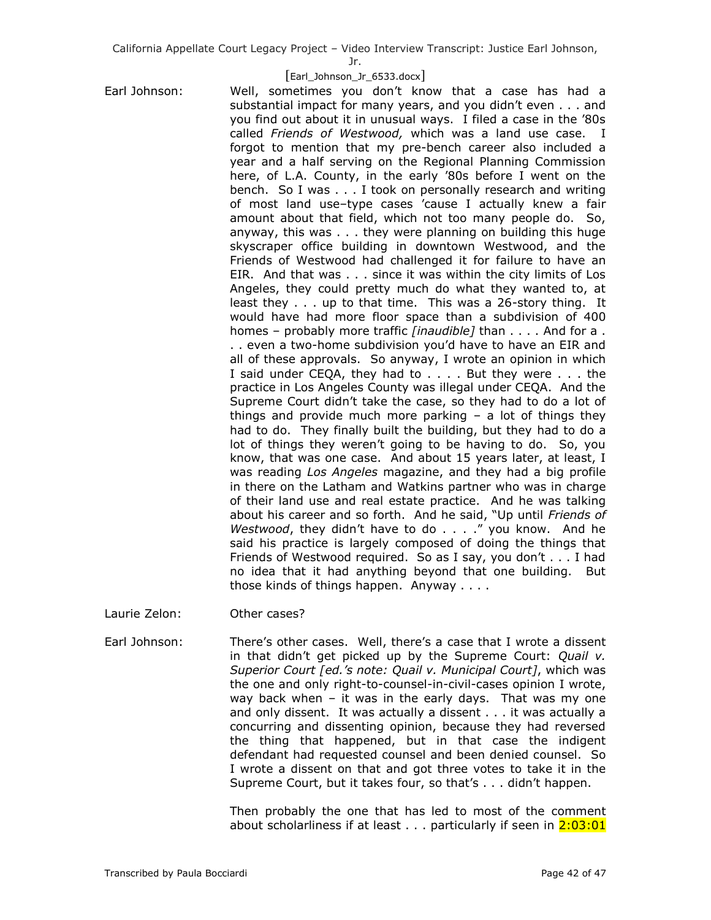Earl Johnson: Well, sometimes you don't know that a case has had a substantial impact for many years, and you didn't even . . . and you find out about it in unusual ways. I filed a case in the '80s called *Friends of Westwood,* which was a land use case. I forgot to mention that my pre-bench career also included a year and a half serving on the Regional Planning Commission here, of L.A. County, in the early '80s before I went on the bench. So I was . . . I took on personally research and writing of most land use–type cases 'cause I actually knew a fair amount about that field, which not too many people do. So, anyway, this was . . . they were planning on building this huge skyscraper office building in downtown Westwood, and the Friends of Westwood had challenged it for failure to have an EIR. And that was . . . since it was within the city limits of Los Angeles, they could pretty much do what they wanted to, at least they . . . up to that time. This was a 26-story thing. It would have had more floor space than a subdivision of 400 homes – probably more traffic *[inaudible]* than . . . . And for a . . . even a two-home subdivision you'd have to have an EIR and all of these approvals. So anyway, I wrote an opinion in which I said under CEQA, they had to . . . . But they were . . . the practice in Los Angeles County was illegal under CEQA. And the Supreme Court didn't take the case, so they had to do a lot of things and provide much more parking – a lot of things they had to do. They finally built the building, but they had to do a lot of things they weren't going to be having to do. So, you know, that was one case. And about 15 years later, at least, I was reading *Los Angeles* magazine, and they had a big profile in there on the Latham and Watkins partner who was in charge of their land use and real estate practice. And he was talking about his career and so forth. And he said, "Up until *Friends of Westwood*, they didn't have to do . . . ." you know. And he said his practice is largely composed of doing the things that Friends of Westwood required. So as I say, you don't . . . I had no idea that it had anything beyond that one building. But those kinds of things happen. Anyway . . . .

Laurie Zelon: Other cases?

Earl Johnson: There's other cases. Well, there's a case that I wrote a dissent in that didn't get picked up by the Supreme Court: *Quail v. Superior Court [ed.'s note: Quail v. Municipal Court]*, which was the one and only right-to-counsel-in-civil-cases opinion I wrote, way back when – it was in the early days. That was my one and only dissent. It was actually a dissent . . . it was actually a concurring and dissenting opinion, because they had reversed the thing that happened, but in that case the indigent defendant had requested counsel and been denied counsel. So I wrote a dissent on that and got three votes to take it in the Supreme Court, but it takes four, so that's . . . didn't happen.

Then probably the one that has led to most of the comment about scholarliness if at least . . . particularly if seen in 2:03:01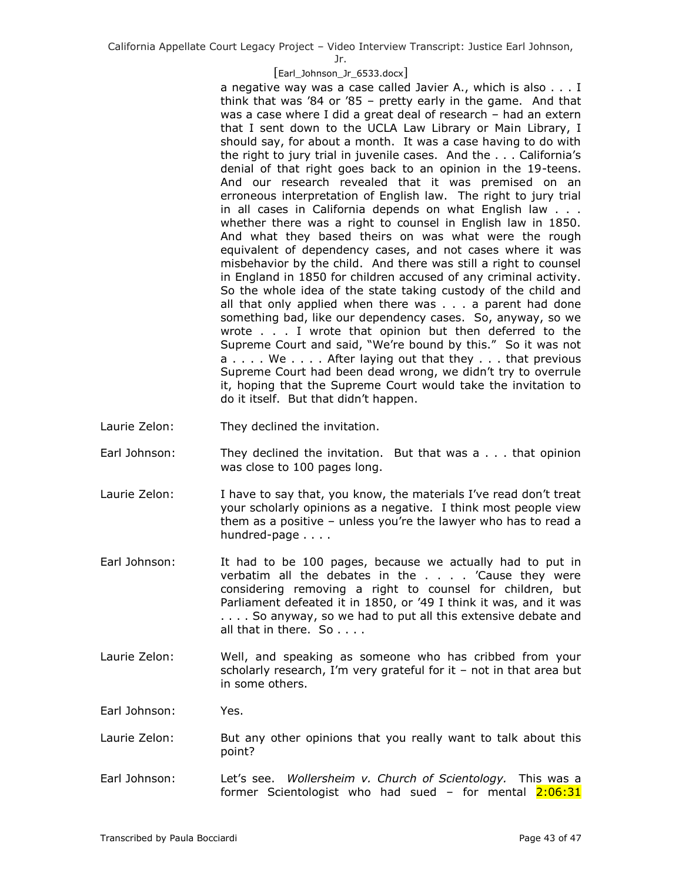a negative way was a case called Javier A., which is also . . . I think that was ’84 or ’85 – pretty early in the game. And that was a case where I did a great deal of research – had an extern that I sent down to the UCLA Law Library or Main Library, I should say, for about a month. It was a case having to do with the right to jury trial in juvenile cases. And the . . . California’s denial of that right goes back to an opinion in the 19-teens. And our research revealed that it was premised on an erroneous interpretation of English law. The right to jury trial in all cases in California depends on what English law . . . whether there was a right to counsel in English law in 1850. And what they based theirs on was what were the rough equivalent of dependency cases, and not cases where it was misbehavior by the child. And there was still a right to counsel in England in 1850 for children accused of any criminal activity. So the whole idea of the state taking custody of the child and all that only applied when there was . . . a parent had done something bad, like our dependency cases. So, anyway, so we wrote . . . I wrote that opinion but then deferred to the Supreme Court and said, “We’re bound by this.” So it was not a . . . . We . . . . After laying out that they . . . that previous Supreme Court had been dead wrong, we didn’t try to overrule it, hoping that the Supreme Court would take the invitation to do it itself. But that didn’t happen.

Laurie Zelon: They declined the invitation.

Earl Johnson: They declined the invitation. But that was a . . . that opinion was close to 100 pages long.

Laurie Zelon: I have to say that, you know, the materials I’ve read don’t treat your scholarly opinions as a negative. I think most people view them as a positive – unless you’re the lawyer who has to read a hundred-page . . . .

Earl Johnson: It had to be 100 pages, because we actually had to put in verbatim all the debates in the . . . . ’Cause they were considering removing a right to counsel for children, but Parliament defeated it in 1850, or ’49 I think it was, and it was . . . . So anyway, so we had to put all this extensive debate and all that in there. So . . . .

Laurie Zelon: Well, and speaking as someone who has cribbed from your scholarly research, I’m very grateful for it – not in that area but in some others.

Earl Johnson: Yes.

Laurie Zelon: But any other opinions that you really want to talk about this point?

Earl Johnson: Let’s see. *Wollersheim v. Church of Scientology.* This was a former Scientologist who had sued – for mental 2:06:31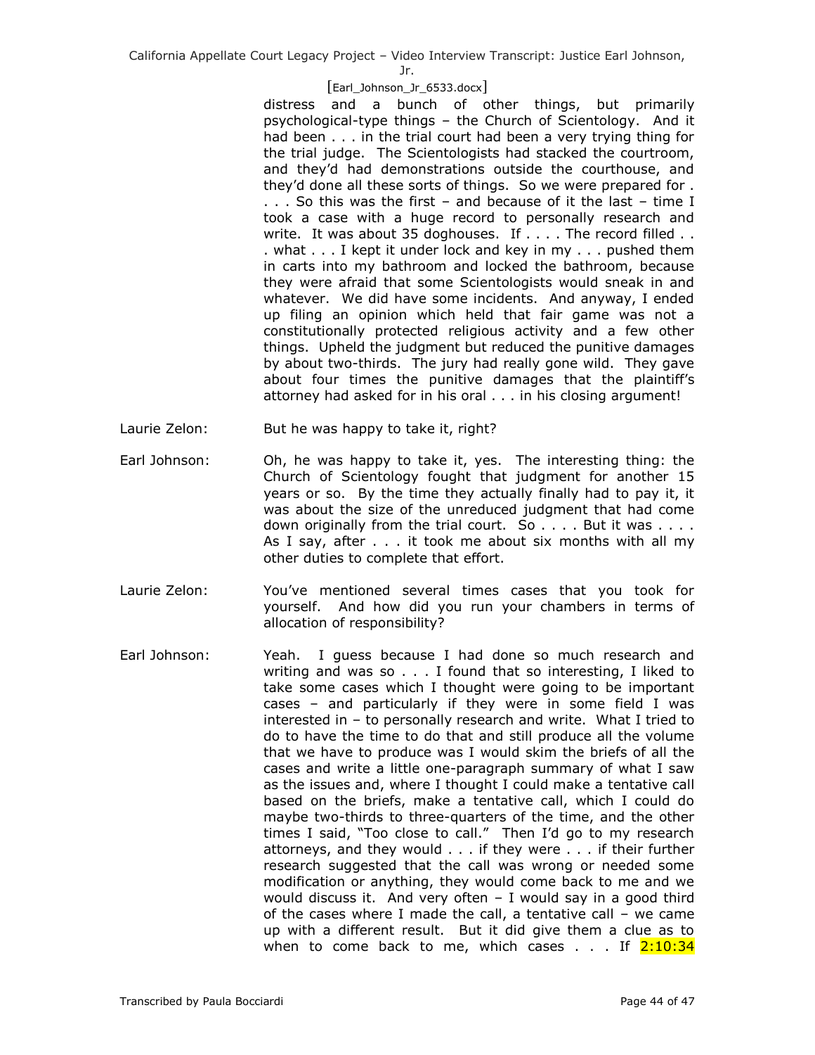distress and a bunch of other things, but primarily psychological-type things – the Church of Scientology. And it had been . . . in the trial court had been a very trying thing for the trial judge. The Scientologists had stacked the courtroom, and they'd had demonstrations outside the courthouse, and they'd done all these sorts of things. So we were prepared for . . . . So this was the first – and because of it the last – time I took a case with a huge record to personally research and write. It was about 35 doghouses. If . . . . The record filled . . . what . . . I kept it under lock and key in my . . . pushed them in carts into my bathroom and locked the bathroom, because they were afraid that some Scientologists would sneak in and whatever. We did have some incidents. And anyway, I ended up filing an opinion which held that fair game was not a constitutionally protected religious activity and a few other things. Upheld the judgment but reduced the punitive damages by about two-thirds. The jury had really gone wild. They gave about four times the punitive damages that the plaintiff's attorney had asked for in his oral . . . in his closing argument!

Laurie Zelon: But he was happy to take it, right?

Earl Johnson: Oh, he was happy to take it, yes. The interesting thing: the Church of Scientology fought that judgment for another 15 years or so. By the time they actually finally had to pay it, it was about the size of the unreduced judgment that had come down originally from the trial court. So . . . . But it was . . . . As I say, after . . . it took me about six months with all my other duties to complete that effort.

Laurie Zelon: You've mentioned several times cases that you took for yourself. And how did you run your chambers in terms of allocation of responsibility?

Earl Johnson: Yeah. I guess because I had done so much research and writing and was so . . . I found that so interesting, I liked to take some cases which I thought were going to be important cases – and particularly if they were in some field I was interested in – to personally research and write. What I tried to do to have the time to do that and still produce all the volume that we have to produce was I would skim the briefs of all the cases and write a little one-paragraph summary of what I saw as the issues and, where I thought I could make a tentative call based on the briefs, make a tentative call, which I could do maybe two-thirds to three-quarters of the time, and the other times I said, "Too close to call." Then I'd go to my research attorneys, and they would . . . if they were . . . if their further research suggested that the call was wrong or needed some modification or anything, they would come back to me and we would discuss it. And very often – I would say in a good third of the cases where I made the call, a tentative call – we came up with a different result. But it did give them a clue as to when to come back to me, which cases . . . If 2:10:34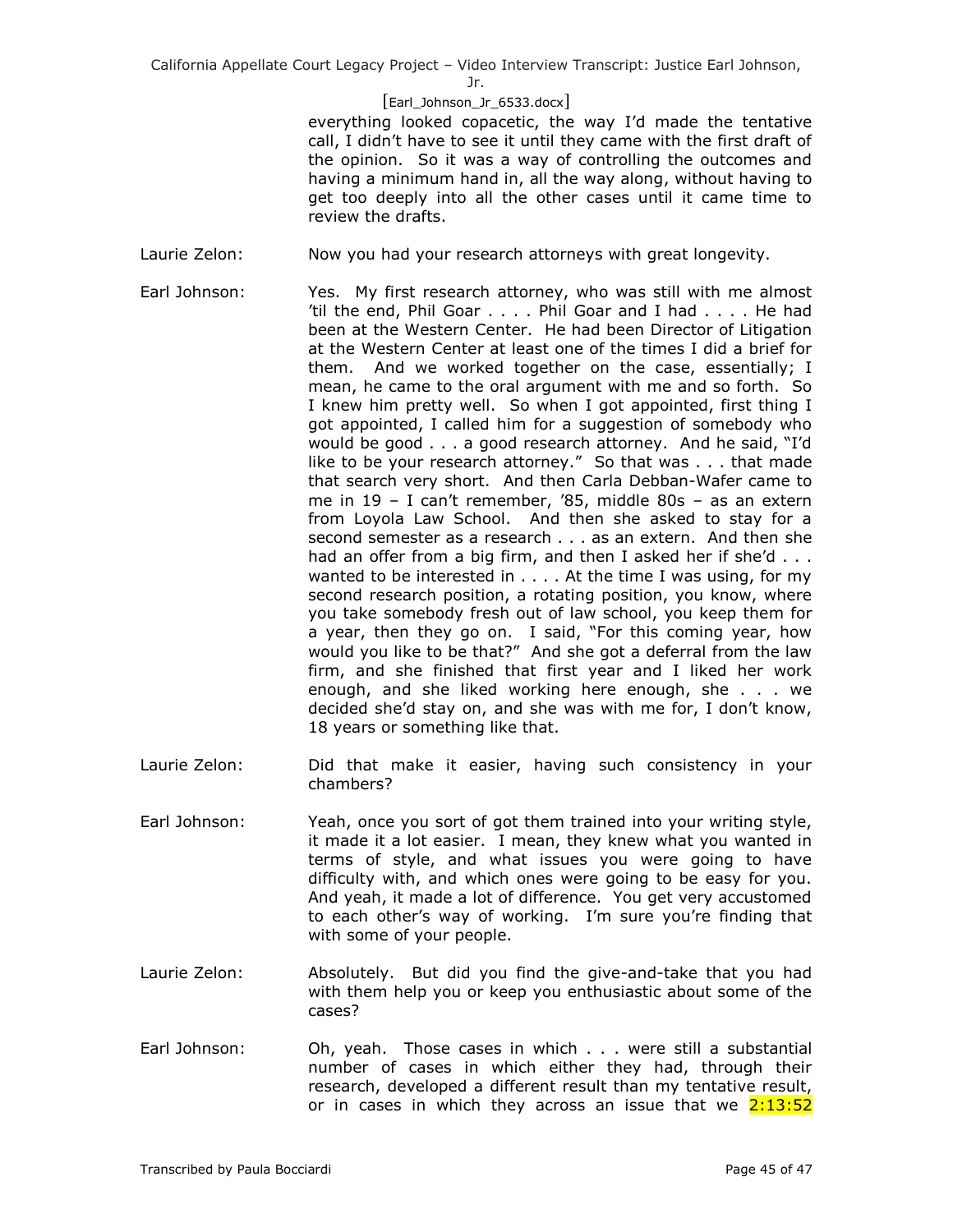everything looked copacetic, the way I'd made the tentative call, I didn't have to see it until they came with the first draft of the opinion. So it was a way of controlling the outcomes and having a minimum hand in, all the way along, without having to get too deeply into all the other cases until it came time to review the drafts.

Laurie Zelon: Now you had your research attorneys with great longevity.

Earl Johnson: Yes. My first research attorney, who was still with me almost 'til the end, Phil Goar . . . . Phil Goar and I had . . . . He had been at the Western Center. He had been Director of Litigation at the Western Center at least one of the times I did a brief for them. And we worked together on the case, essentially; I mean, he came to the oral argument with me and so forth. So I knew him pretty well. So when I got appointed, first thing I got appointed, I called him for a suggestion of somebody who would be good . . . a good research attorney. And he said, "I'd like to be your research attorney." So that was . . . that made that search very short. And then Carla Debban-Wafer came to me in 19 – I can't remember, '85, middle 80s – as an extern from Loyola Law School. And then she asked to stay for a second semester as a research . . . as an extern. And then she had an offer from a big firm, and then I asked her if she'd . . . wanted to be interested in . . . . At the time I was using, for my second research position, a rotating position, you know, where you take somebody fresh out of law school, you keep them for a year, then they go on. I said, "For this coming year, how would you like to be that?" And she got a deferral from the law firm, and she finished that first year and I liked her work enough, and she liked working here enough, she . . . we decided she'd stay on, and she was with me for, I don't know, 18 years or something like that.

Laurie Zelon: Did that make it easier, having such consistency in your chambers?

Earl Johnson: Yeah, once you sort of got them trained into your writing style, it made it a lot easier. I mean, they knew what you wanted in terms of style, and what issues you were going to have difficulty with, and which ones were going to be easy for you. And yeah, it made a lot of difference. You get very accustomed to each other's way of working. I'm sure you're finding that with some of your people.

Laurie Zelon: Absolutely. But did you find the give-and-take that you had with them help you or keep you enthusiastic about some of the cases?

Earl Johnson: Oh, yeah. Those cases in which . . . were still a substantial number of cases in which either they had, through their research, developed a different result than my tentative result, or in cases in which they across an issue that we 2:13:52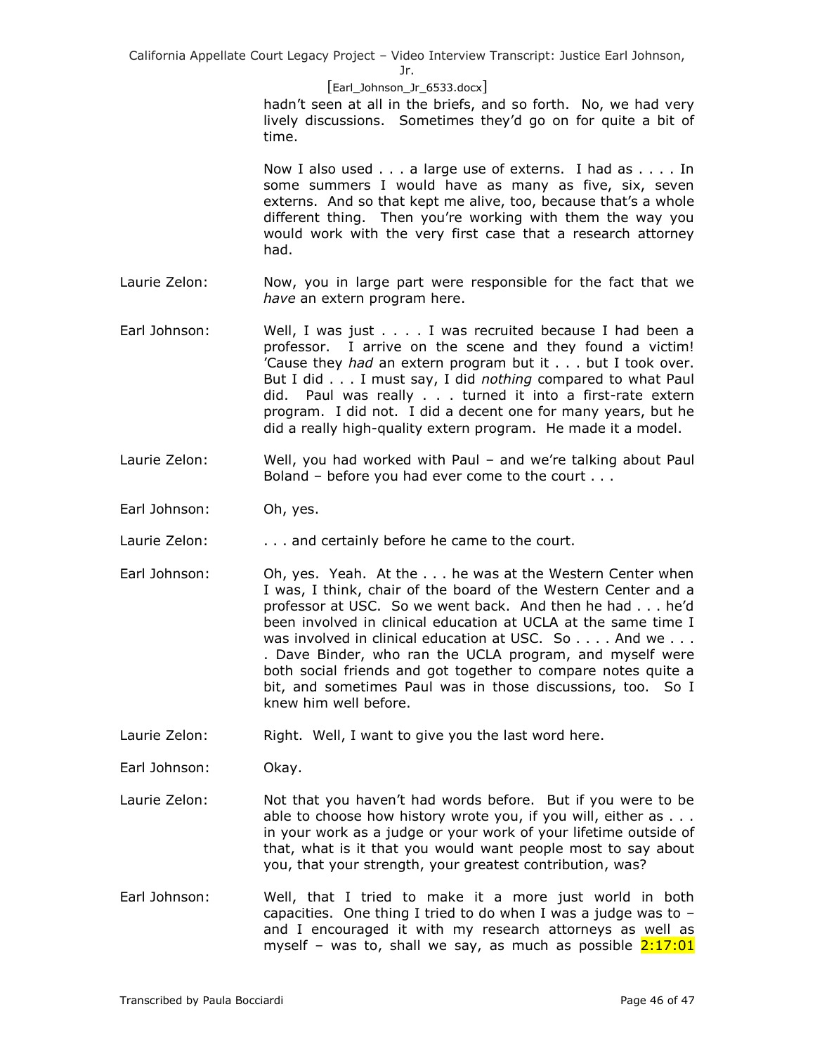hadn't seen at all in the briefs, and so forth. No, we had very lively discussions. Sometimes they'd go on for quite a bit of time.

Now I also used . . . a large use of externs. I had as . . . . In some summers I would have as many as five, six, seven externs. And so that kept me alive, too, because that's a whole different thing. Then you're working with them the way you would work with the very first case that a research attorney had.

Laurie Zelon: Now, you in large part were responsible for the fact that we *have* an extern program here.

Earl Johnson: Well, I was just . . . . I was recruited because I had been a professor. I arrive on the scene and they found a victim! 'Cause they *had* an extern program but it . . . but I took over. But I did . . . I must say, I did *nothing* compared to what Paul did. Paul was really . . . turned it into a first-rate extern program. I did not. I did a decent one for many years, but he did a really high-quality extern program. He made it a model.

Laurie Zelon: Well, you had worked with Paul – and we're talking about Paul Boland – before you had ever come to the court . . .

Earl Johnson: Oh, yes.

Laurie Zelon: . . . and certainly before he came to the court.

Earl Johnson: Oh, yes. Yeah. At the . . . he was at the Western Center when I was, I think, chair of the board of the Western Center and a professor at USC. So we went back. And then he had . . . he'd been involved in clinical education at UCLA at the same time I was involved in clinical education at USC. So . . . . And we . . . . Dave Binder, who ran the UCLA program, and myself were both social friends and got together to compare notes quite a bit, and sometimes Paul was in those discussions, too. So I knew him well before.

Laurie Zelon: Right. Well, I want to give you the last word here.

Earl Johnson: Okay.

Laurie Zelon: Not that you haven't had words before. But if you were to be able to choose how history wrote you, if you will, either as . . . in your work as a judge or your work of your lifetime outside of that, what is it that you would want people most to say about you, that your strength, your greatest contribution, was?

Earl Johnson: Well, that I tried to make it a more just world in both capacities. One thing I tried to do when I was a judge was to – and I encouraged it with my research attorneys as well as myself – was to, shall we say, as much as possible 2:17:01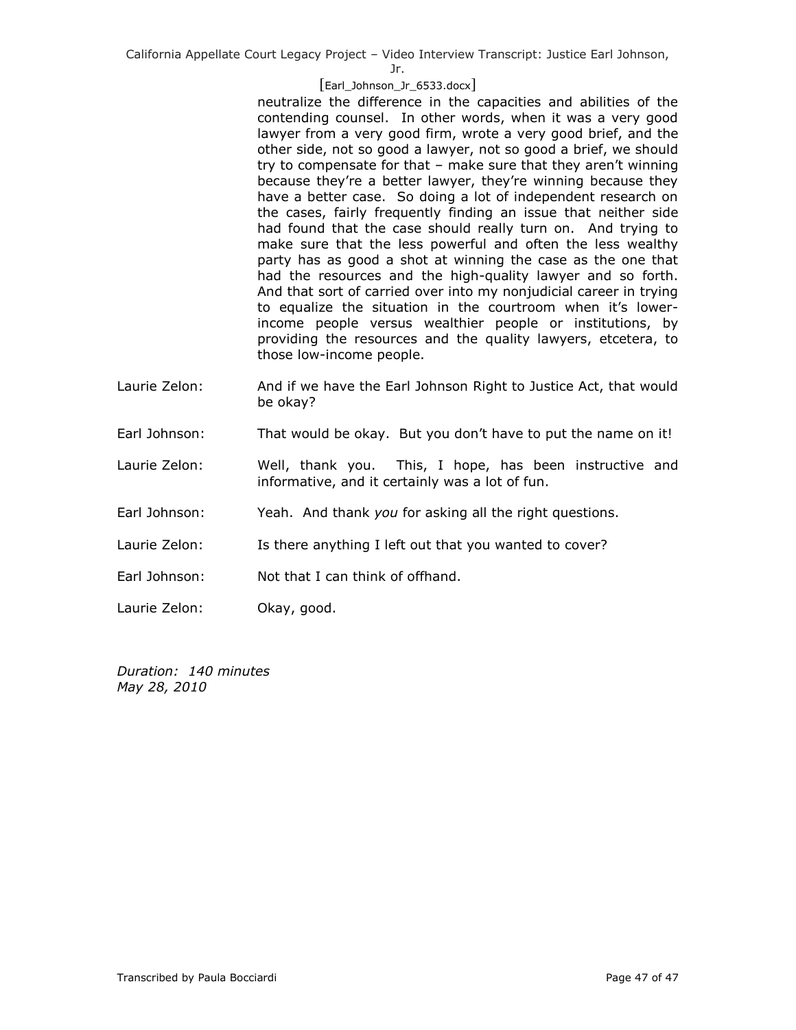neutralize the difference in the capacities and abilities of the contending counsel. In other words, when it was a very good lawyer from a very good firm, wrote a very good brief, and the other side, not so good a lawyer, not so good a brief, we should try to compensate for that – make sure that they aren't winning because they're a better lawyer, they're winning because they have a better case. So doing a lot of independent research on the cases, fairly frequently finding an issue that neither side had found that the case should really turn on. And trying to make sure that the less powerful and often the less wealthy party has as good a shot at winning the case as the one that had the resources and the high-quality lawyer and so forth. And that sort of carried over into my nonjudicial career in trying to equalize the situation in the courtroom when it's lower-income people versus wealthier people or institutions, by providing the resources and the quality lawyers, etcetera, to those low-income people.

Laurie Zelon: And if we have the Earl Johnson Right to Justice Act, that would be okay?

Earl Johnson: That would be okay. But you don't have to put the name on it!

Laurie Zelon: Well, thank you. This, I hope, has been instructive and informative, and it certainly was a lot of fun.

Earl Johnson: Yeah. And thank *you* for asking all the right questions.

Laurie Zelon: Is there anything I left out that you wanted to cover?

Earl Johnson: Not that I can think of offhand.

Laurie Zelon: Okay, good.

*Duration: 140 minutes*
*May 28, 2010*